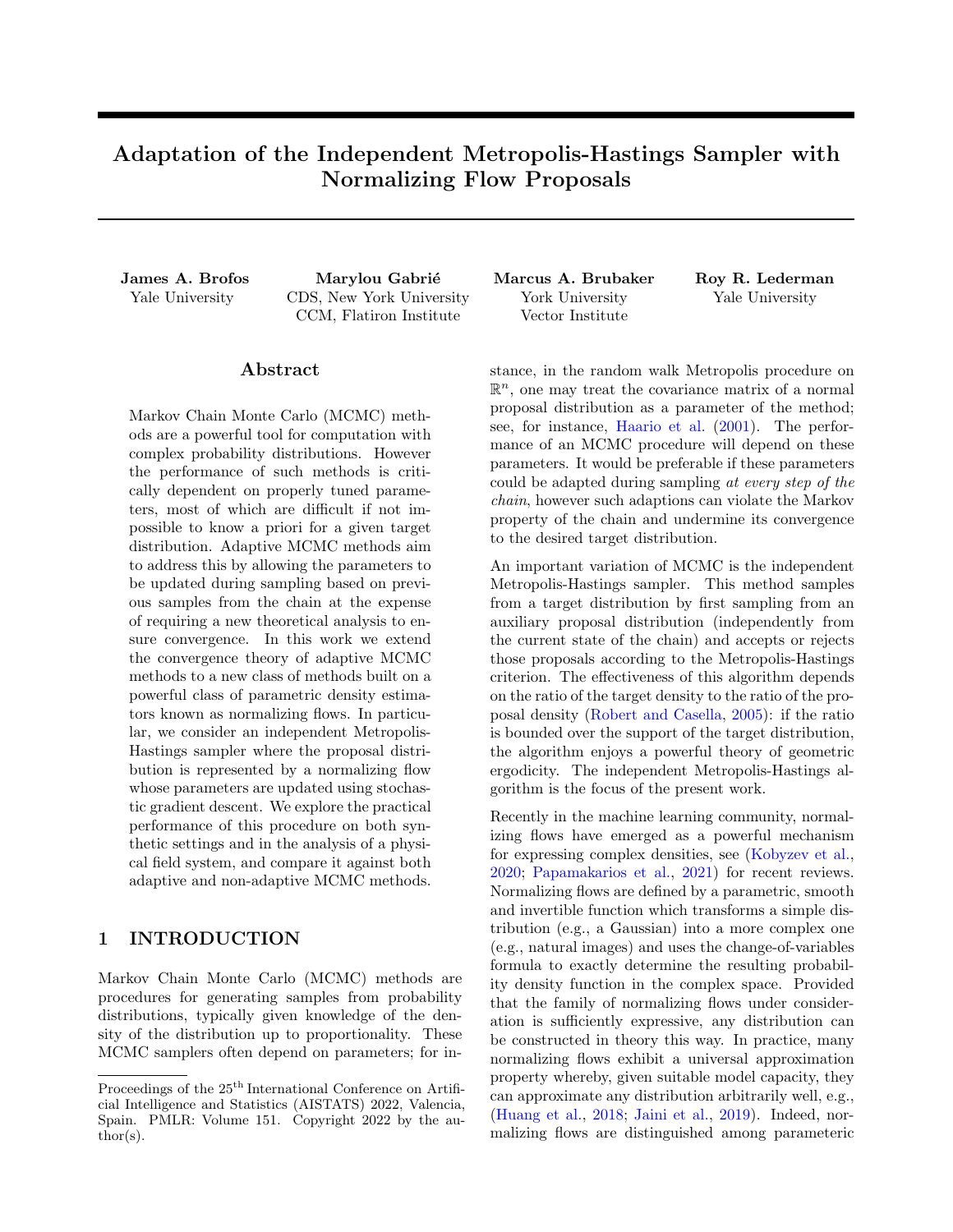# Adaptation of the Independent Metropolis-Hastings Sampler with Normalizing Flow Proposals

**James A. Brofos**
Yale University

**Marylou Gabrié**
CDS, New York University
CCM, Flatiron Institute

**Marcus A. Brubaker**
York University
Vector Institute

**Roy R. Lederman**
Yale University

## Abstract

Markov Chain Monte Carlo (MCMC) methods are a powerful tool for computation with complex probability distributions. However the performance of such methods is critically dependent on properly tuned parameters, most of which are difficult if not impossible to know a priori for a given target distribution. Adaptive MCMC methods aim to address this by allowing the parameters to be updated during sampling based on previous samples from the chain at the expense of requiring a new theoretical analysis to ensure convergence. In this work we extend the convergence theory of adaptive MCMC methods to a new class of methods built on a powerful class of parametric density estimators known as normalizing flows. In particular, we consider an independent Metropolis-Hastings sampler where the proposal distribution is represented by a normalizing flow whose parameters are updated using stochastic gradient descent. We explore the practical performance of this procedure on both synthetic settings and in the analysis of a physical field system, and compare it against both adaptive and non-adaptive MCMC methods.

## 1 INTRODUCTION

Markov Chain Monte Carlo (MCMC) methods are procedures for generating samples from probability distributions, typically given knowledge of the density of the distribution up to proportionality. These MCMC samplers often depend on parameters; for instance, in the random walk Metropolis procedure on $\mathbb{R}^n$, one may treat the covariance matrix of a normal proposal distribution as a parameter of the method; see, for instance, Haario et al. (2001). The performance of an MCMC procedure will depend on these parameters. It would be preferable if these parameters could be adapted during sampling *at every step of the chain*, however such adaptions can violate the Markov property of the chain and undermine its convergence to the desired target distribution.

An important variation of MCMC is the independent Metropolis-Hastings sampler. This method samples from a target distribution by first sampling from an auxiliary proposal distribution (independently from the current state of the chain) and accepts or rejects those proposals according to the Metropolis-Hastings criterion. The effectiveness of this algorithm depends on the ratio of the target density to the ratio of the proposal density (Robert and Casella, 2005): if the ratio is bounded over the support of the target distribution, the algorithm enjoys a powerful theory of geometric ergodicity. The independent Metropolis-Hastings algorithm is the focus of the present work.

Recently in the machine learning community, normalizing flows have emerged as a powerful mechanism for expressing complex densities, see (Kobyzev et al., 2020; Papamakarios et al., 2021) for recent reviews. Normalizing flows are defined by a parametric, smooth and invertible function which transforms a simple distribution (e.g., a Gaussian) into a more complex one (e.g., natural images) and uses the change-of-variables formula to exactly determine the resulting probability density function in the complex space. Provided that the family of normalizing flows under consideration is sufficiently expressive, any distribution can be constructed in theory this way. In practice, many normalizing flows exhibit a universal approximation property whereby, given suitable model capacity, they can approximate any distribution arbitrarily well, e.g., (Huang et al., 2018; Jaini et al., 2019). Indeed, normalizing flows are distinguished among parametric

Proceedings of the 25[th] International Conference on Artificial Intelligence and Statistics (AISTATS) 2022, Valencia, Spain. PMLR: Volume 151. Copyright 2022 by the author(s).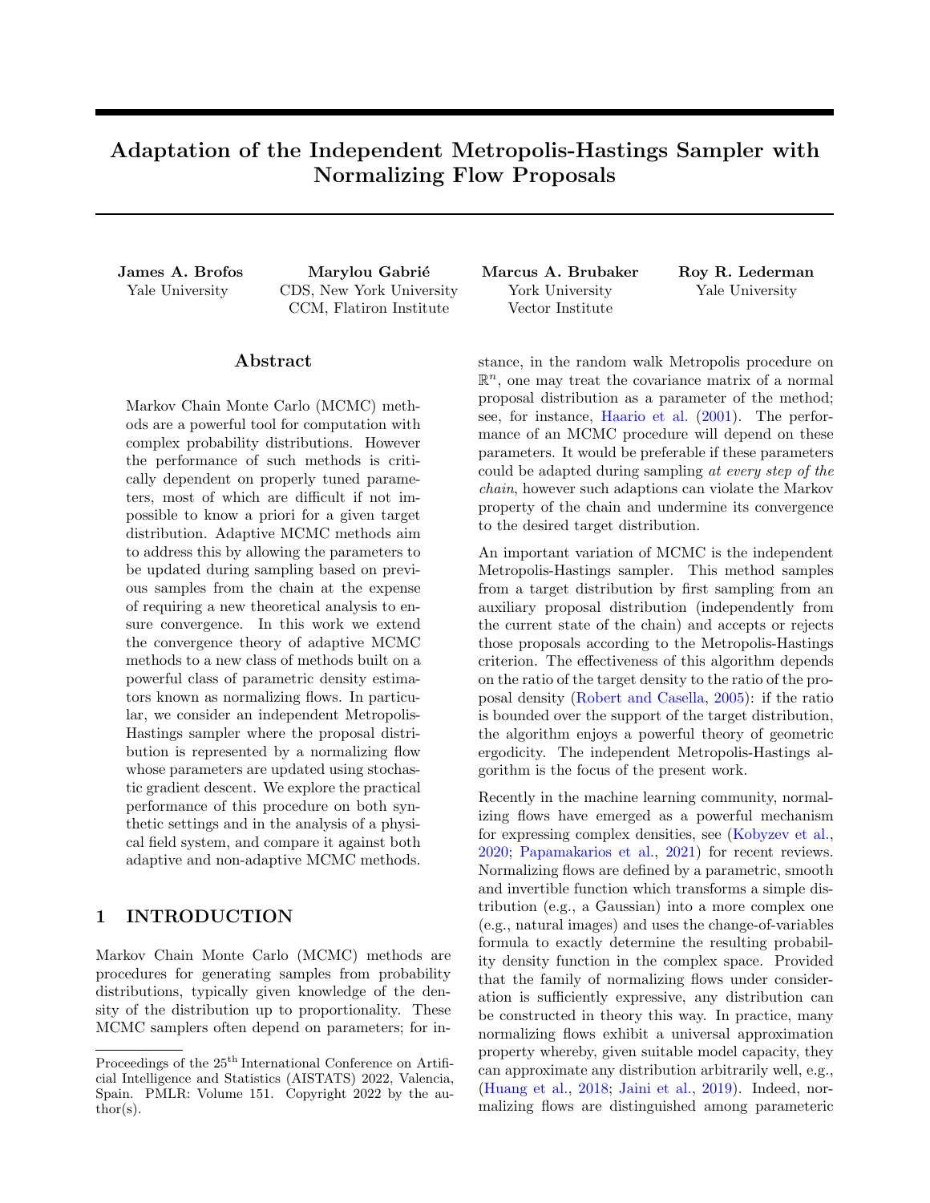# Adaptation of the Independent Metropolis-Hastings Sampler with Normalizing Flow Proposals

**James A. Brofos**
Yale University

**Marylou Gabrié**
CDS, New York University
CCM, Flatiron Institute

**Marcus A. Brubaker**
York University
Vector Institute

**Roy R. Lederman**
Yale University

## Abstract

Markov Chain Monte Carlo (MCMC) methods are a powerful tool for computation with complex probability distributions. However the performance of such methods is critically dependent on properly tuned parameters, most of which are difficult if not impossible to know a priori for a given target distribution. Adaptive MCMC methods aim to address this by allowing the parameters to be updated during sampling based on previous samples from the chain at the expense of requiring a new theoretical analysis to ensure convergence. In this work we extend the convergence theory of adaptive MCMC methods to a new class of methods built on a powerful class of parametric density estimators known as normalizing flows. In particular, we consider an independent Metropolis-Hastings sampler where the proposal distribution is represented by a normalizing flow whose parameters are updated using stochastic gradient descent. We explore the practical performance of this procedure on both synthetic settings and in the analysis of a physical field system, and compare it against both adaptive and non-adaptive MCMC methods.

## 1 INTRODUCTION

Markov Chain Monte Carlo (MCMC) methods are procedures for generating samples from probability distributions, typically given knowledge of the density of the distribution up to proportionality. These MCMC samplers often depend on parameters; for instance, in the random walk Metropolis procedure on $\mathbb{R}^n$, one may treat the covariance matrix of a normal proposal distribution as a parameter of the method; see, for instance, Haario et al. (2001). The performance of an MCMC procedure will depend on these parameters. It would be preferable if these parameters could be adapted during sampling *at every step of the chain*, however such adaptions can violate the Markov property of the chain and undermine its convergence to the desired target distribution.

An important variation of MCMC is the independent Metropolis-Hastings sampler. This method samples from a target distribution by first sampling from an auxiliary proposal distribution (independently from the current state of the chain) and accepts or rejects those proposals according to the Metropolis-Hastings criterion. The effectiveness of this algorithm depends on the ratio of the target density to the ratio of the proposal density (Robert and Casella, 2005): if the ratio is bounded over the support of the target distribution, the algorithm enjoys a powerful theory of geometric ergodicity. The independent Metropolis-Hastings algorithm is the focus of the present work.

Recently in the machine learning community, normalizing flows have emerged as a powerful mechanism for expressing complex densities, see (Kobyzev et al., 2020; Papamakarios et al., 2021) for recent reviews. Normalizing flows are defined by a parametric, smooth and invertible function which transforms a simple distribution (e.g., a Gaussian) into a more complex one (e.g., natural images) and uses the change-of-variables formula to exactly determine the resulting probability density function in the complex space. Provided that the family of normalizing flows under consideration is sufficiently expressive, any distribution can be constructed in theory this way. In practice, many normalizing flows exhibit a universal approximation property whereby, given suitable model capacity, they can approximate any distribution arbitrarily well, e.g., (Huang et al., 2018; Jaini et al., 2019). Indeed, normalizing flows are distinguished among parametric

Proceedings of the 25[th] International Conference on Artificial Intelligence and Statistics (AISTATS) 2022, Valencia, Spain. PMLR: Volume 151. Copyright 2022 by the author(s).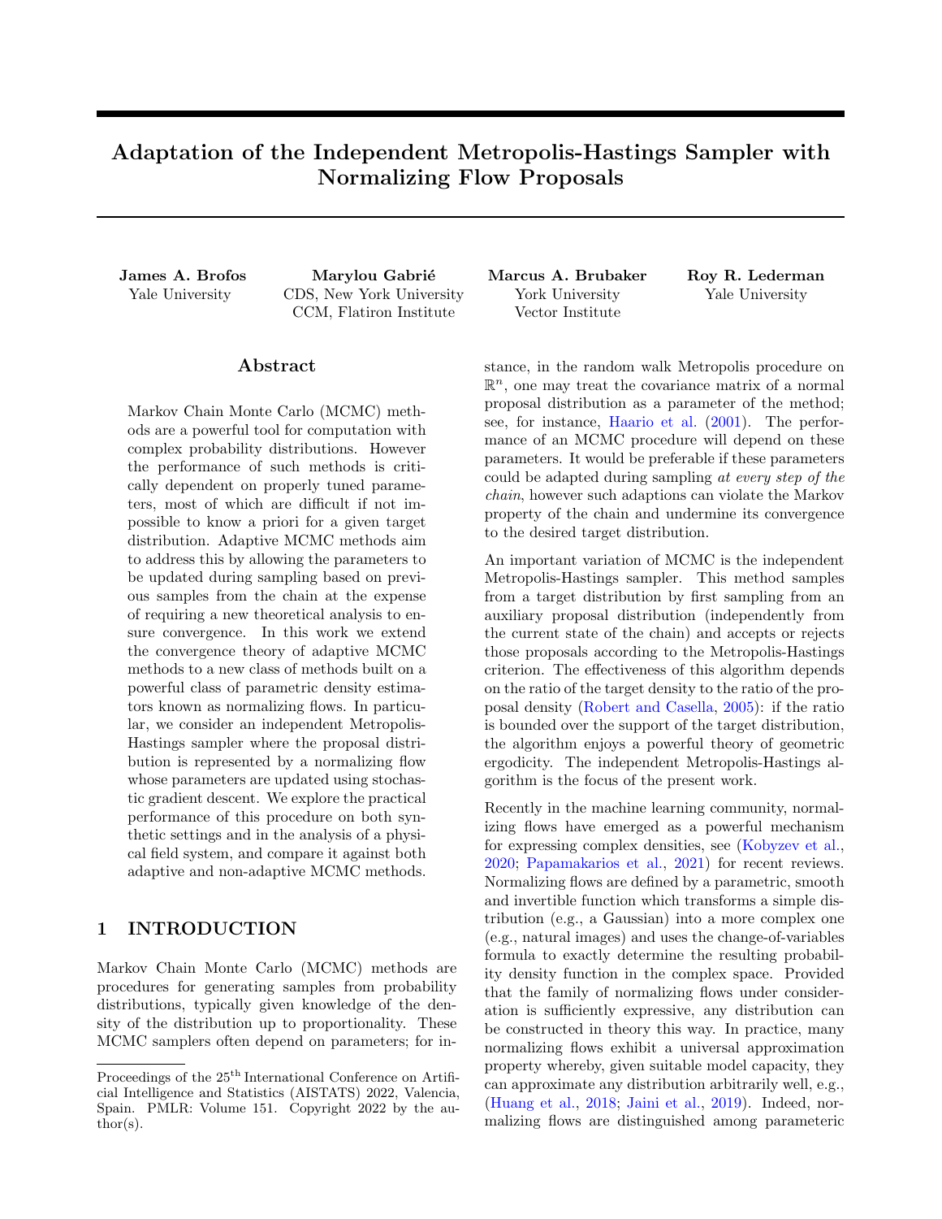# Adaptation of the Independent Metropolis-Hastings Sampler with Normalizing Flow Proposals

**James A. Brofos**
Yale University

**Marylou Gabrié**
CDS, New York University
CCM, Flatiron Institute

**Marcus A. Brubaker**
York University
Vector Institute

**Roy R. Lederman**
Yale University

## Abstract

Markov Chain Monte Carlo (MCMC) methods are a powerful tool for computation with complex probability distributions. However the performance of such methods is critically dependent on properly tuned parameters, most of which are difficult if not impossible to know a priori for a given target distribution. Adaptive MCMC methods aim to address this by allowing the parameters to be updated during sampling based on previous samples from the chain at the expense of requiring a new theoretical analysis to ensure convergence. In this work we extend the convergence theory of adaptive MCMC methods to a new class of methods built on a powerful class of parametric density estimators known as normalizing flows. In particular, we consider an independent Metropolis-Hastings sampler where the proposal distribution is represented by a normalizing flow whose parameters are updated using stochastic gradient descent. We explore the practical performance of this procedure on both synthetic settings and in the analysis of a physical field system, and compare it against both adaptive and non-adaptive MCMC methods.

## 1 INTRODUCTION

Markov Chain Monte Carlo (MCMC) methods are procedures for generating samples from probability distributions, typically given knowledge of the density of the distribution up to proportionality. These MCMC samplers often depend on parameters; for instance, in the random walk Metropolis procedure on $\mathbb{R}^n$, one may treat the covariance matrix of a normal proposal distribution as a parameter of the method; see, for instance, Haario et al. (2001). The performance of an MCMC procedure will depend on these parameters. It would be preferable if these parameters could be adapted during sampling *at every step of the chain*, however such adaptions can violate the Markov property of the chain and undermine its convergence to the desired target distribution.

An important variation of MCMC is the independent Metropolis-Hastings sampler. This method samples from a target distribution by first sampling from an auxiliary proposal distribution (independently from the current state of the chain) and accepts or rejects those proposals according to the Metropolis-Hastings criterion. The effectiveness of this algorithm depends on the ratio of the target density to the ratio of the proposal density (Robert and Casella, 2005): if the ratio is bounded over the support of the target distribution, the algorithm enjoys a powerful theory of geometric ergodicity. The independent Metropolis-Hastings algorithm is the focus of the present work.

Recently in the machine learning community, normalizing flows have emerged as a powerful mechanism for expressing complex densities, see (Kobyzev et al., 2020; Papamakarios et al., 2021) for recent reviews. Normalizing flows are defined by a parametric, smooth and invertible function which transforms a simple distribution (e.g., a Gaussian) into a more complex one (e.g., natural images) and uses the change-of-variables formula to exactly determine the resulting probability density function in the complex space. Provided that the family of normalizing flows under consideration is sufficiently expressive, any distribution can be constructed in theory this way. In practice, many normalizing flows exhibit a universal approximation property whereby, given suitable model capacity, they can approximate any distribution arbitrarily well, e.g., (Huang et al., 2018; Jaini et al., 2019). Indeed, normalizing flows are distinguished among parametric

Proceedings of the 25[th] International Conference on Artificial Intelligence and Statistics (AISTATS) 2022, Valencia, Spain. PMLR: Volume 151. Copyright 2022 by the author(s).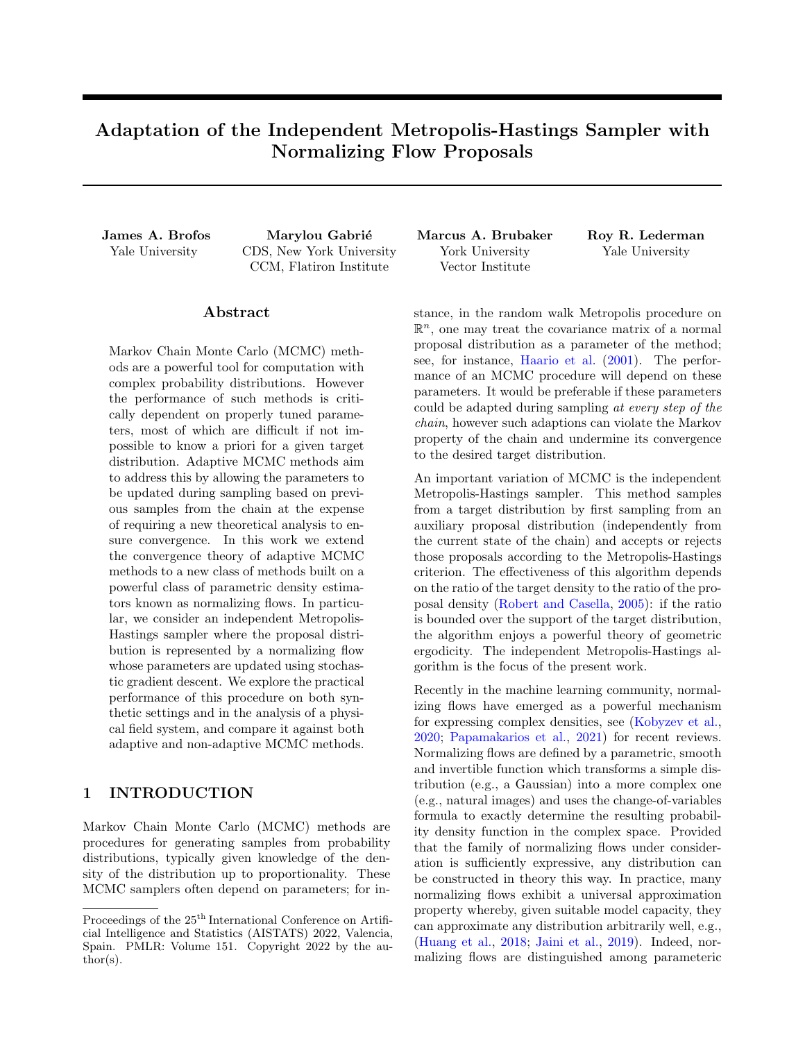# Adaptation of the Independent Metropolis-Hastings Sampler with Normalizing Flow Proposals

**James A. Brofos**
Yale University

**Marylou Gabrié**
CDS, New York University
CCM, Flatiron Institute

**Marcus A. Brubaker**
York University
Vector Institute

**Roy R. Lederman**
Yale University

## Abstract

Markov Chain Monte Carlo (MCMC) methods are a powerful tool for computation with complex probability distributions. However the performance of such methods is critically dependent on properly tuned parameters, most of which are difficult if not impossible to know a priori for a given target distribution. Adaptive MCMC methods aim to address this by allowing the parameters to be updated during sampling based on previous samples from the chain at the expense of requiring a new theoretical analysis to ensure convergence. In this work we extend the convergence theory of adaptive MCMC methods to a new class of methods built on a powerful class of parametric density estimators known as normalizing flows. In particular, we consider an independent Metropolis-Hastings sampler where the proposal distribution is represented by a normalizing flow whose parameters are updated using stochastic gradient descent. We explore the practical performance of this procedure on both synthetic settings and in the analysis of a physical field system, and compare it against both adaptive and non-adaptive MCMC methods.

## 1 INTRODUCTION

Markov Chain Monte Carlo (MCMC) methods are procedures for generating samples from probability distributions, typically given knowledge of the density of the distribution up to proportionality. These MCMC samplers often depend on parameters; for instance, in the random walk Metropolis procedure on $\mathbb{R}^n$, one may treat the covariance matrix of a normal proposal distribution as a parameter of the method; see, for instance, Haario et al. (2001). The performance of an MCMC procedure will depend on these parameters. It would be preferable if these parameters could be adapted during sampling *at every step of the chain*, however such adaptions can violate the Markov property of the chain and undermine its convergence to the desired target distribution.

An important variation of MCMC is the independent Metropolis-Hastings sampler. This method samples from a target distribution by first sampling from an auxiliary proposal distribution (independently from the current state of the chain) and accepts or rejects those proposals according to the Metropolis-Hastings criterion. The effectiveness of this algorithm depends on the ratio of the target density to the ratio of the proposal density (Robert and Casella, 2005): if the ratio is bounded over the support of the target distribution, the algorithm enjoys a powerful theory of geometric ergodicity. The independent Metropolis-Hastings algorithm is the focus of the present work.

Recently in the machine learning community, normalizing flows have emerged as a powerful mechanism for expressing complex densities, see (Kobyzev et al., 2020; Papamakarios et al., 2021) for recent reviews. Normalizing flows are defined by a parametric, smooth and invertible function which transforms a simple distribution (e.g., a Gaussian) into a more complex one (e.g., natural images) and uses the change-of-variables formula to exactly determine the resulting probability density function in the complex space. Provided that the family of normalizing flows under consideration is sufficiently expressive, any distribution can be constructed in theory this way. In practice, many normalizing flows exhibit a universal approximation property whereby, given suitable model capacity, they can approximate any distribution arbitrarily well, e.g., (Huang et al., 2018; Jaini et al., 2019). Indeed, normalizing flows are distinguished among parametric

Proceedings of the 25[th] International Conference on Artificial Intelligence and Statistics (AISTATS) 2022, Valencia, Spain. PMLR: Volume 151. Copyright 2022 by the author(s).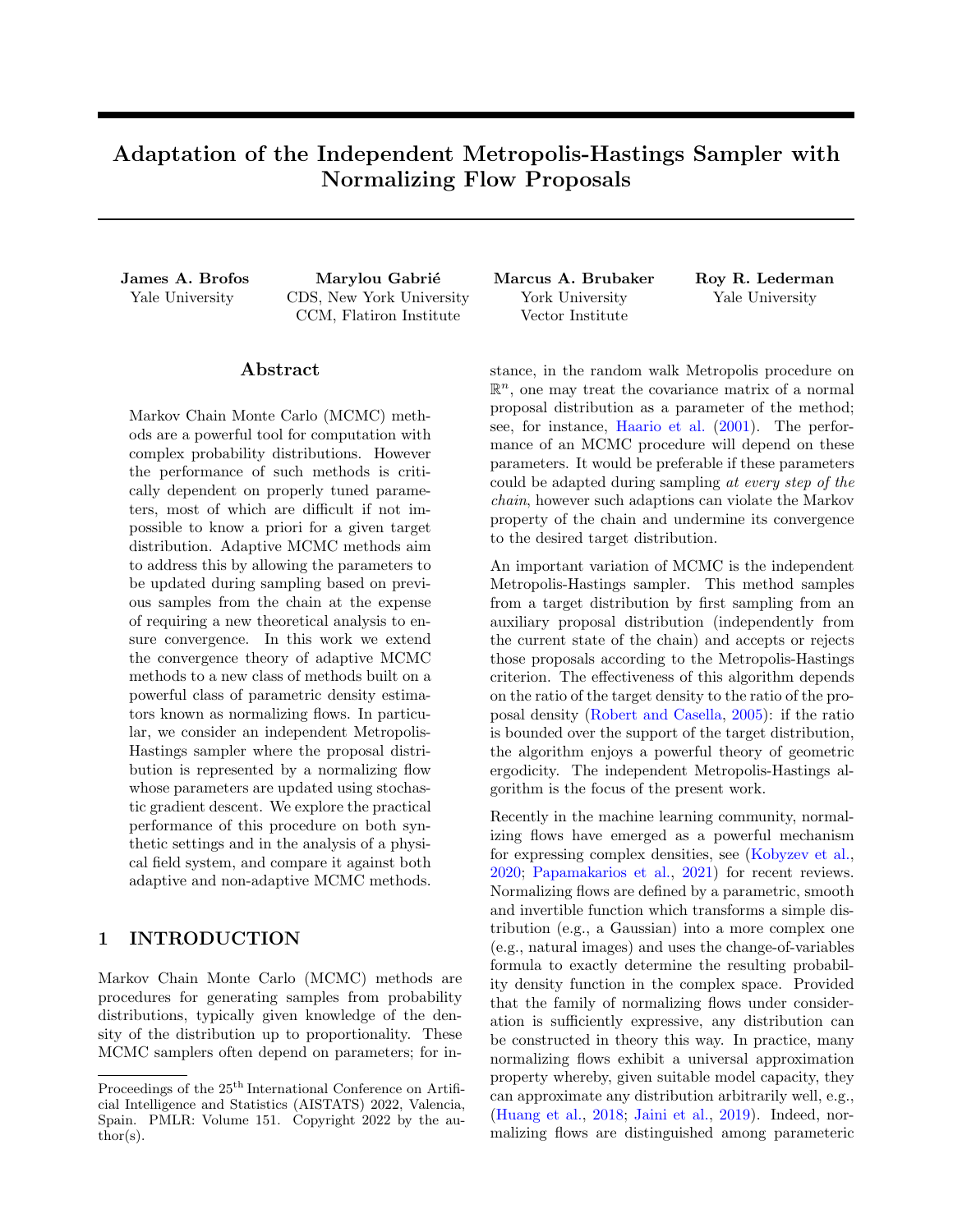# Adaptation of the Independent Metropolis-Hastings Sampler with Normalizing Flow Proposals

**James A. Brofos**
Yale University

**Marylou Gabrié**
CDS, New York University
CCM, Flatiron Institute

**Marcus A. Brubaker**
York University
Vector Institute

**Roy R. Lederman**
Yale University

## Abstract

Markov Chain Monte Carlo (MCMC) methods are a powerful tool for computation with complex probability distributions. However the performance of such methods is critically dependent on properly tuned parameters, most of which are difficult if not impossible to know a priori for a given target distribution. Adaptive MCMC methods aim to address this by allowing the parameters to be updated during sampling based on previous samples from the chain at the expense of requiring a new theoretical analysis to ensure convergence. In this work we extend the convergence theory of adaptive MCMC methods to a new class of methods built on a powerful class of parametric density estimators known as normalizing flows. In particular, we consider an independent Metropolis-Hastings sampler where the proposal distribution is represented by a normalizing flow whose parameters are updated using stochastic gradient descent. We explore the practical performance of this procedure on both synthetic settings and in the analysis of a physical field system, and compare it against both adaptive and non-adaptive MCMC methods.

## 1 INTRODUCTION

Markov Chain Monte Carlo (MCMC) methods are procedures for generating samples from probability distributions, typically given knowledge of the density of the distribution up to proportionality. These MCMC samplers often depend on parameters; for instance, in the random walk Metropolis procedure on $\mathbb{R}^n$, one may treat the covariance matrix of a normal proposal distribution as a parameter of the method; see, for instance, Haario et al. (2001). The performance of an MCMC procedure will depend on these parameters. It would be preferable if these parameters could be adapted during sampling *at every step of the chain*, however such adaptions can violate the Markov property of the chain and undermine its convergence to the desired target distribution.

An important variation of MCMC is the independent Metropolis-Hastings sampler. This method samples from a target distribution by first sampling from an auxiliary proposal distribution (independently from the current state of the chain) and accepts or rejects those proposals according to the Metropolis-Hastings criterion. The effectiveness of this algorithm depends on the ratio of the target density to the ratio of the proposal density (Robert and Casella, 2005): if the ratio is bounded over the support of the target distribution, the algorithm enjoys a powerful theory of geometric ergodicity. The independent Metropolis-Hastings algorithm is the focus of the present work.

Recently in the machine learning community, normalizing flows have emerged as a powerful mechanism for expressing complex densities, see (Kobyzev et al., 2020; Papamakarios et al., 2021) for recent reviews. Normalizing flows are defined by a parametric, smooth and invertible function which transforms a simple distribution (e.g., a Gaussian) into a more complex one (e.g., natural images) and uses the change-of-variables formula to exactly determine the resulting probability density function in the complex space. Provided that the family of normalizing flows under consideration is sufficiently expressive, any distribution can be constructed in theory this way. In practice, many normalizing flows exhibit a universal approximation property whereby, given suitable model capacity, they can approximate any distribution arbitrarily well, e.g., (Huang et al., 2018; Jaini et al., 2019). Indeed, normalizing flows are distinguished among parametric

Proceedings of the 25[th] International Conference on Artificial Intelligence and Statistics (AISTATS) 2022, Valencia, Spain. PMLR: Volume 151. Copyright 2022 by the author(s).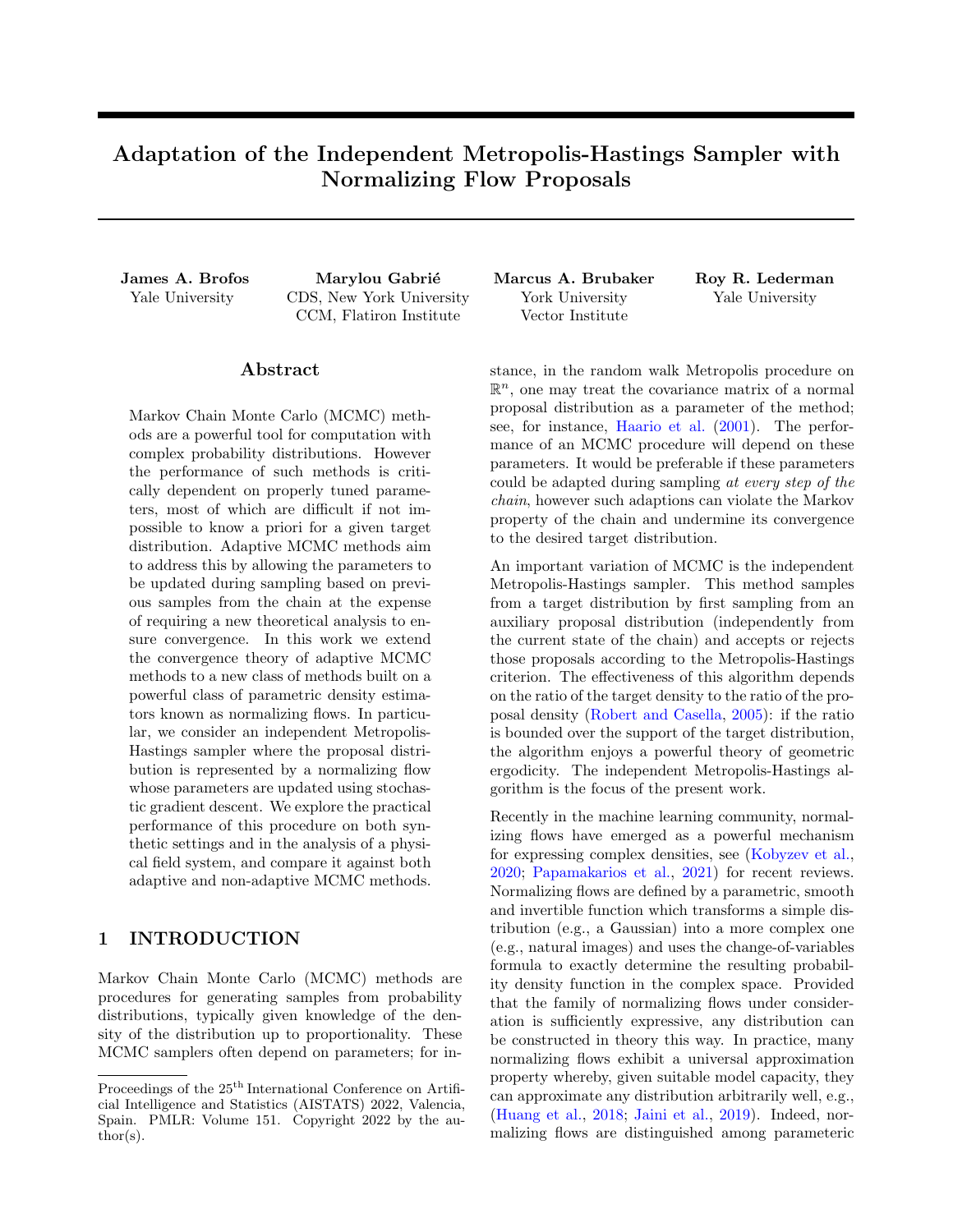# Adaptation of the Independent Metropolis-Hastings Sampler with Normalizing Flow Proposals

**James A. Brofos**
Yale University

**Marylou Gabrié**
CDS, New York University
CCM, Flatiron Institute

**Marcus A. Brubaker**
York University
Vector Institute

**Roy R. Lederman**
Yale University

## Abstract

Markov Chain Monte Carlo (MCMC) methods are a powerful tool for computation with complex probability distributions. However the performance of such methods is critically dependent on properly tuned parameters, most of which are difficult if not impossible to know a priori for a given target distribution. Adaptive MCMC methods aim to address this by allowing the parameters to be updated during sampling based on previous samples from the chain at the expense of requiring a new theoretical analysis to ensure convergence. In this work we extend the convergence theory of adaptive MCMC methods to a new class of methods built on a powerful class of parametric density estimators known as normalizing flows. In particular, we consider an independent Metropolis-Hastings sampler where the proposal distribution is represented by a normalizing flow whose parameters are updated using stochastic gradient descent. We explore the practical performance of this procedure on both synthetic settings and in the analysis of a physical field system, and compare it against both adaptive and non-adaptive MCMC methods.

## 1 INTRODUCTION

Markov Chain Monte Carlo (MCMC) methods are procedures for generating samples from probability distributions, typically given knowledge of the density of the distribution up to proportionality. These MCMC samplers often depend on parameters; for instance, in the random walk Metropolis procedure on $\mathbb{R}^n$, one may treat the covariance matrix of a normal proposal distribution as a parameter of the method; see, for instance, Haario et al. (2001). The performance of an MCMC procedure will depend on these parameters. It would be preferable if these parameters could be adapted during sampling *at every step of the chain*, however such adaptions can violate the Markov property of the chain and undermine its convergence to the desired target distribution.

An important variation of MCMC is the independent Metropolis-Hastings sampler. This method samples from a target distribution by first sampling from an auxiliary proposal distribution (independently from the current state of the chain) and accepts or rejects those proposals according to the Metropolis-Hastings criterion. The effectiveness of this algorithm depends on the ratio of the target density to the ratio of the proposal density (Robert and Casella, 2005): if the ratio is bounded over the support of the target distribution, the algorithm enjoys a powerful theory of geometric ergodicity. The independent Metropolis-Hastings algorithm is the focus of the present work.

Recently in the machine learning community, normalizing flows have emerged as a powerful mechanism for expressing complex densities, see (Kobyzev et al., 2020; Papamakarios et al., 2021) for recent reviews. Normalizing flows are defined by a parametric, smooth and invertible function which transforms a simple distribution (e.g., a Gaussian) into a more complex one (e.g., natural images) and uses the change-of-variables formula to exactly determine the resulting probability density function in the complex space. Provided that the family of normalizing flows under consideration is sufficiently expressive, any distribution can be constructed in theory this way. In practice, many normalizing flows exhibit a universal approximation property whereby, given suitable model capacity, they can approximate any distribution arbitrarily well, e.g., (Huang et al., 2018; Jaini et al., 2019). Indeed, normalizing flows are distinguished among parametric

Proceedings of the 25[th] International Conference on Artificial Intelligence and Statistics (AISTATS) 2022, Valencia, Spain. PMLR: Volume 151. Copyright 2022 by the author(s).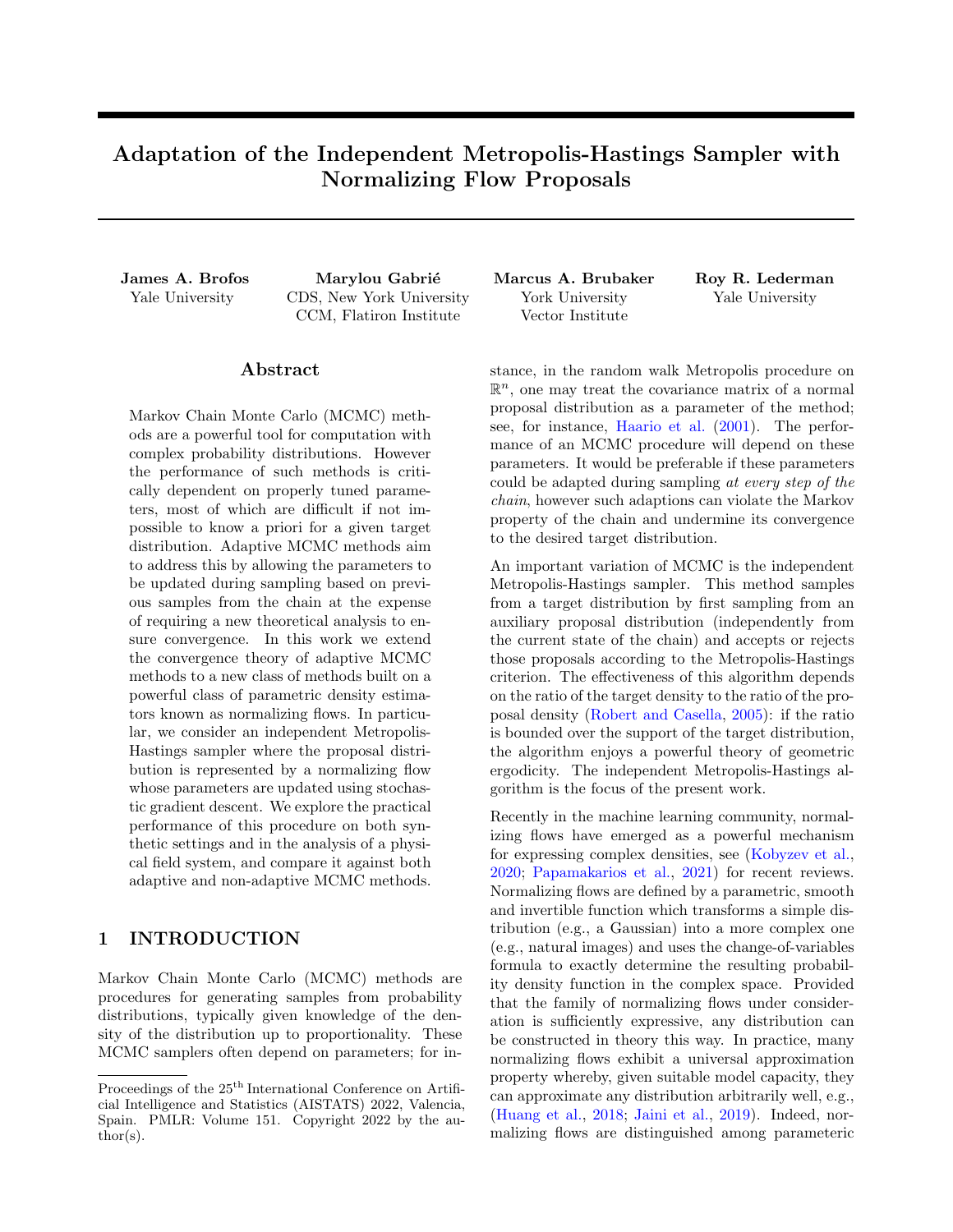# Adaptation of the Independent Metropolis-Hastings Sampler with Normalizing Flow Proposals

**James A. Brofos**
Yale University

**Marylou Gabrié**
CDS, New York University
CCM, Flatiron Institute

**Marcus A. Brubaker**
York University
Vector Institute

**Roy R. Lederman**
Yale University

## Abstract

Markov Chain Monte Carlo (MCMC) methods are a powerful tool for computation with complex probability distributions. However the performance of such methods is critically dependent on properly tuned parameters, most of which are difficult if not impossible to know a priori for a given target distribution. Adaptive MCMC methods aim to address this by allowing the parameters to be updated during sampling based on previous samples from the chain at the expense of requiring a new theoretical analysis to ensure convergence. In this work we extend the convergence theory of adaptive MCMC methods to a new class of methods built on a powerful class of parametric density estimators known as normalizing flows. In particular, we consider an independent Metropolis-Hastings sampler where the proposal distribution is represented by a normalizing flow whose parameters are updated using stochastic gradient descent. We explore the practical performance of this procedure on both synthetic settings and in the analysis of a physical field system, and compare it against both adaptive and non-adaptive MCMC methods.

## 1 INTRODUCTION

Markov Chain Monte Carlo (MCMC) methods are procedures for generating samples from probability distributions, typically given knowledge of the density of the distribution up to proportionality. These MCMC samplers often depend on parameters; for instance, in the random walk Metropolis procedure on $\mathbb{R}^n$, one may treat the covariance matrix of a normal proposal distribution as a parameter of the method; see, for instance, Haario et al. (2001). The performance of an MCMC procedure will depend on these parameters. It would be preferable if these parameters could be adapted during sampling *at every step of the chain*, however such adaptions can violate the Markov property of the chain and undermine its convergence to the desired target distribution.

An important variation of MCMC is the independent Metropolis-Hastings sampler. This method samples from a target distribution by first sampling from an auxiliary proposal distribution (independently from the current state of the chain) and accepts or rejects those proposals according to the Metropolis-Hastings criterion. The effectiveness of this algorithm depends on the ratio of the target density to the ratio of the proposal density (Robert and Casella, 2005): if the ratio is bounded over the support of the target distribution, the algorithm enjoys a powerful theory of geometric ergodicity. The independent Metropolis-Hastings algorithm is the focus of the present work.

Recently in the machine learning community, normalizing flows have emerged as a powerful mechanism for expressing complex densities, see (Kobyzev et al., 2020; Papamakarios et al., 2021) for recent reviews. Normalizing flows are defined by a parametric, smooth and invertible function which transforms a simple distribution (e.g., a Gaussian) into a more complex one (e.g., natural images) and uses the change-of-variables formula to exactly determine the resulting probability density function in the complex space. Provided that the family of normalizing flows under consideration is sufficiently expressive, any distribution can be constructed in theory this way. In practice, many normalizing flows exhibit a universal approximation property whereby, given suitable model capacity, they can approximate any distribution arbitrarily well, e.g., (Huang et al., 2018; Jaini et al., 2019). Indeed, normalizing flows are distinguished among parametric

Proceedings of the 25[th] International Conference on Artificial Intelligence and Statistics (AISTATS) 2022, Valencia, Spain. PMLR: Volume 151. Copyright 2022 by the author(s).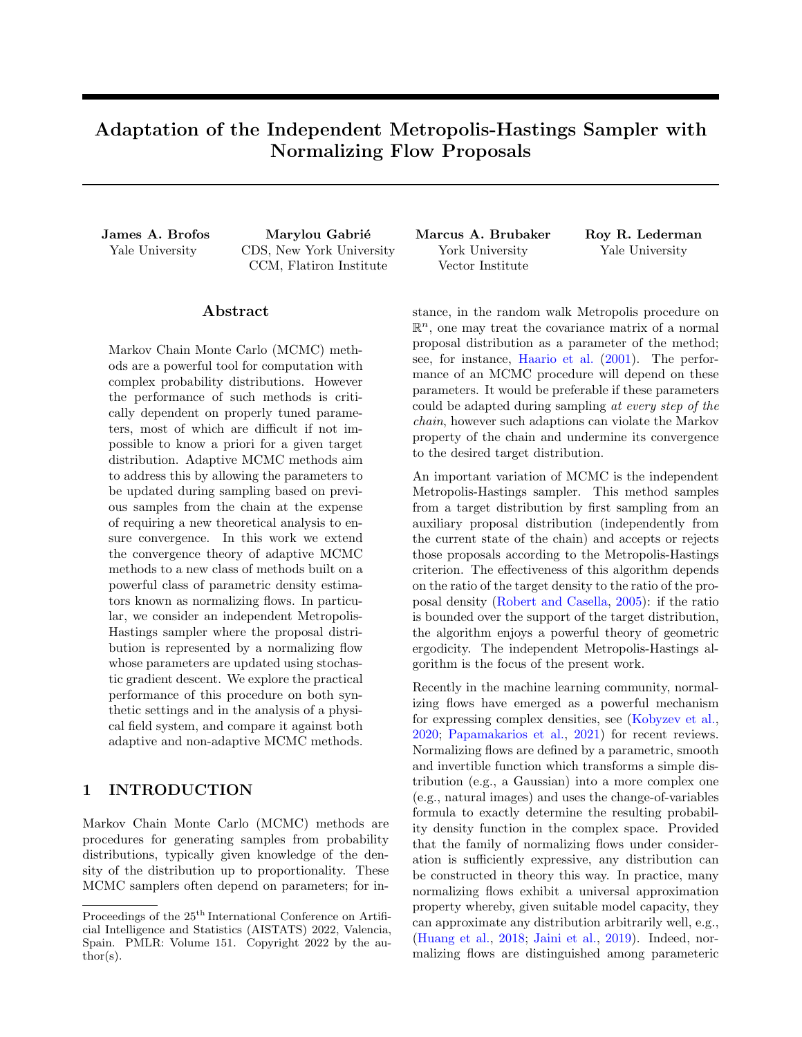# Adaptation of the Independent Metropolis-Hastings Sampler with Normalizing Flow Proposals

**James A. Brofos**
Yale University

**Marylou Gabrié**
CDS, New York University
CCM, Flatiron Institute

**Marcus A. Brubaker**
York University
Vector Institute

**Roy R. Lederman**
Yale University

## Abstract

Markov Chain Monte Carlo (MCMC) methods are a powerful tool for computation with complex probability distributions. However the performance of such methods is critically dependent on properly tuned parameters, most of which are difficult if not impossible to know a priori for a given target distribution. Adaptive MCMC methods aim to address this by allowing the parameters to be updated during sampling based on previous samples from the chain at the expense of requiring a new theoretical analysis to ensure convergence. In this work we extend the convergence theory of adaptive MCMC methods to a new class of methods built on a powerful class of parametric density estimators known as normalizing flows. In particular, we consider an independent Metropolis-Hastings sampler where the proposal distribution is represented by a normalizing flow whose parameters are updated using stochastic gradient descent. We explore the practical performance of this procedure on both synthetic settings and in the analysis of a physical field system, and compare it against both adaptive and non-adaptive MCMC methods.

## 1 INTRODUCTION

Markov Chain Monte Carlo (MCMC) methods are procedures for generating samples from probability distributions, typically given knowledge of the density of the distribution up to proportionality. These MCMC samplers often depend on parameters; for instance, in the random walk Metropolis procedure on $\mathbb{R}^n$, one may treat the covariance matrix of a normal proposal distribution as a parameter of the method; see, for instance, Haario et al. (2001). The performance of an MCMC procedure will depend on these parameters. It would be preferable if these parameters could be adapted during sampling *at every step of the chain*, however such adaptions can violate the Markov property of the chain and undermine its convergence to the desired target distribution.

An important variation of MCMC is the independent Metropolis-Hastings sampler. This method samples from a target distribution by first sampling from an auxiliary proposal distribution (independently from the current state of the chain) and accepts or rejects those proposals according to the Metropolis-Hastings criterion. The effectiveness of this algorithm depends on the ratio of the target density to the ratio of the proposal density (Robert and Casella, 2005): if the ratio is bounded over the support of the target distribution, the algorithm enjoys a powerful theory of geometric ergodicity. The independent Metropolis-Hastings algorithm is the focus of the present work.

Recently in the machine learning community, normalizing flows have emerged as a powerful mechanism for expressing complex densities, see (Kobyzev et al., 2020; Papamakarios et al., 2021) for recent reviews. Normalizing flows are defined by a parametric, smooth and invertible function which transforms a simple distribution (e.g., a Gaussian) into a more complex one (e.g., natural images) and uses the change-of-variables formula to exactly determine the resulting probability density function in the complex space. Provided that the family of normalizing flows under consideration is sufficiently expressive, any distribution can be constructed in theory this way. In practice, many normalizing flows exhibit a universal approximation property whereby, given suitable model capacity, they can approximate any distribution arbitrarily well, e.g., (Huang et al., 2018; Jaini et al., 2019). Indeed, normalizing flows are distinguished among parametric

Proceedings of the 25[th] International Conference on Artificial Intelligence and Statistics (AISTATS) 2022, Valencia, Spain. PMLR: Volume 151. Copyright 2022 by the author(s).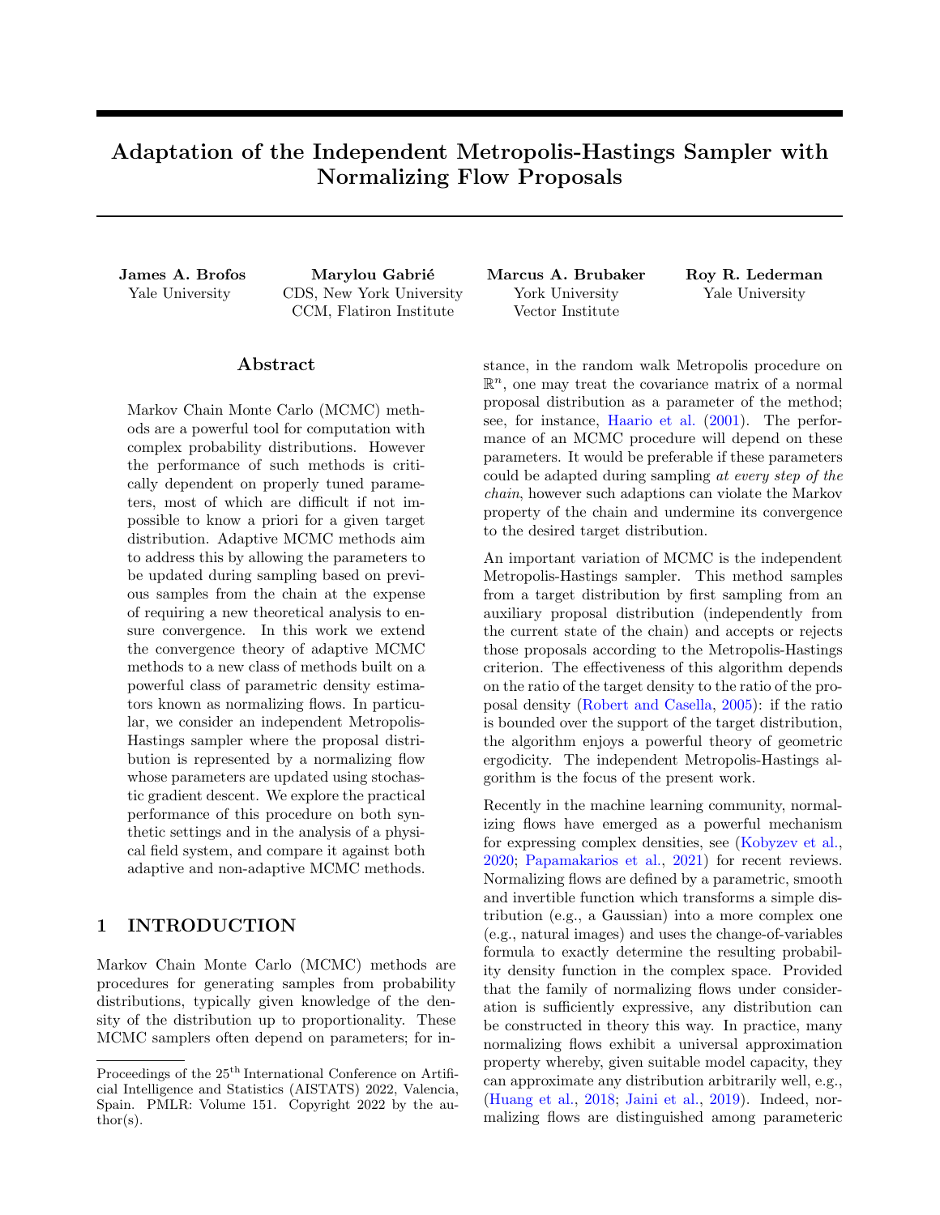# Adaptation of the Independent Metropolis-Hastings Sampler with Normalizing Flow Proposals

**James A. Brofos**
Yale University

**Marylou Gabrié**
CDS, New York University
CCM, Flatiron Institute

**Marcus A. Brubaker**
York University
Vector Institute

**Roy R. Lederman**
Yale University

## Abstract

Markov Chain Monte Carlo (MCMC) methods are a powerful tool for computation with complex probability distributions. However the performance of such methods is critically dependent on properly tuned parameters, most of which are difficult if not impossible to know a priori for a given target distribution. Adaptive MCMC methods aim to address this by allowing the parameters to be updated during sampling based on previous samples from the chain at the expense of requiring a new theoretical analysis to ensure convergence. In this work we extend the convergence theory of adaptive MCMC methods to a new class of methods built on a powerful class of parametric density estimators known as normalizing flows. In particular, we consider an independent Metropolis-Hastings sampler where the proposal distribution is represented by a normalizing flow whose parameters are updated using stochastic gradient descent. We explore the practical performance of this procedure on both synthetic settings and in the analysis of a physical field system, and compare it against both adaptive and non-adaptive MCMC methods.

## 1 INTRODUCTION

Markov Chain Monte Carlo (MCMC) methods are procedures for generating samples from probability distributions, typically given knowledge of the density of the distribution up to proportionality. These MCMC samplers often depend on parameters; for instance, in the random walk Metropolis procedure on $\mathbb{R}^n$, one may treat the covariance matrix of a normal proposal distribution as a parameter of the method; see, for instance, Haario et al. (2001). The performance of an MCMC procedure will depend on these parameters. It would be preferable if these parameters could be adapted during sampling *at every step of the chain*, however such adaptions can violate the Markov property of the chain and undermine its convergence to the desired target distribution.

An important variation of MCMC is the independent Metropolis-Hastings sampler. This method samples from a target distribution by first sampling from an auxiliary proposal distribution (independently from the current state of the chain) and accepts or rejects those proposals according to the Metropolis-Hastings criterion. The effectiveness of this algorithm depends on the ratio of the target density to the ratio of the proposal density (Robert and Casella, 2005): if the ratio is bounded over the support of the target distribution, the algorithm enjoys a powerful theory of geometric ergodicity. The independent Metropolis-Hastings algorithm is the focus of the present work.

Recently in the machine learning community, normalizing flows have emerged as a powerful mechanism for expressing complex densities, see (Kobyzev et al., 2020; Papamakarios et al., 2021) for recent reviews. Normalizing flows are defined by a parametric, smooth and invertible function which transforms a simple distribution (e.g., a Gaussian) into a more complex one (e.g., natural images) and uses the change-of-variables formula to exactly determine the resulting probability density function in the complex space. Provided that the family of normalizing flows under consideration is sufficiently expressive, any distribution can be constructed in theory this way. In practice, many normalizing flows exhibit a universal approximation property whereby, given suitable model capacity, they can approximate any distribution arbitrarily well, e.g., (Huang et al., 2018; Jaini et al., 2019). Indeed, normalizing flows are distinguished among parametric

Proceedings of the 25[th] International Conference on Artificial Intelligence and Statistics (AISTATS) 2022, Valencia, Spain. PMLR: Volume 151. Copyright 2022 by the author(s).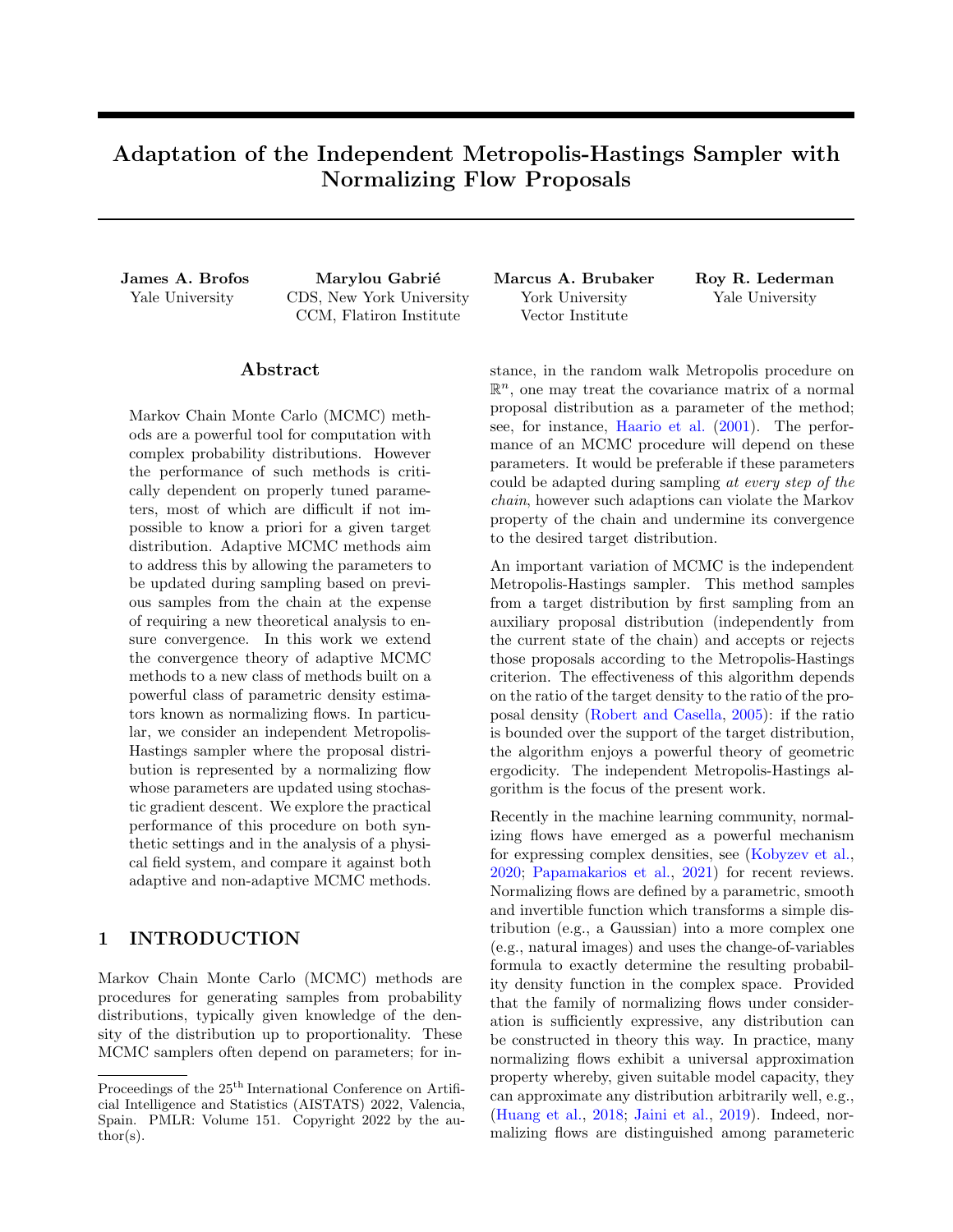# Adaptation of the Independent Metropolis-Hastings Sampler with Normalizing Flow Proposals

**James A. Brofos**
Yale University

**Marylou Gabrié**
CDS, New York University
CCM, Flatiron Institute

**Marcus A. Brubaker**
York University
Vector Institute

**Roy R. Lederman**
Yale University

## Abstract

Markov Chain Monte Carlo (MCMC) methods are a powerful tool for computation with complex probability distributions. However the performance of such methods is critically dependent on properly tuned parameters, most of which are difficult if not impossible to know a priori for a given target distribution. Adaptive MCMC methods aim to address this by allowing the parameters to be updated during sampling based on previous samples from the chain at the expense of requiring a new theoretical analysis to ensure convergence. In this work we extend the convergence theory of adaptive MCMC methods to a new class of methods built on a powerful class of parametric density estimators known as normalizing flows. In particular, we consider an independent Metropolis-Hastings sampler where the proposal distribution is represented by a normalizing flow whose parameters are updated using stochastic gradient descent. We explore the practical performance of this procedure on both synthetic settings and in the analysis of a physical field system, and compare it against both adaptive and non-adaptive MCMC methods.

## 1 INTRODUCTION

Markov Chain Monte Carlo (MCMC) methods are procedures for generating samples from probability distributions, typically given knowledge of the density of the distribution up to proportionality. These MCMC samplers often depend on parameters; for instance, in the random walk Metropolis procedure on $\mathbb{R}^n$, one may treat the covariance matrix of a normal proposal distribution as a parameter of the method; see, for instance, Haario et al. (2001). The performance of an MCMC procedure will depend on these parameters. It would be preferable if these parameters could be adapted during sampling *at every step of the chain*, however such adaptions can violate the Markov property of the chain and undermine its convergence to the desired target distribution.

An important variation of MCMC is the independent Metropolis-Hastings sampler. This method samples from a target distribution by first sampling from an auxiliary proposal distribution (independently from the current state of the chain) and accepts or rejects those proposals according to the Metropolis-Hastings criterion. The effectiveness of this algorithm depends on the ratio of the target density to the ratio of the proposal density (Robert and Casella, 2005): if the ratio is bounded over the support of the target distribution, the algorithm enjoys a powerful theory of geometric ergodicity. The independent Metropolis-Hastings algorithm is the focus of the present work.

Recently in the machine learning community, normalizing flows have emerged as a powerful mechanism for expressing complex densities, see (Kobyzev et al., 2020; Papamakarios et al., 2021) for recent reviews. Normalizing flows are defined by a parametric, smooth and invertible function which transforms a simple distribution (e.g., a Gaussian) into a more complex one (e.g., natural images) and uses the change-of-variables formula to exactly determine the resulting probability density function in the complex space. Provided that the family of normalizing flows under consideration is sufficiently expressive, any distribution can be constructed in theory this way. In practice, many normalizing flows exhibit a universal approximation property whereby, given suitable model capacity, they can approximate any distribution arbitrarily well, e.g., (Huang et al., 2018; Jaini et al., 2019). Indeed, normalizing flows are distinguished among parametric

Proceedings of the 25[th] International Conference on Artificial Intelligence and Statistics (AISTATS) 2022, Valencia, Spain. PMLR: Volume 151. Copyright 2022 by the author(s).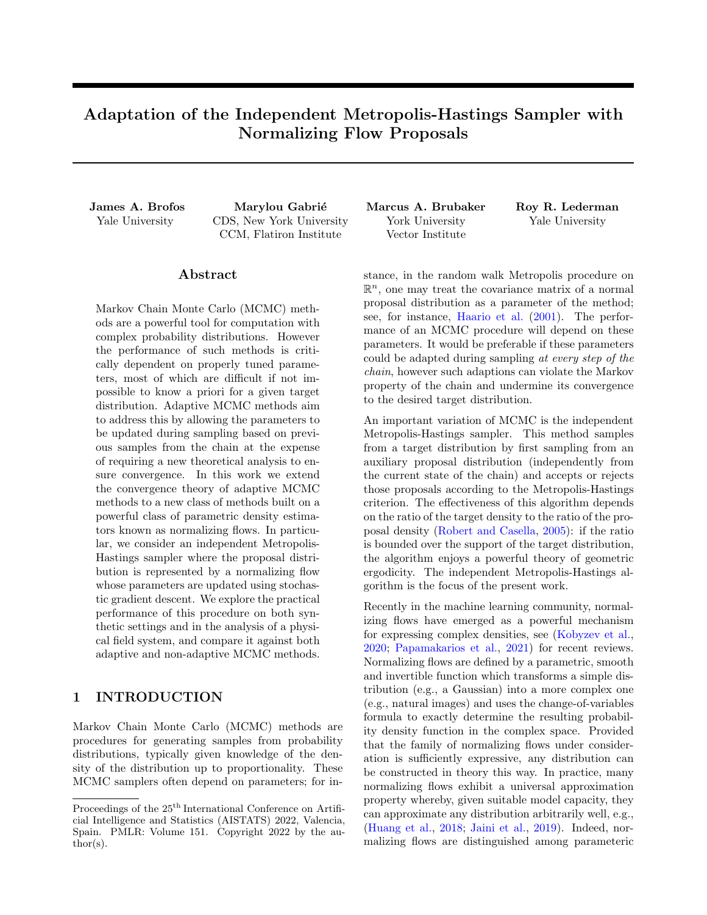# Adaptation of the Independent Metropolis-Hastings Sampler with Normalizing Flow Proposals

**James A. Brofos**
Yale University

**Marylou Gabrié**
CDS, New York University
CCM, Flatiron Institute

**Marcus A. Brubaker**
York University
Vector Institute

**Roy R. Lederman**
Yale University

## Abstract

Markov Chain Monte Carlo (MCMC) methods are a powerful tool for computation with complex probability distributions. However the performance of such methods is critically dependent on properly tuned parameters, most of which are difficult if not impossible to know a priori for a given target distribution. Adaptive MCMC methods aim to address this by allowing the parameters to be updated during sampling based on previous samples from the chain at the expense of requiring a new theoretical analysis to ensure convergence. In this work we extend the convergence theory of adaptive MCMC methods to a new class of methods built on a powerful class of parametric density estimators known as normalizing flows. In particular, we consider an independent Metropolis-Hastings sampler where the proposal distribution is represented by a normalizing flow whose parameters are updated using stochastic gradient descent. We explore the practical performance of this procedure on both synthetic settings and in the analysis of a physical field system, and compare it against both adaptive and non-adaptive MCMC methods.

## 1 INTRODUCTION

Markov Chain Monte Carlo (MCMC) methods are procedures for generating samples from probability distributions, typically given knowledge of the density of the distribution up to proportionality. These MCMC samplers often depend on parameters; for instance, in the random walk Metropolis procedure on $\mathbb{R}^n$, one may treat the covariance matrix of a normal proposal distribution as a parameter of the method; see, for instance, Haario et al. (2001). The performance of an MCMC procedure will depend on these parameters. It would be preferable if these parameters could be adapted during sampling *at every step of the chain*, however such adaptions can violate the Markov property of the chain and undermine its convergence to the desired target distribution.

An important variation of MCMC is the independent Metropolis-Hastings sampler. This method samples from a target distribution by first sampling from an auxiliary proposal distribution (independently from the current state of the chain) and accepts or rejects those proposals according to the Metropolis-Hastings criterion. The effectiveness of this algorithm depends on the ratio of the target density to the ratio of the proposal density (Robert and Casella, 2005): if the ratio is bounded over the support of the target distribution, the algorithm enjoys a powerful theory of geometric ergodicity. The independent Metropolis-Hastings algorithm is the focus of the present work.

Recently in the machine learning community, normalizing flows have emerged as a powerful mechanism for expressing complex densities, see (Kobyzev et al., 2020; Papamakarios et al., 2021) for recent reviews. Normalizing flows are defined by a parametric, smooth and invertible function which transforms a simple distribution (e.g., a Gaussian) into a more complex one (e.g., natural images) and uses the change-of-variables formula to exactly determine the resulting probability density function in the complex space. Provided that the family of normalizing flows under consideration is sufficiently expressive, any distribution can be constructed in theory this way. In practice, many normalizing flows exhibit a universal approximation property whereby, given suitable model capacity, they can approximate any distribution arbitrarily well, e.g., (Huang et al., 2018; Jaini et al., 2019). Indeed, normalizing flows are distinguished among parametric

Proceedings of the 25[th] International Conference on Artificial Intelligence and Statistics (AISTATS) 2022, Valencia, Spain. PMLR: Volume 151. Copyright 2022 by the author(s).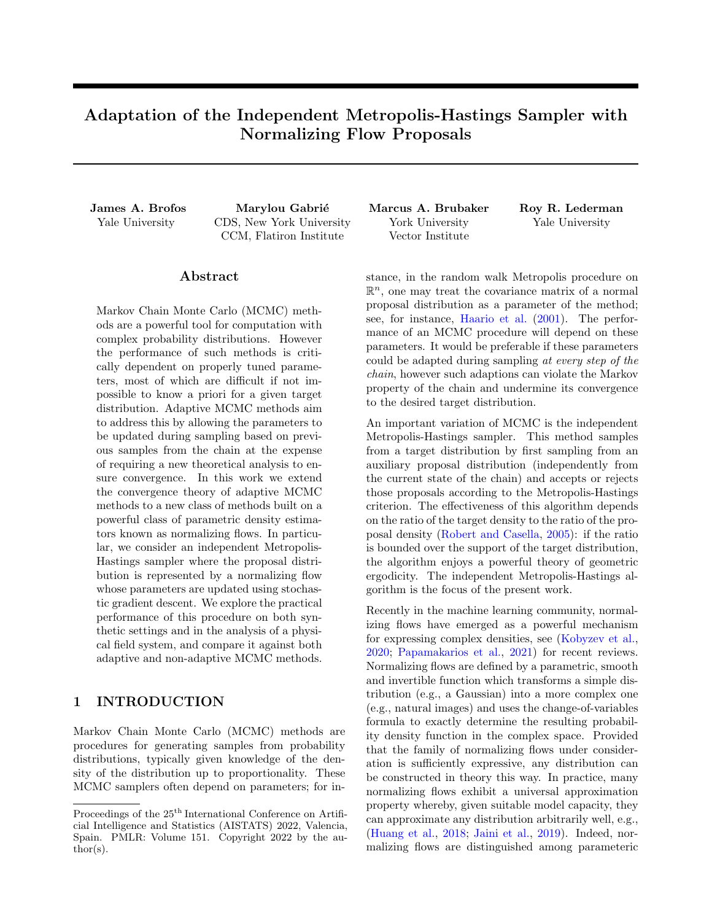# Adaptation of the Independent Metropolis-Hastings Sampler with Normalizing Flow Proposals

**James A. Brofos**
Yale University

**Marylou Gabrié**
CDS, New York University
CCM, Flatiron Institute

**Marcus A. Brubaker**
York University
Vector Institute

**Roy R. Lederman**
Yale University

## Abstract

Markov Chain Monte Carlo (MCMC) methods are a powerful tool for computation with complex probability distributions. However the performance of such methods is critically dependent on properly tuned parameters, most of which are difficult if not impossible to know a priori for a given target distribution. Adaptive MCMC methods aim to address this by allowing the parameters to be updated during sampling based on previous samples from the chain at the expense of requiring a new theoretical analysis to ensure convergence. In this work we extend the convergence theory of adaptive MCMC methods to a new class of methods built on a powerful class of parametric density estimators known as normalizing flows. In particular, we consider an independent Metropolis-Hastings sampler where the proposal distribution is represented by a normalizing flow whose parameters are updated using stochastic gradient descent. We explore the practical performance of this procedure on both synthetic settings and in the analysis of a physical field system, and compare it against both adaptive and non-adaptive MCMC methods.

## 1 INTRODUCTION

Markov Chain Monte Carlo (MCMC) methods are procedures for generating samples from probability distributions, typically given knowledge of the density of the distribution up to proportionality. These MCMC samplers often depend on parameters; for instance, in the random walk Metropolis procedure on $\mathbb{R}^n$, one may treat the covariance matrix of a normal proposal distribution as a parameter of the method; see, for instance, Haario et al. (2001). The performance of an MCMC procedure will depend on these parameters. It would be preferable if these parameters could be adapted during sampling *at every step of the chain*, however such adaptions can violate the Markov property of the chain and undermine its convergence to the desired target distribution.

An important variation of MCMC is the independent Metropolis-Hastings sampler. This method samples from a target distribution by first sampling from an auxiliary proposal distribution (independently from the current state of the chain) and accepts or rejects those proposals according to the Metropolis-Hastings criterion. The effectiveness of this algorithm depends on the ratio of the target density to the ratio of the proposal density (Robert and Casella, 2005): if the ratio is bounded over the support of the target distribution, the algorithm enjoys a powerful theory of geometric ergodicity. The independent Metropolis-Hastings algorithm is the focus of the present work.

Recently in the machine learning community, normalizing flows have emerged as a powerful mechanism for expressing complex densities, see (Kobyzev et al., 2020; Papamakarios et al., 2021) for recent reviews. Normalizing flows are defined by a parametric, smooth and invertible function which transforms a simple distribution (e.g., a Gaussian) into a more complex one (e.g., natural images) and uses the change-of-variables formula to exactly determine the resulting probability density function in the complex space. Provided that the family of normalizing flows under consideration is sufficiently expressive, any distribution can be constructed in theory this way. In practice, many normalizing flows exhibit a universal approximation property whereby, given suitable model capacity, they can approximate any distribution arbitrarily well, e.g., (Huang et al., 2018; Jaini et al., 2019). Indeed, normalizing flows are distinguished among parametric

Proceedings of the 25[th] International Conference on Artificial Intelligence and Statistics (AISTATS) 2022, Valencia, Spain. PMLR: Volume 151. Copyright 2022 by the author(s).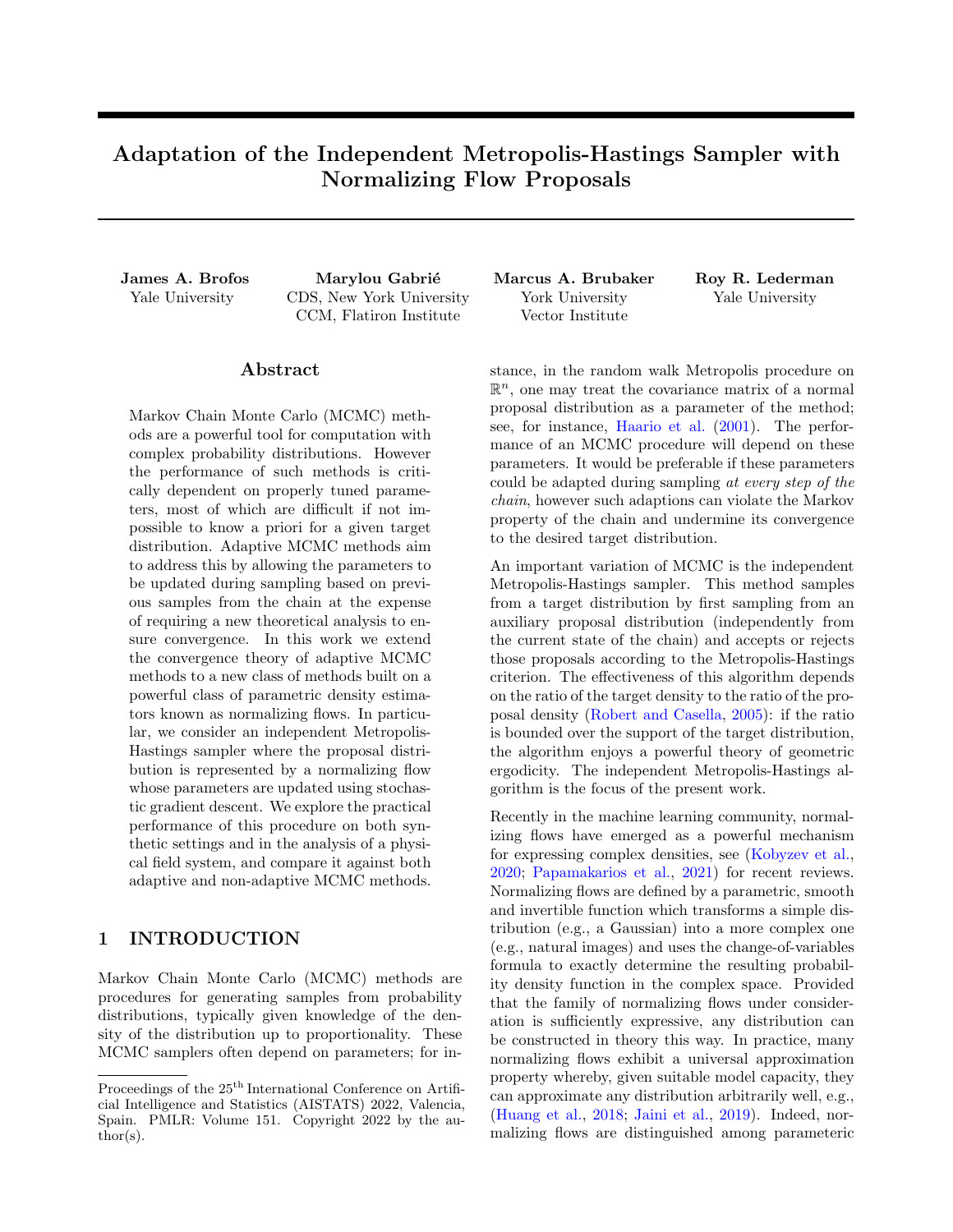# Adaptation of the Independent Metropolis-Hastings Sampler with Normalizing Flow Proposals

**James A. Brofos**
Yale University

**Marylou Gabrié**
CDS, New York University
CCM, Flatiron Institute

**Marcus A. Brubaker**
York University
Vector Institute

**Roy R. Lederman**
Yale University

## Abstract

Markov Chain Monte Carlo (MCMC) methods are a powerful tool for computation with complex probability distributions. However the performance of such methods is critically dependent on properly tuned parameters, most of which are difficult if not impossible to know a priori for a given target distribution. Adaptive MCMC methods aim to address this by allowing the parameters to be updated during sampling based on previous samples from the chain at the expense of requiring a new theoretical analysis to ensure convergence. In this work we extend the convergence theory of adaptive MCMC methods to a new class of methods built on a powerful class of parametric density estimators known as normalizing flows. In particular, we consider an independent Metropolis-Hastings sampler where the proposal distribution is represented by a normalizing flow whose parameters are updated using stochastic gradient descent. We explore the practical performance of this procedure on both synthetic settings and in the analysis of a physical field system, and compare it against both adaptive and non-adaptive MCMC methods.

## 1 INTRODUCTION

Markov Chain Monte Carlo (MCMC) methods are procedures for generating samples from probability distributions, typically given knowledge of the density of the distribution up to proportionality. These MCMC samplers often depend on parameters; for instance, in the random walk Metropolis procedure on $\mathbb{R}^n$, one may treat the covariance matrix of a normal proposal distribution as a parameter of the method; see, for instance, Haario et al. (2001). The performance of an MCMC procedure will depend on these parameters. It would be preferable if these parameters could be adapted during sampling *at every step of the chain*, however such adaptions can violate the Markov property of the chain and undermine its convergence to the desired target distribution.

An important variation of MCMC is the independent Metropolis-Hastings sampler. This method samples from a target distribution by first sampling from an auxiliary proposal distribution (independently from the current state of the chain) and accepts or rejects those proposals according to the Metropolis-Hastings criterion. The effectiveness of this algorithm depends on the ratio of the target density to the ratio of the proposal density (Robert and Casella, 2005): if the ratio is bounded over the support of the target distribution, the algorithm enjoys a powerful theory of geometric ergodicity. The independent Metropolis-Hastings algorithm is the focus of the present work.

Recently in the machine learning community, normalizing flows have emerged as a powerful mechanism for expressing complex densities, see (Kobyzev et al., 2020; Papamakarios et al., 2021) for recent reviews. Normalizing flows are defined by a parametric, smooth and invertible function which transforms a simple distribution (e.g., a Gaussian) into a more complex one (e.g., natural images) and uses the change-of-variables formula to exactly determine the resulting probability density function in the complex space. Provided that the family of normalizing flows under consideration is sufficiently expressive, any distribution can be constructed in theory this way. In practice, many normalizing flows exhibit a universal approximation property whereby, given suitable model capacity, they can approximate any distribution arbitrarily well, e.g., (Huang et al., 2018; Jaini et al., 2019). Indeed, normalizing flows are distinguished among parametric

Proceedings of the 25[th] International Conference on Artificial Intelligence and Statistics (AISTATS) 2022, Valencia, Spain. PMLR: Volume 151. Copyright 2022 by the author(s).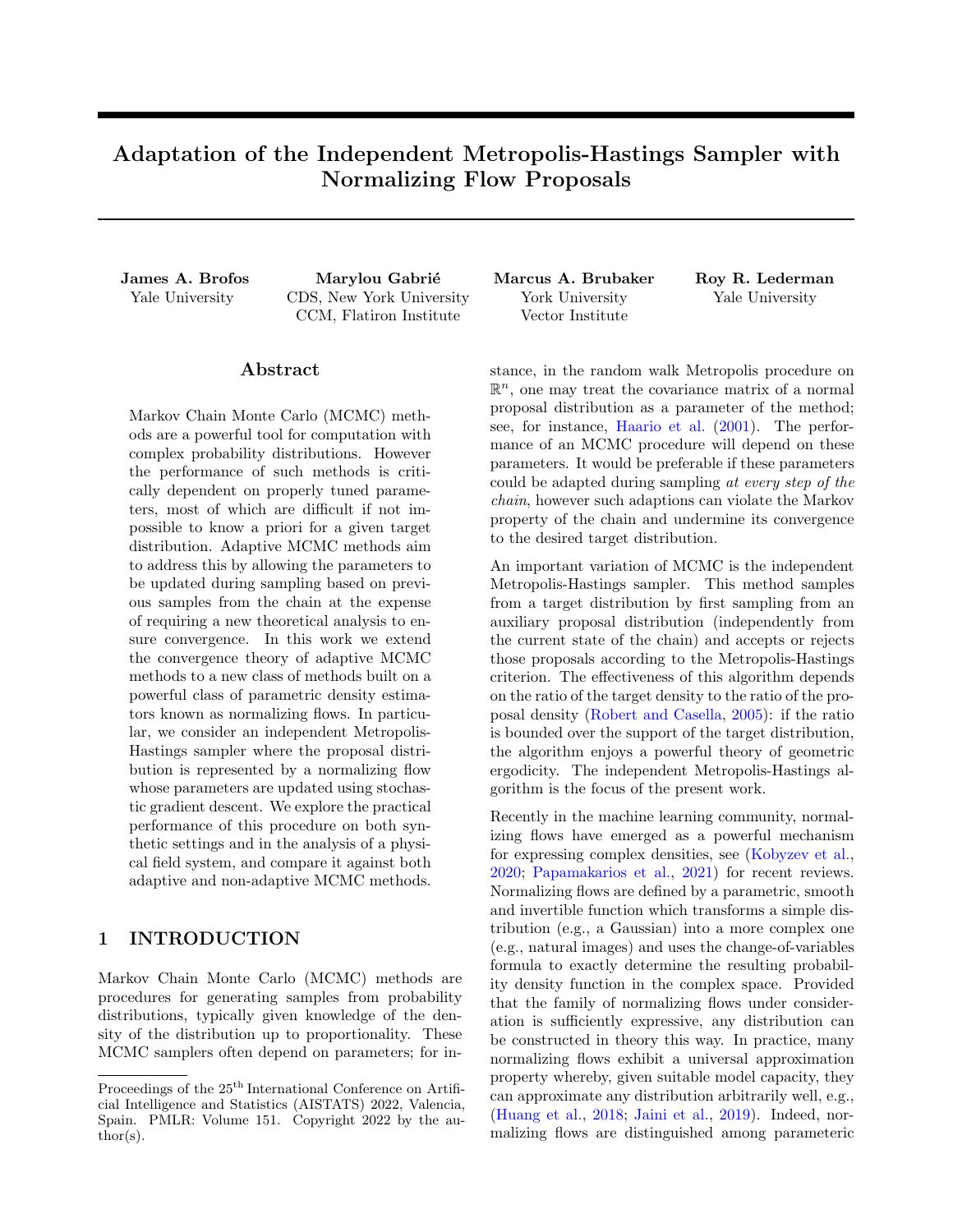# Adaptation of the Independent Metropolis-Hastings Sampler with Normalizing Flow Proposals

**James A. Brofos**
Yale University

**Marylou Gabrié**
CDS, New York University
CCM, Flatiron Institute

**Marcus A. Brubaker**
York University
Vector Institute

**Roy R. Lederman**
Yale University

## Abstract

Markov Chain Monte Carlo (MCMC) methods are a powerful tool for computation with complex probability distributions. However the performance of such methods is critically dependent on properly tuned parameters, most of which are difficult if not impossible to know a priori for a given target distribution. Adaptive MCMC methods aim to address this by allowing the parameters to be updated during sampling based on previous samples from the chain at the expense of requiring a new theoretical analysis to ensure convergence. In this work we extend the convergence theory of adaptive MCMC methods to a new class of methods built on a powerful class of parametric density estimators known as normalizing flows. In particular, we consider an independent Metropolis-Hastings sampler where the proposal distribution is represented by a normalizing flow whose parameters are updated using stochastic gradient descent. We explore the practical performance of this procedure on both synthetic settings and in the analysis of a physical field system, and compare it against both adaptive and non-adaptive MCMC methods.

## 1 INTRODUCTION

Markov Chain Monte Carlo (MCMC) methods are procedures for generating samples from probability distributions, typically given knowledge of the density of the distribution up to proportionality. These MCMC samplers often depend on parameters; for instance, in the random walk Metropolis procedure on $\mathbb{R}^n$, one may treat the covariance matrix of a normal proposal distribution as a parameter of the method; see, for instance, Haario et al. (2001). The performance of an MCMC procedure will depend on these parameters. It would be preferable if these parameters could be adapted during sampling *at every step of the chain*, however such adaptions can violate the Markov property of the chain and undermine its convergence to the desired target distribution.

An important variation of MCMC is the independent Metropolis-Hastings sampler. This method samples from a target distribution by first sampling from an auxiliary proposal distribution (independently from the current state of the chain) and accepts or rejects those proposals according to the Metropolis-Hastings criterion. The effectiveness of this algorithm depends on the ratio of the target density to the ratio of the proposal density (Robert and Casella, 2005): if the ratio is bounded over the support of the target distribution, the algorithm enjoys a powerful theory of geometric ergodicity. The independent Metropolis-Hastings algorithm is the focus of the present work.

Recently in the machine learning community, normalizing flows have emerged as a powerful mechanism for expressing complex densities, see (Kobyzev et al., 2020; Papamakarios et al., 2021) for recent reviews. Normalizing flows are defined by a parametric, smooth and invertible function which transforms a simple distribution (e.g., a Gaussian) into a more complex one (e.g., natural images) and uses the change-of-variables formula to exactly determine the resulting probability density function in the complex space. Provided that the family of normalizing flows under consideration is sufficiently expressive, any distribution can be constructed in theory this way. In practice, many normalizing flows exhibit a universal approximation property whereby, given suitable model capacity, they can approximate any distribution arbitrarily well, e.g., (Huang et al., 2018; Jaini et al., 2019). Indeed, normalizing flows are distinguished among parametric

Proceedings of the 25[th] International Conference on Artificial Intelligence and Statistics (AISTATS) 2022, Valencia, Spain. PMLR: Volume 151. Copyright 2022 by the author(s).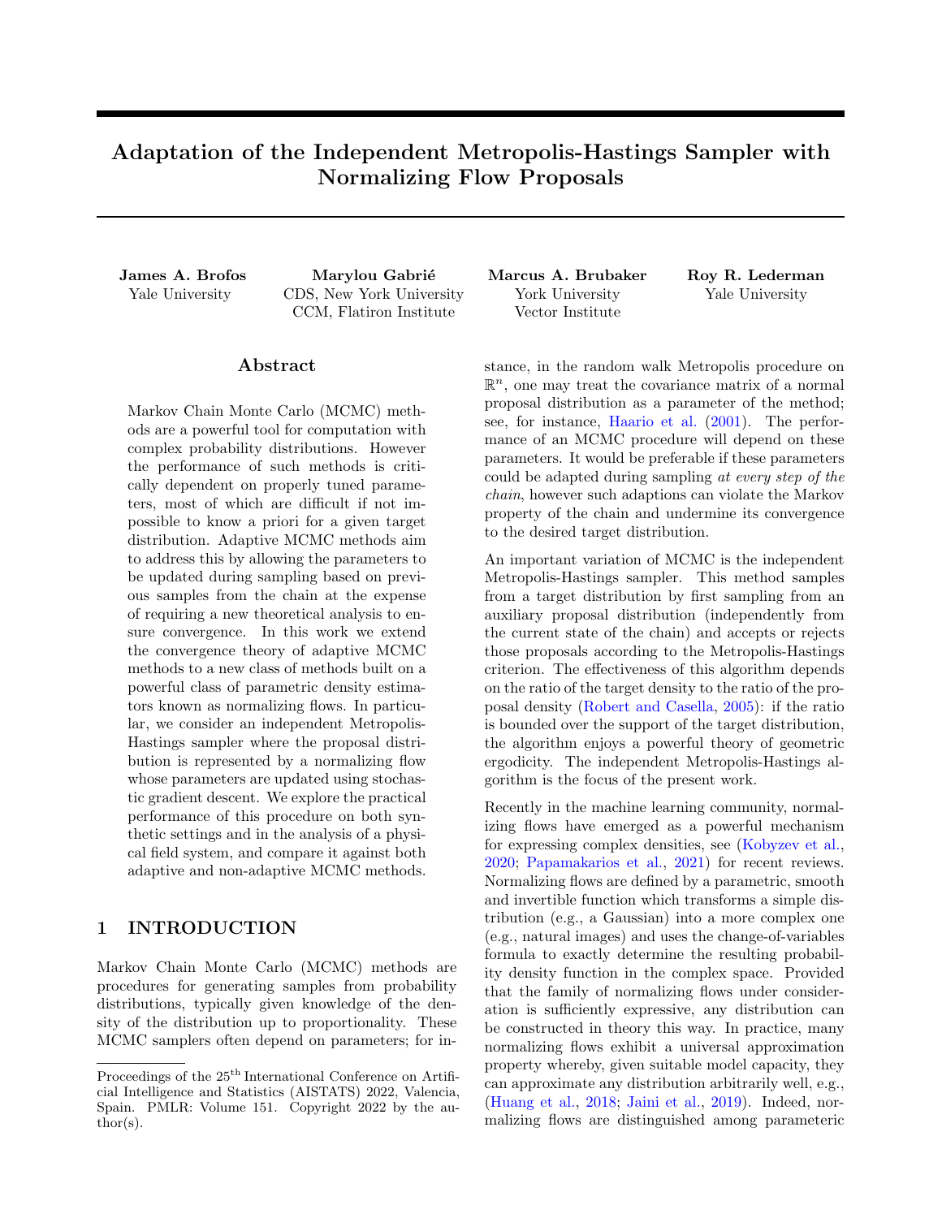# Adaptation of the Independent Metropolis-Hastings Sampler with Normalizing Flow Proposals

**James A. Brofos**
Yale University

**Marylou Gabrié**
CDS, New York University
CCM, Flatiron Institute

**Marcus A. Brubaker**
York University
Vector Institute

**Roy R. Lederman**
Yale University

## Abstract

Markov Chain Monte Carlo (MCMC) methods are a powerful tool for computation with complex probability distributions. However the performance of such methods is critically dependent on properly tuned parameters, most of which are difficult if not impossible to know a priori for a given target distribution. Adaptive MCMC methods aim to address this by allowing the parameters to be updated during sampling based on previous samples from the chain at the expense of requiring a new theoretical analysis to ensure convergence. In this work we extend the convergence theory of adaptive MCMC methods to a new class of methods built on a powerful class of parametric density estimators known as normalizing flows. In particular, we consider an independent Metropolis-Hastings sampler where the proposal distribution is represented by a normalizing flow whose parameters are updated using stochastic gradient descent. We explore the practical performance of this procedure on both synthetic settings and in the analysis of a physical field system, and compare it against both adaptive and non-adaptive MCMC methods.

## 1 INTRODUCTION

Markov Chain Monte Carlo (MCMC) methods are procedures for generating samples from probability distributions, typically given knowledge of the density of the distribution up to proportionality. These MCMC samplers often depend on parameters; for instance, in the random walk Metropolis procedure on $\mathbb{R}^n$, one may treat the covariance matrix of a normal proposal distribution as a parameter of the method; see, for instance, Haario et al. (2001). The performance of an MCMC procedure will depend on these parameters. It would be preferable if these parameters could be adapted during sampling *at every step of the chain*, however such adaptions can violate the Markov property of the chain and undermine its convergence to the desired target distribution.

An important variation of MCMC is the independent Metropolis-Hastings sampler. This method samples from a target distribution by first sampling from an auxiliary proposal distribution (independently from the current state of the chain) and accepts or rejects those proposals according to the Metropolis-Hastings criterion. The effectiveness of this algorithm depends on the ratio of the target density to the ratio of the proposal density (Robert and Casella, 2005): if the ratio is bounded over the support of the target distribution, the algorithm enjoys a powerful theory of geometric ergodicity. The independent Metropolis-Hastings algorithm is the focus of the present work.

Recently in the machine learning community, normalizing flows have emerged as a powerful mechanism for expressing complex densities, see (Kobyzev et al., 2020; Papamakarios et al., 2021) for recent reviews. Normalizing flows are defined by a parametric, smooth and invertible function which transforms a simple distribution (e.g., a Gaussian) into a more complex one (e.g., natural images) and uses the change-of-variables formula to exactly determine the resulting probability density function in the complex space. Provided that the family of normalizing flows under consideration is sufficiently expressive, any distribution can be constructed in theory this way. In practice, many normalizing flows exhibit a universal approximation property whereby, given suitable model capacity, they can approximate any distribution arbitrarily well, e.g., (Huang et al., 2018; Jaini et al., 2019). Indeed, normalizing flows are distinguished among parametric

Proceedings of the 25[th] International Conference on Artificial Intelligence and Statistics (AISTATS) 2022, Valencia, Spain. PMLR: Volume 151. Copyright 2022 by the author(s).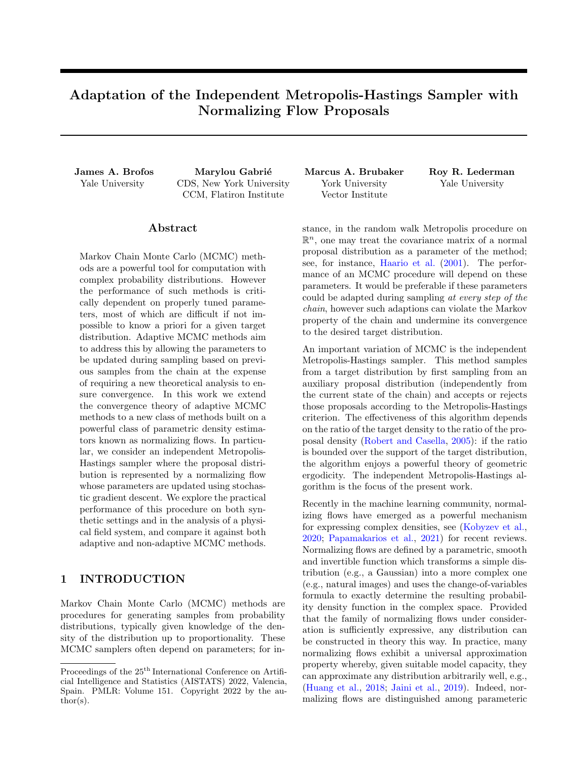# Adaptation of the Independent Metropolis-Hastings Sampler with Normalizing Flow Proposals

**James A. Brofos**
Yale University

**Marylou Gabrié**
CDS, New York University
CCM, Flatiron Institute

**Marcus A. Brubaker**
York University
Vector Institute

**Roy R. Lederman**
Yale University

## Abstract

Markov Chain Monte Carlo (MCMC) methods are a powerful tool for computation with complex probability distributions. However the performance of such methods is critically dependent on properly tuned parameters, most of which are difficult if not impossible to know a priori for a given target distribution. Adaptive MCMC methods aim to address this by allowing the parameters to be updated during sampling based on previous samples from the chain at the expense of requiring a new theoretical analysis to ensure convergence. In this work we extend the convergence theory of adaptive MCMC methods to a new class of methods built on a powerful class of parametric density estimators known as normalizing flows. In particular, we consider an independent Metropolis-Hastings sampler where the proposal distribution is represented by a normalizing flow whose parameters are updated using stochastic gradient descent. We explore the practical performance of this procedure on both synthetic settings and in the analysis of a physical field system, and compare it against both adaptive and non-adaptive MCMC methods.

## 1 INTRODUCTION

Markov Chain Monte Carlo (MCMC) methods are procedures for generating samples from probability distributions, typically given knowledge of the density of the distribution up to proportionality. These MCMC samplers often depend on parameters; for instance, in the random walk Metropolis procedure on $\mathbb{R}^n$, one may treat the covariance matrix of a normal proposal distribution as a parameter of the method; see, for instance, Haario et al. (2001). The performance of an MCMC procedure will depend on these parameters. It would be preferable if these parameters could be adapted during sampling *at every step of the chain*, however such adaptions can violate the Markov property of the chain and undermine its convergence to the desired target distribution.

An important variation of MCMC is the independent Metropolis-Hastings sampler. This method samples from a target distribution by first sampling from an auxiliary proposal distribution (independently from the current state of the chain) and accepts or rejects those proposals according to the Metropolis-Hastings criterion. The effectiveness of this algorithm depends on the ratio of the target density to the ratio of the proposal density (Robert and Casella, 2005): if the ratio is bounded over the support of the target distribution, the algorithm enjoys a powerful theory of geometric ergodicity. The independent Metropolis-Hastings algorithm is the focus of the present work.

Recently in the machine learning community, normalizing flows have emerged as a powerful mechanism for expressing complex densities, see (Kobyzev et al., 2020; Papamakarios et al., 2021) for recent reviews. Normalizing flows are defined by a parametric, smooth and invertible function which transforms a simple distribution (e.g., a Gaussian) into a more complex one (e.g., natural images) and uses the change-of-variables formula to exactly determine the resulting probability density function in the complex space. Provided that the family of normalizing flows under consideration is sufficiently expressive, any distribution can be constructed in theory this way. In practice, many normalizing flows exhibit a universal approximation property whereby, given suitable model capacity, they can approximate any distribution arbitrarily well, e.g., (Huang et al., 2018; Jaini et al., 2019). Indeed, normalizing flows are distinguished among parametric

Proceedings of the 25[th] International Conference on Artificial Intelligence and Statistics (AISTATS) 2022, Valencia, Spain. PMLR: Volume 151. Copyright 2022 by the author(s).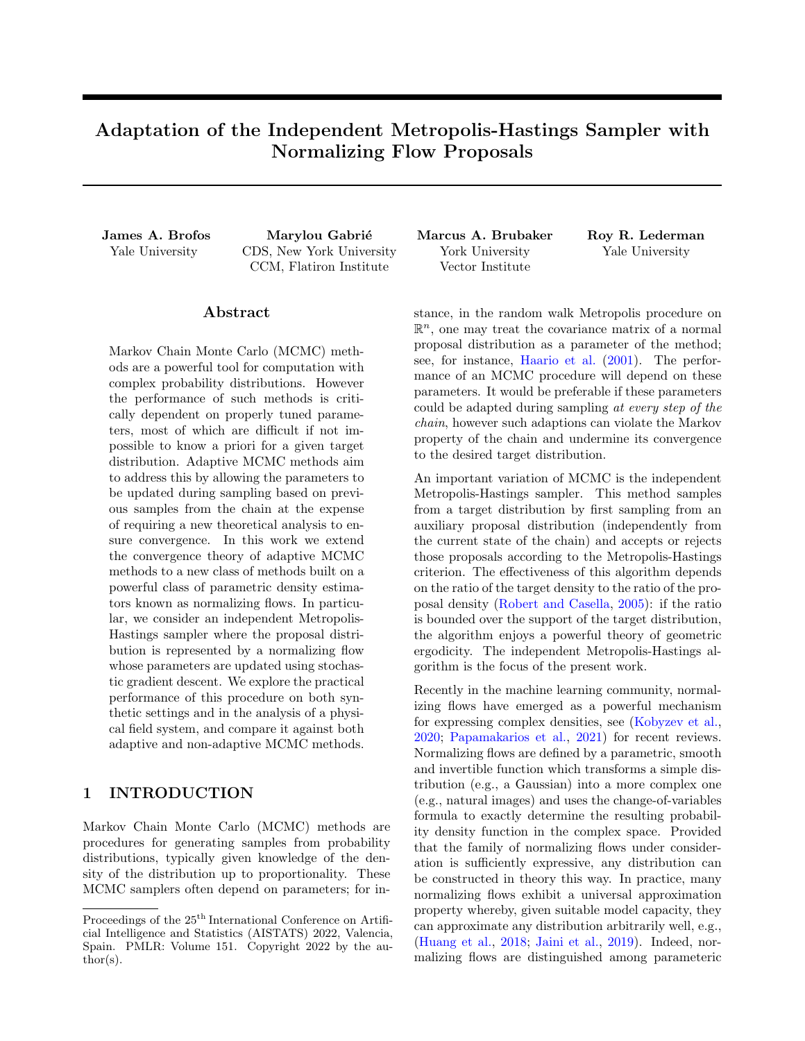# Adaptation of the Independent Metropolis-Hastings Sampler with Normalizing Flow Proposals

**James A. Brofos**
Yale University

**Marylou Gabrié**
CDS, New York University
CCM, Flatiron Institute

**Marcus A. Brubaker**
York University
Vector Institute

**Roy R. Lederman**
Yale University

## Abstract

Markov Chain Monte Carlo (MCMC) methods are a powerful tool for computation with complex probability distributions. However the performance of such methods is critically dependent on properly tuned parameters, most of which are difficult if not impossible to know a priori for a given target distribution. Adaptive MCMC methods aim to address this by allowing the parameters to be updated during sampling based on previous samples from the chain at the expense of requiring a new theoretical analysis to ensure convergence. In this work we extend the convergence theory of adaptive MCMC methods to a new class of methods built on a powerful class of parametric density estimators known as normalizing flows. In particular, we consider an independent Metropolis-Hastings sampler where the proposal distribution is represented by a normalizing flow whose parameters are updated using stochastic gradient descent. We explore the practical performance of this procedure on both synthetic settings and in the analysis of a physical field system, and compare it against both adaptive and non-adaptive MCMC methods.

## 1 INTRODUCTION

Markov Chain Monte Carlo (MCMC) methods are procedures for generating samples from probability distributions, typically given knowledge of the density of the distribution up to proportionality. These MCMC samplers often depend on parameters; for instance, in the random walk Metropolis procedure on $\mathbb{R}^n$, one may treat the covariance matrix of a normal proposal distribution as a parameter of the method; see, for instance, Haario et al. (2001). The performance of an MCMC procedure will depend on these parameters. It would be preferable if these parameters could be adapted during sampling *at every step of the chain*, however such adaptions can violate the Markov property of the chain and undermine its convergence to the desired target distribution.

An important variation of MCMC is the independent Metropolis-Hastings sampler. This method samples from a target distribution by first sampling from an auxiliary proposal distribution (independently from the current state of the chain) and accepts or rejects those proposals according to the Metropolis-Hastings criterion. The effectiveness of this algorithm depends on the ratio of the target density to the ratio of the proposal density (Robert and Casella, 2005): if the ratio is bounded over the support of the target distribution, the algorithm enjoys a powerful theory of geometric ergodicity. The independent Metropolis-Hastings algorithm is the focus of the present work.

Recently in the machine learning community, normalizing flows have emerged as a powerful mechanism for expressing complex densities, see (Kobyzev et al., 2020; Papamakarios et al., 2021) for recent reviews. Normalizing flows are defined by a parametric, smooth and invertible function which transforms a simple distribution (e.g., a Gaussian) into a more complex one (e.g., natural images) and uses the change-of-variables formula to exactly determine the resulting probability density function in the complex space. Provided that the family of normalizing flows under consideration is sufficiently expressive, any distribution can be constructed in theory this way. In practice, many normalizing flows exhibit a universal approximation property whereby, given suitable model capacity, they can approximate any distribution arbitrarily well, e.g., (Huang et al., 2018; Jaini et al., 2019). Indeed, normalizing flows are distinguished among parametric

Proceedings of the 25[th] International Conference on Artificial Intelligence and Statistics (AISTATS) 2022, Valencia, Spain. PMLR: Volume 151. Copyright 2022 by the author(s).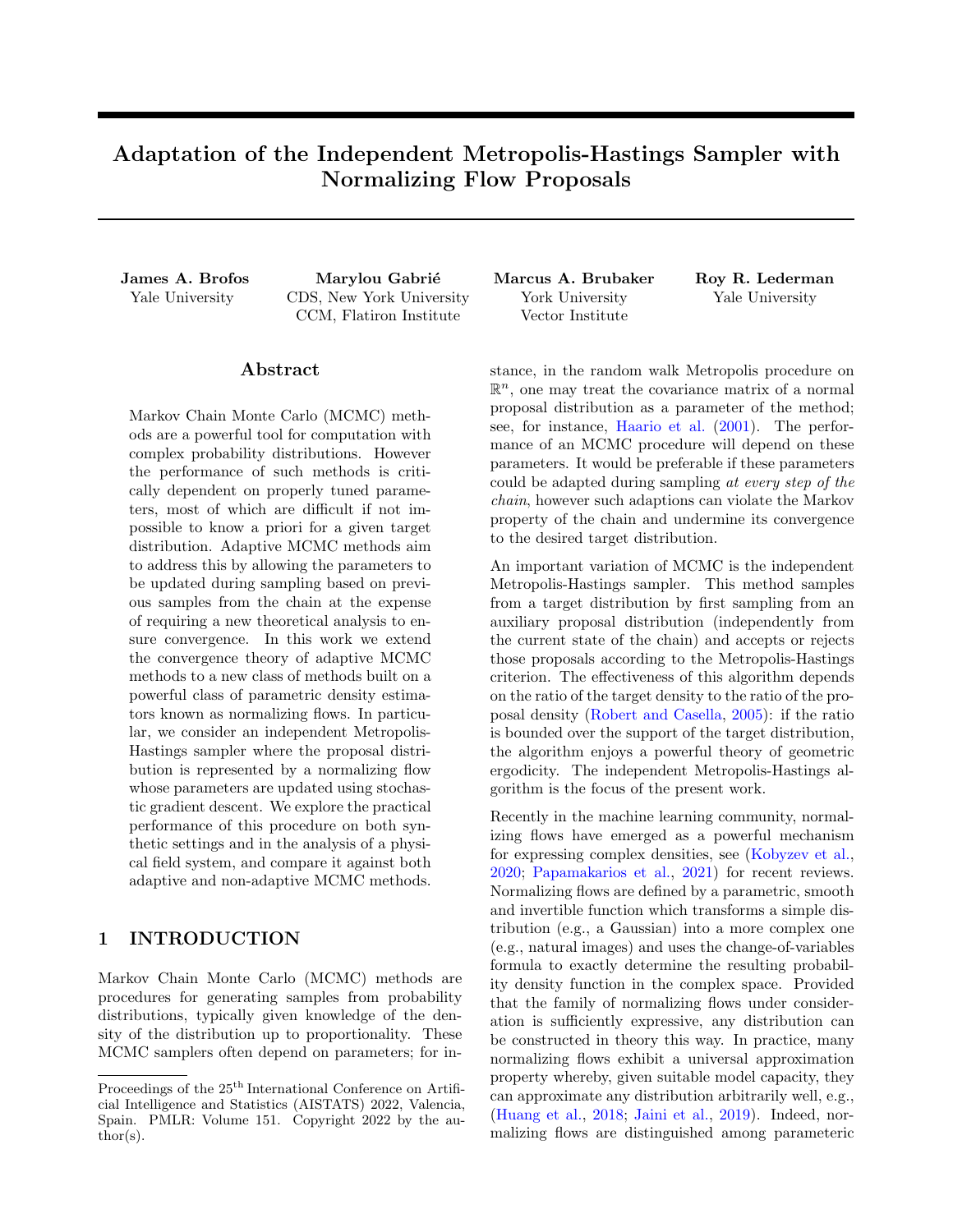# Adaptation of the Independent Metropolis-Hastings Sampler with Normalizing Flow Proposals

**James A. Brofos**
Yale University

**Marylou Gabrié**
CDS, New York University
CCM, Flatiron Institute

**Marcus A. Brubaker**
York University
Vector Institute

**Roy R. Lederman**
Yale University

## Abstract

Markov Chain Monte Carlo (MCMC) methods are a powerful tool for computation with complex probability distributions. However the performance of such methods is critically dependent on properly tuned parameters, most of which are difficult if not impossible to know a priori for a given target distribution. Adaptive MCMC methods aim to address this by allowing the parameters to be updated during sampling based on previous samples from the chain at the expense of requiring a new theoretical analysis to ensure convergence. In this work we extend the convergence theory of adaptive MCMC methods to a new class of methods built on a powerful class of parametric density estimators known as normalizing flows. In particular, we consider an independent Metropolis-Hastings sampler where the proposal distribution is represented by a normalizing flow whose parameters are updated using stochastic gradient descent. We explore the practical performance of this procedure on both synthetic settings and in the analysis of a physical field system, and compare it against both adaptive and non-adaptive MCMC methods.

## 1 INTRODUCTION

Markov Chain Monte Carlo (MCMC) methods are procedures for generating samples from probability distributions, typically given knowledge of the density of the distribution up to proportionality. These MCMC samplers often depend on parameters; for instance, in the random walk Metropolis procedure on $\mathbb{R}^n$, one may treat the covariance matrix of a normal proposal distribution as a parameter of the method; see, for instance, Haario et al. (2001). The performance of an MCMC procedure will depend on these parameters. It would be preferable if these parameters could be adapted during sampling *at every step of the chain*, however such adaptions can violate the Markov property of the chain and undermine its convergence to the desired target distribution.

An important variation of MCMC is the independent Metropolis-Hastings sampler. This method samples from a target distribution by first sampling from an auxiliary proposal distribution (independently from the current state of the chain) and accepts or rejects those proposals according to the Metropolis-Hastings criterion. The effectiveness of this algorithm depends on the ratio of the target density to the ratio of the proposal density (Robert and Casella, 2005): if the ratio is bounded over the support of the target distribution, the algorithm enjoys a powerful theory of geometric ergodicity. The independent Metropolis-Hastings algorithm is the focus of the present work.

Recently in the machine learning community, normalizing flows have emerged as a powerful mechanism for expressing complex densities, see (Kobyzev et al., 2020; Papamakarios et al., 2021) for recent reviews. Normalizing flows are defined by a parametric, smooth and invertible function which transforms a simple distribution (e.g., a Gaussian) into a more complex one (e.g., natural images) and uses the change-of-variables formula to exactly determine the resulting probability density function in the complex space. Provided that the family of normalizing flows under consideration is sufficiently expressive, any distribution can be constructed in theory this way. In practice, many normalizing flows exhibit a universal approximation property whereby, given suitable model capacity, they can approximate any distribution arbitrarily well, e.g., (Huang et al., 2018; Jaini et al., 2019). Indeed, normalizing flows are distinguished among parametric

Proceedings of the 25[th] International Conference on Artificial Intelligence and Statistics (AISTATS) 2022, Valencia, Spain. PMLR: Volume 151. Copyright 2022 by the author(s).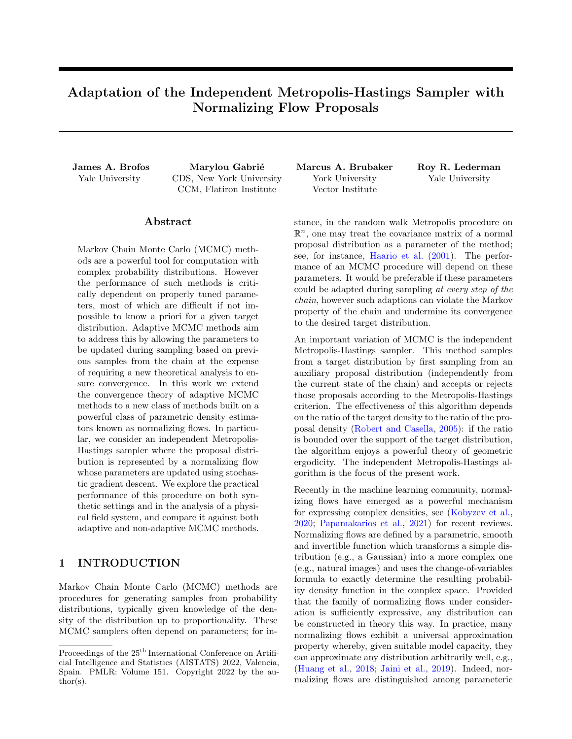# Adaptation of the Independent Metropolis-Hastings Sampler with Normalizing Flow Proposals

**James A. Brofos**
Yale University

**Marylou Gabrié**
CDS, New York University
CCM, Flatiron Institute

**Marcus A. Brubaker**
York University
Vector Institute

**Roy R. Lederman**
Yale University

## Abstract

Markov Chain Monte Carlo (MCMC) methods are a powerful tool for computation with complex probability distributions. However the performance of such methods is critically dependent on properly tuned parameters, most of which are difficult if not impossible to know a priori for a given target distribution. Adaptive MCMC methods aim to address this by allowing the parameters to be updated during sampling based on previous samples from the chain at the expense of requiring a new theoretical analysis to ensure convergence. In this work we extend the convergence theory of adaptive MCMC methods to a new class of methods built on a powerful class of parametric density estimators known as normalizing flows. In particular, we consider an independent Metropolis-Hastings sampler where the proposal distribution is represented by a normalizing flow whose parameters are updated using stochastic gradient descent. We explore the practical performance of this procedure on both synthetic settings and in the analysis of a physical field system, and compare it against both adaptive and non-adaptive MCMC methods.

## 1 INTRODUCTION

Markov Chain Monte Carlo (MCMC) methods are procedures for generating samples from probability distributions, typically given knowledge of the density of the distribution up to proportionality. These MCMC samplers often depend on parameters; for instance, in the random walk Metropolis procedure on $\mathbb{R}^n$, one may treat the covariance matrix of a normal proposal distribution as a parameter of the method; see, for instance, Haario et al. (2001). The performance of an MCMC procedure will depend on these parameters. It would be preferable if these parameters could be adapted during sampling *at every step of the chain*, however such adaptions can violate the Markov property of the chain and undermine its convergence to the desired target distribution.

An important variation of MCMC is the independent Metropolis-Hastings sampler. This method samples from a target distribution by first sampling from an auxiliary proposal distribution (independently from the current state of the chain) and accepts or rejects those proposals according to the Metropolis-Hastings criterion. The effectiveness of this algorithm depends on the ratio of the target density to the ratio of the proposal density (Robert and Casella, 2005): if the ratio is bounded over the support of the target distribution, the algorithm enjoys a powerful theory of geometric ergodicity. The independent Metropolis-Hastings algorithm is the focus of the present work.

Recently in the machine learning community, normalizing flows have emerged as a powerful mechanism for expressing complex densities, see (Kobyzev et al., 2020; Papamakarios et al., 2021) for recent reviews. Normalizing flows are defined by a parametric, smooth and invertible function which transforms a simple distribution (e.g., a Gaussian) into a more complex one (e.g., natural images) and uses the change-of-variables formula to exactly determine the resulting probability density function in the complex space. Provided that the family of normalizing flows under consideration is sufficiently expressive, any distribution can be constructed in theory this way. In practice, many normalizing flows exhibit a universal approximation property whereby, given suitable model capacity, they can approximate any distribution arbitrarily well, e.g., (Huang et al., 2018; Jaini et al., 2019). Indeed, normalizing flows are distinguished among parametric

Proceedings of the 25[th] International Conference on Artificial Intelligence and Statistics (AISTATS) 2022, Valencia, Spain. PMLR: Volume 151. Copyright 2022 by the author(s).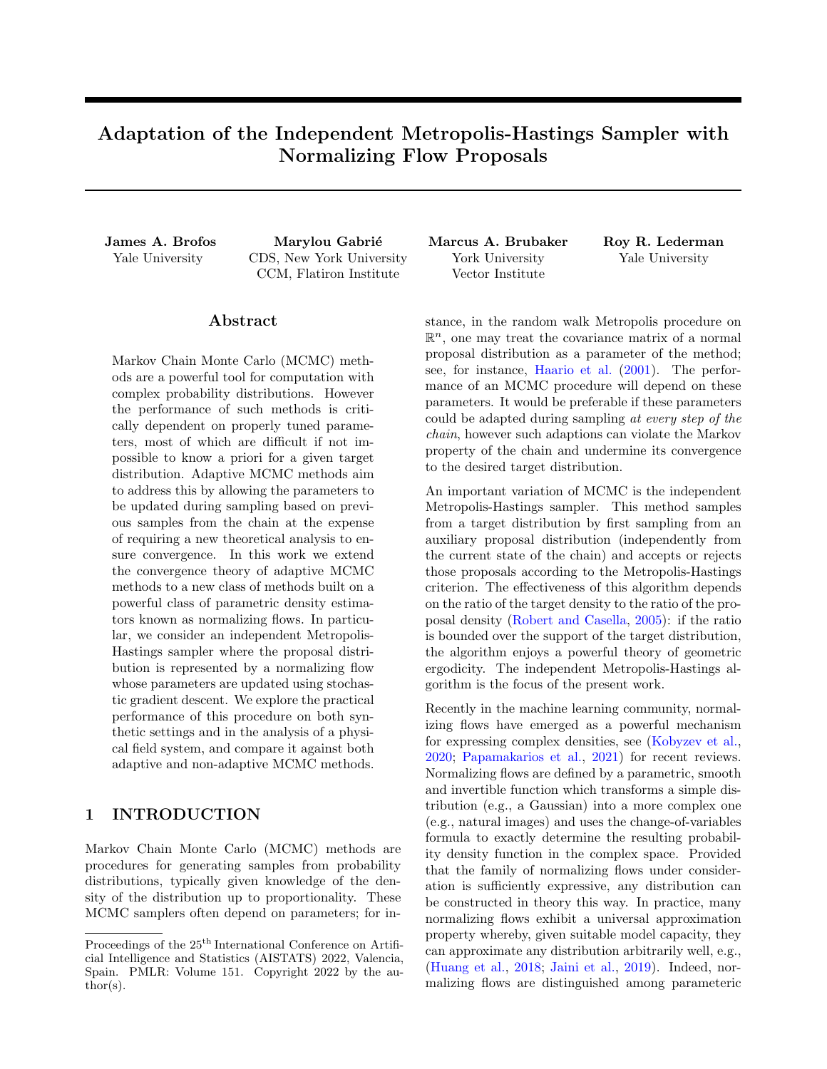# Adaptation of the Independent Metropolis-Hastings Sampler with Normalizing Flow Proposals

**James A. Brofos**
Yale University

**Marylou Gabrié**
CDS, New York University
CCM, Flatiron Institute

**Marcus A. Brubaker**
York University
Vector Institute

**Roy R. Lederman**
Yale University

## Abstract

Markov Chain Monte Carlo (MCMC) methods are a powerful tool for computation with complex probability distributions. However the performance of such methods is critically dependent on properly tuned parameters, most of which are difficult if not impossible to know a priori for a given target distribution. Adaptive MCMC methods aim to address this by allowing the parameters to be updated during sampling based on previous samples from the chain at the expense of requiring a new theoretical analysis to ensure convergence. In this work we extend the convergence theory of adaptive MCMC methods to a new class of methods built on a powerful class of parametric density estimators known as normalizing flows. In particular, we consider an independent Metropolis-Hastings sampler where the proposal distribution is represented by a normalizing flow whose parameters are updated using stochastic gradient descent. We explore the practical performance of this procedure on both synthetic settings and in the analysis of a physical field system, and compare it against both adaptive and non-adaptive MCMC methods.

## 1 INTRODUCTION

Markov Chain Monte Carlo (MCMC) methods are procedures for generating samples from probability distributions, typically given knowledge of the density of the distribution up to proportionality. These MCMC samplers often depend on parameters; for instance, in the random walk Metropolis procedure on $\mathbb{R}^n$, one may treat the covariance matrix of a normal proposal distribution as a parameter of the method; see, for instance, Haario et al. (2001). The performance of an MCMC procedure will depend on these parameters. It would be preferable if these parameters could be adapted during sampling *at every step of the chain*, however such adaptions can violate the Markov property of the chain and undermine its convergence to the desired target distribution.

An important variation of MCMC is the independent Metropolis-Hastings sampler. This method samples from a target distribution by first sampling from an auxiliary proposal distribution (independently from the current state of the chain) and accepts or rejects those proposals according to the Metropolis-Hastings criterion. The effectiveness of this algorithm depends on the ratio of the target density to the ratio of the proposal density (Robert and Casella, 2005): if the ratio is bounded over the support of the target distribution, the algorithm enjoys a powerful theory of geometric ergodicity. The independent Metropolis-Hastings algorithm is the focus of the present work.

Recently in the machine learning community, normalizing flows have emerged as a powerful mechanism for expressing complex densities, see (Kobyzev et al., 2020; Papamakarios et al., 2021) for recent reviews. Normalizing flows are defined by a parametric, smooth and invertible function which transforms a simple distribution (e.g., a Gaussian) into a more complex one (e.g., natural images) and uses the change-of-variables formula to exactly determine the resulting probability density function in the complex space. Provided that the family of normalizing flows under consideration is sufficiently expressive, any distribution can be constructed in theory this way. In practice, many normalizing flows exhibit a universal approximation property whereby, given suitable model capacity, they can approximate any distribution arbitrarily well, e.g., (Huang et al., 2018; Jaini et al., 2019). Indeed, normalizing flows are distinguished among parametric

Proceedings of the 25[th] International Conference on Artificial Intelligence and Statistics (AISTATS) 2022, Valencia, Spain. PMLR: Volume 151. Copyright 2022 by the author(s).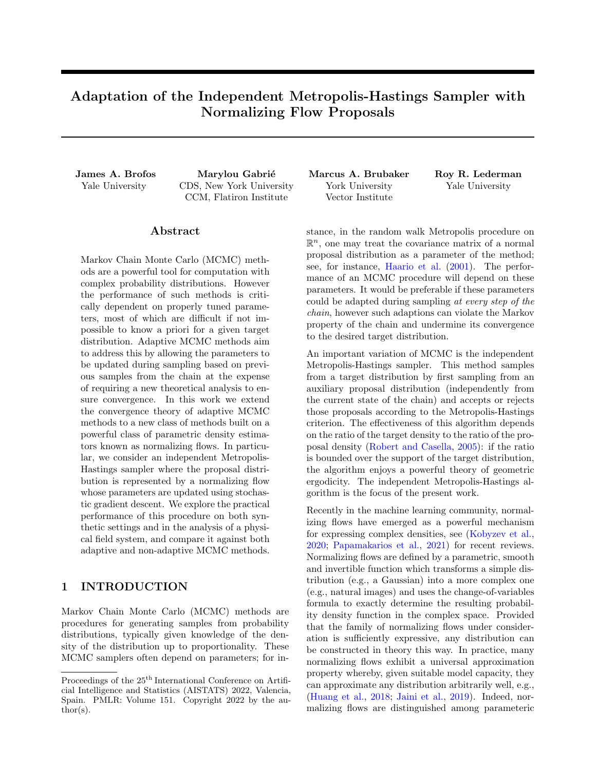# Adaptation of the Independent Metropolis-Hastings Sampler with Normalizing Flow Proposals

**James A. Brofos**
Yale University

**Marylou Gabrié**
CDS, New York University
CCM, Flatiron Institute

**Marcus A. Brubaker**
York University
Vector Institute

**Roy R. Lederman**
Yale University

## Abstract

Markov Chain Monte Carlo (MCMC) methods are a powerful tool for computation with complex probability distributions. However the performance of such methods is critically dependent on properly tuned parameters, most of which are difficult if not impossible to know a priori for a given target distribution. Adaptive MCMC methods aim to address this by allowing the parameters to be updated during sampling based on previous samples from the chain at the expense of requiring a new theoretical analysis to ensure convergence. In this work we extend the convergence theory of adaptive MCMC methods to a new class of methods built on a powerful class of parametric density estimators known as normalizing flows. In particular, we consider an independent Metropolis-Hastings sampler where the proposal distribution is represented by a normalizing flow whose parameters are updated using stochastic gradient descent. We explore the practical performance of this procedure on both synthetic settings and in the analysis of a physical field system, and compare it against both adaptive and non-adaptive MCMC methods.

## 1 INTRODUCTION

Markov Chain Monte Carlo (MCMC) methods are procedures for generating samples from probability distributions, typically given knowledge of the density of the distribution up to proportionality. These MCMC samplers often depend on parameters; for instance, in the random walk Metropolis procedure on $\mathbb{R}^n$, one may treat the covariance matrix of a normal proposal distribution as a parameter of the method; see, for instance, Haario et al. (2001). The performance of an MCMC procedure will depend on these parameters. It would be preferable if these parameters could be adapted during sampling *at every step of the chain*, however such adaptions can violate the Markov property of the chain and undermine its convergence to the desired target distribution.

An important variation of MCMC is the independent Metropolis-Hastings sampler. This method samples from a target distribution by first sampling from an auxiliary proposal distribution (independently from the current state of the chain) and accepts or rejects those proposals according to the Metropolis-Hastings criterion. The effectiveness of this algorithm depends on the ratio of the target density to the ratio of the proposal density (Robert and Casella, 2005): if the ratio is bounded over the support of the target distribution, the algorithm enjoys a powerful theory of geometric ergodicity. The independent Metropolis-Hastings algorithm is the focus of the present work.

Recently in the machine learning community, normalizing flows have emerged as a powerful mechanism for expressing complex densities, see (Kobyzev et al., 2020; Papamakarios et al., 2021) for recent reviews. Normalizing flows are defined by a parametric, smooth and invertible function which transforms a simple distribution (e.g., a Gaussian) into a more complex one (e.g., natural images) and uses the change-of-variables formula to exactly determine the resulting probability density function in the complex space. Provided that the family of normalizing flows under consideration is sufficiently expressive, any distribution can be constructed in theory this way. In practice, many normalizing flows exhibit a universal approximation property whereby, given suitable model capacity, they can approximate any distribution arbitrarily well, e.g., (Huang et al., 2018; Jaini et al., 2019). Indeed, normalizing flows are distinguished among parametric

Proceedings of the 25[th] International Conference on Artificial Intelligence and Statistics (AISTATS) 2022, Valencia, Spain. PMLR: Volume 151. Copyright 2022 by the author(s).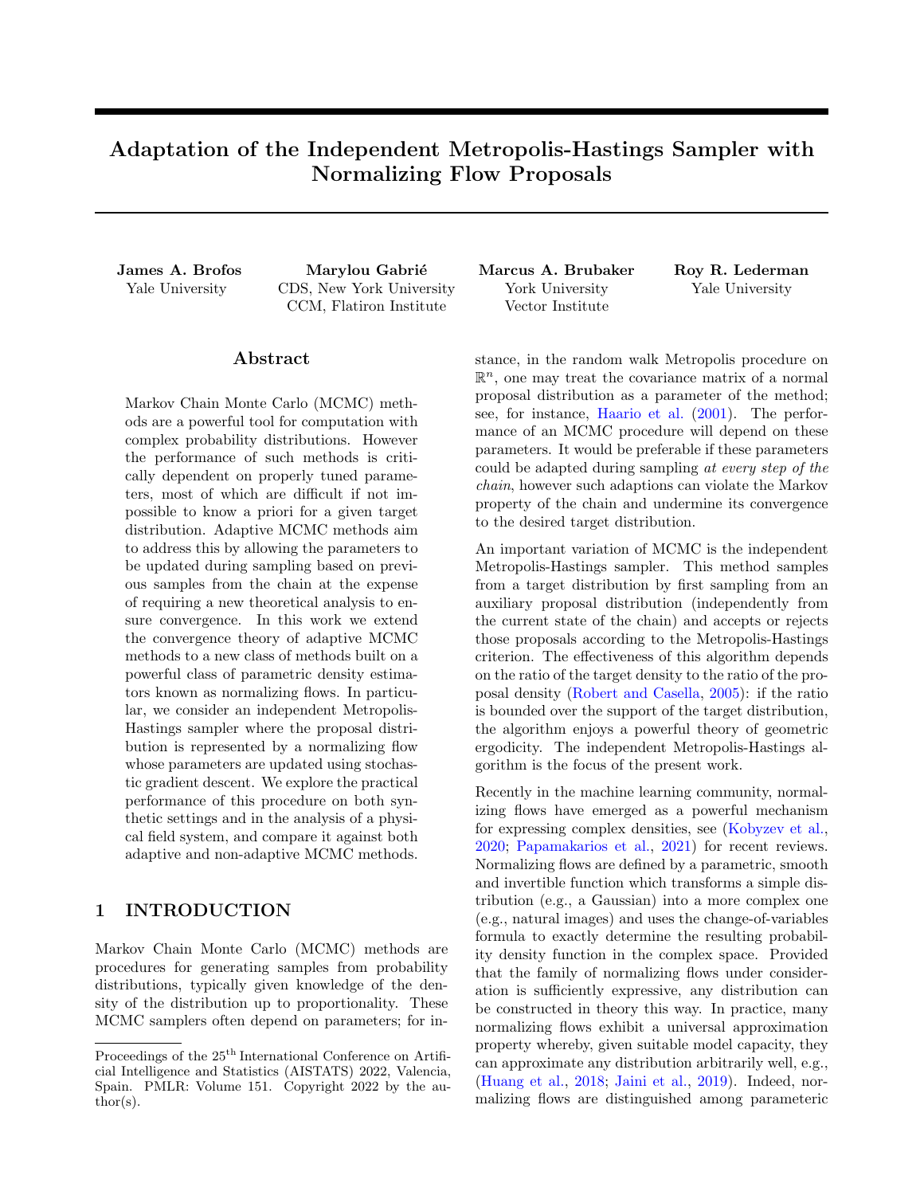# Adaptation of the Independent Metropolis-Hastings Sampler with Normalizing Flow Proposals

**James A. Brofos**
Yale University

**Marylou Gabrié**
CDS, New York University
CCM, Flatiron Institute

**Marcus A. Brubaker**
York University
Vector Institute

**Roy R. Lederman**
Yale University

## Abstract

Markov Chain Monte Carlo (MCMC) methods are a powerful tool for computation with complex probability distributions. However the performance of such methods is critically dependent on properly tuned parameters, most of which are difficult if not impossible to know a priori for a given target distribution. Adaptive MCMC methods aim to address this by allowing the parameters to be updated during sampling based on previous samples from the chain at the expense of requiring a new theoretical analysis to ensure convergence. In this work we extend the convergence theory of adaptive MCMC methods to a new class of methods built on a powerful class of parametric density estimators known as normalizing flows. In particular, we consider an independent Metropolis-Hastings sampler where the proposal distribution is represented by a normalizing flow whose parameters are updated using stochastic gradient descent. We explore the practical performance of this procedure on both synthetic settings and in the analysis of a physical field system, and compare it against both adaptive and non-adaptive MCMC methods.

## 1 INTRODUCTION

Markov Chain Monte Carlo (MCMC) methods are procedures for generating samples from probability distributions, typically given knowledge of the density of the distribution up to proportionality. These MCMC samplers often depend on parameters; for instance, in the random walk Metropolis procedure on $\mathbb{R}^n$, one may treat the covariance matrix of a normal proposal distribution as a parameter of the method; see, for instance, Haario et al. (2001). The performance of an MCMC procedure will depend on these parameters. It would be preferable if these parameters could be adapted during sampling *at every step of the chain*, however such adaptions can violate the Markov property of the chain and undermine its convergence to the desired target distribution.

An important variation of MCMC is the independent Metropolis-Hastings sampler. This method samples from a target distribution by first sampling from an auxiliary proposal distribution (independently from the current state of the chain) and accepts or rejects those proposals according to the Metropolis-Hastings criterion. The effectiveness of this algorithm depends on the ratio of the target density to the ratio of the proposal density (Robert and Casella, 2005): if the ratio is bounded over the support of the target distribution, the algorithm enjoys a powerful theory of geometric ergodicity. The independent Metropolis-Hastings algorithm is the focus of the present work.

Recently in the machine learning community, normalizing flows have emerged as a powerful mechanism for expressing complex densities, see (Kobyzev et al., 2020; Papamakarios et al., 2021) for recent reviews. Normalizing flows are defined by a parametric, smooth and invertible function which transforms a simple distribution (e.g., a Gaussian) into a more complex one (e.g., natural images) and uses the change-of-variables formula to exactly determine the resulting probability density function in the complex space. Provided that the family of normalizing flows under consideration is sufficiently expressive, any distribution can be constructed in theory this way. In practice, many normalizing flows exhibit a universal approximation property whereby, given suitable model capacity, they can approximate any distribution arbitrarily well, e.g., (Huang et al., 2018; Jaini et al., 2019). Indeed, normalizing flows are distinguished among parametric

---

Proceedings of the 25[th] International Conference on Artificial Intelligence and Statistics (AISTATS) 2022, Valencia, Spain. PMLR: Volume 151. Copyright 2022 by the author(s).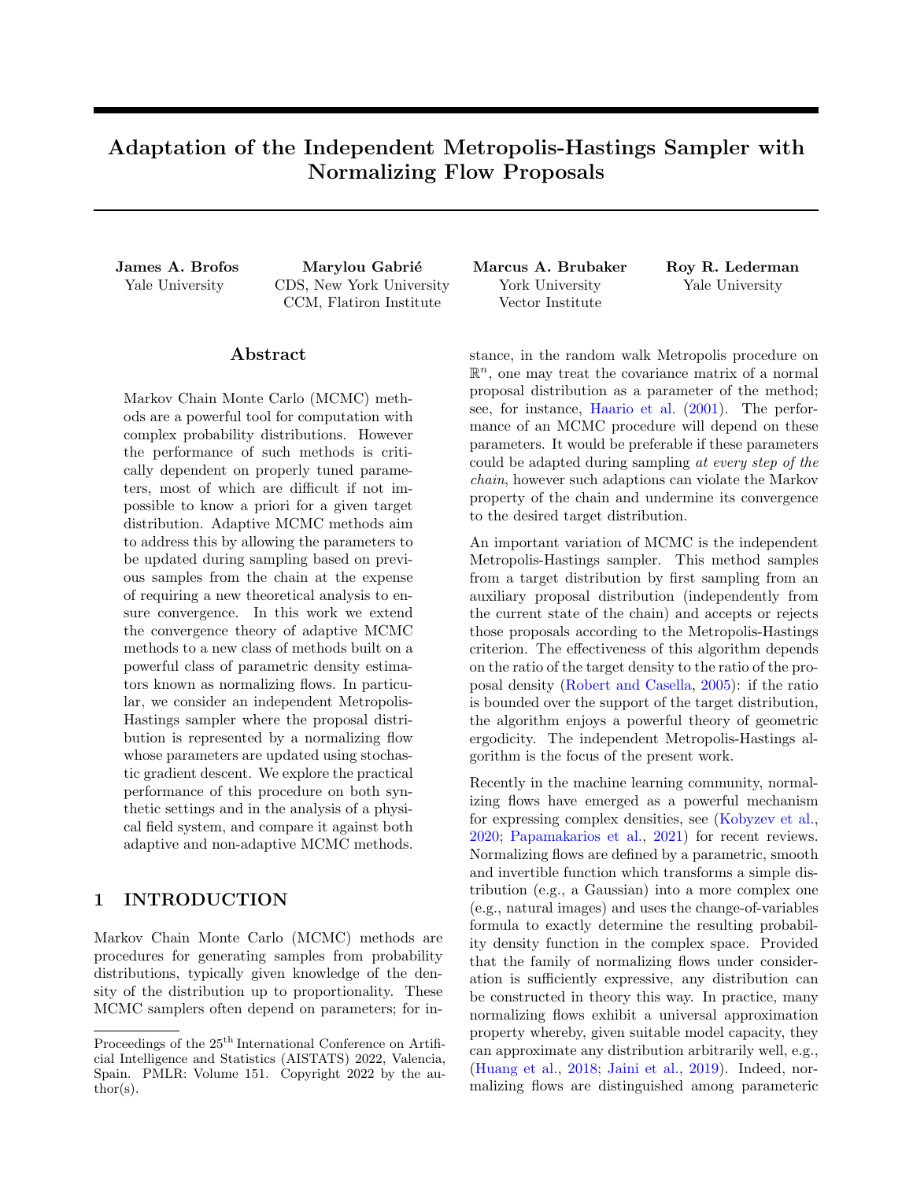# Adaptation of the Independent Metropolis-Hastings Sampler with Normalizing Flow Proposals

**James A. Brofos**
Yale University

**Marylou Gabrié**
CDS, New York University
CCM, Flatiron Institute

**Marcus A. Brubaker**
York University
Vector Institute

**Roy R. Lederman**
Yale University

## Abstract

Markov Chain Monte Carlo (MCMC) methods are a powerful tool for computation with complex probability distributions. However the performance of such methods is critically dependent on properly tuned parameters, most of which are difficult if not impossible to know a priori for a given target distribution. Adaptive MCMC methods aim to address this by allowing the parameters to be updated during sampling based on previous samples from the chain at the expense of requiring a new theoretical analysis to ensure convergence. In this work we extend the convergence theory of adaptive MCMC methods to a new class of methods built on a powerful class of parametric density estimators known as normalizing flows. In particular, we consider an independent Metropolis-Hastings sampler where the proposal distribution is represented by a normalizing flow whose parameters are updated using stochastic gradient descent. We explore the practical performance of this procedure on both synthetic settings and in the analysis of a physical field system, and compare it against both adaptive and non-adaptive MCMC methods.

## 1 INTRODUCTION

Markov Chain Monte Carlo (MCMC) methods are procedures for generating samples from probability distributions, typically given knowledge of the density of the distribution up to proportionality. These MCMC samplers often depend on parameters; for instance, in the random walk Metropolis procedure on $\mathbb{R}^n$, one may treat the covariance matrix of a normal proposal distribution as a parameter of the method; see, for instance, Haario et al. (2001). The performance of an MCMC procedure will depend on these parameters. It would be preferable if these parameters could be adapted during sampling *at every step of the chain*, however such adaptions can violate the Markov property of the chain and undermine its convergence to the desired target distribution.

An important variation of MCMC is the independent Metropolis-Hastings sampler. This method samples from a target distribution by first sampling from an auxiliary proposal distribution (independently from the current state of the chain) and accepts or rejects those proposals according to the Metropolis-Hastings criterion. The effectiveness of this algorithm depends on the ratio of the target density to the ratio of the proposal density (Robert and Casella, 2005): if the ratio is bounded over the support of the target distribution, the algorithm enjoys a powerful theory of geometric ergodicity. The independent Metropolis-Hastings algorithm is the focus of the present work.

Recently in the machine learning community, normalizing flows have emerged as a powerful mechanism for expressing complex densities, see (Kobyzev et al., 2020; Papamakarios et al., 2021) for recent reviews. Normalizing flows are defined by a parametric, smooth and invertible function which transforms a simple distribution (e.g., a Gaussian) into a more complex one (e.g., natural images) and uses the change-of-variables formula to exactly determine the resulting probability density function in the complex space. Provided that the family of normalizing flows under consideration is sufficiently expressive, any distribution can be constructed in theory this way. In practice, many normalizing flows exhibit a universal approximation property whereby, given suitable model capacity, they can approximate any distribution arbitrarily well, e.g., (Huang et al., 2018; Jaini et al., 2019). Indeed, normalizing flows are distinguished among parametric

Proceedings of the 25[th] International Conference on Artificial Intelligence and Statistics (AISTATS) 2022, Valencia, Spain. PMLR: Volume 151. Copyright 2022 by the author(s).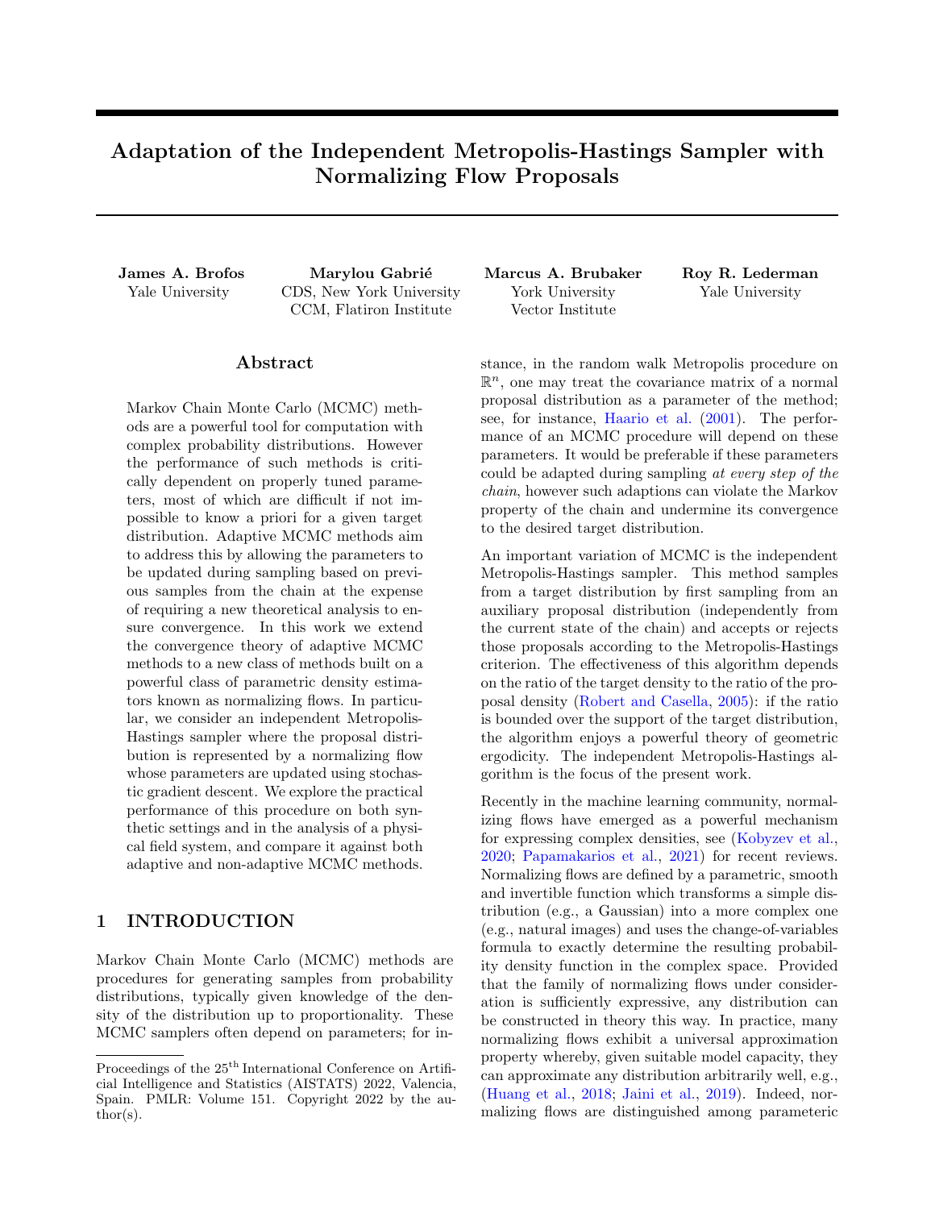# Adaptation of the Independent Metropolis-Hastings Sampler with Normalizing Flow Proposals

**James A. Brofos**
Yale University

**Marylou Gabrié**
CDS, New York University
CCM, Flatiron Institute

**Marcus A. Brubaker**
York University
Vector Institute

**Roy R. Lederman**
Yale University

## Abstract

Markov Chain Monte Carlo (MCMC) methods are a powerful tool for computation with complex probability distributions. However the performance of such methods is critically dependent on properly tuned parameters, most of which are difficult if not impossible to know a priori for a given target distribution. Adaptive MCMC methods aim to address this by allowing the parameters to be updated during sampling based on previous samples from the chain at the expense of requiring a new theoretical analysis to ensure convergence. In this work we extend the convergence theory of adaptive MCMC methods to a new class of methods built on a powerful class of parametric density estimators known as normalizing flows. In particular, we consider an independent Metropolis-Hastings sampler where the proposal distribution is represented by a normalizing flow whose parameters are updated using stochastic gradient descent. We explore the practical performance of this procedure on both synthetic settings and in the analysis of a physical field system, and compare it against both adaptive and non-adaptive MCMC methods.

## 1 INTRODUCTION

Markov Chain Monte Carlo (MCMC) methods are procedures for generating samples from probability distributions, typically given knowledge of the density of the distribution up to proportionality. These MCMC samplers often depend on parameters; for instance, in the random walk Metropolis procedure on $\mathbb{R}^n$, one may treat the covariance matrix of a normal proposal distribution as a parameter of the method; see, for instance, Haario et al. (2001). The performance of an MCMC procedure will depend on these parameters. It would be preferable if these parameters could be adapted during sampling *at every step of the chain*, however such adaptions can violate the Markov property of the chain and undermine its convergence to the desired target distribution.

An important variation of MCMC is the independent Metropolis-Hastings sampler. This method samples from a target distribution by first sampling from an auxiliary proposal distribution (independently from the current state of the chain) and accepts or rejects those proposals according to the Metropolis-Hastings criterion. The effectiveness of this algorithm depends on the ratio of the target density to the ratio of the proposal density (Robert and Casella, 2005): if the ratio is bounded over the support of the target distribution, the algorithm enjoys a powerful theory of geometric ergodicity. The independent Metropolis-Hastings algorithm is the focus of the present work.

Recently in the machine learning community, normalizing flows have emerged as a powerful mechanism for expressing complex densities, see (Kobyzev et al., 2020; Papamakarios et al., 2021) for recent reviews. Normalizing flows are defined by a parametric, smooth and invertible function which transforms a simple distribution (e.g., a Gaussian) into a more complex one (e.g., natural images) and uses the change-of-variables formula to exactly determine the resulting probability density function in the complex space. Provided that the family of normalizing flows under consideration is sufficiently expressive, any distribution can be constructed in theory this way. In practice, many normalizing flows exhibit a universal approximation property whereby, given suitable model capacity, they can approximate any distribution arbitrarily well, e.g., (Huang et al., 2018; Jaini et al., 2019). Indeed, normalizing flows are distinguished among parametric

Proceedings of the 25[th] International Conference on Artificial Intelligence and Statistics (AISTATS) 2022, Valencia, Spain. PMLR: Volume 151. Copyright 2022 by the author(s).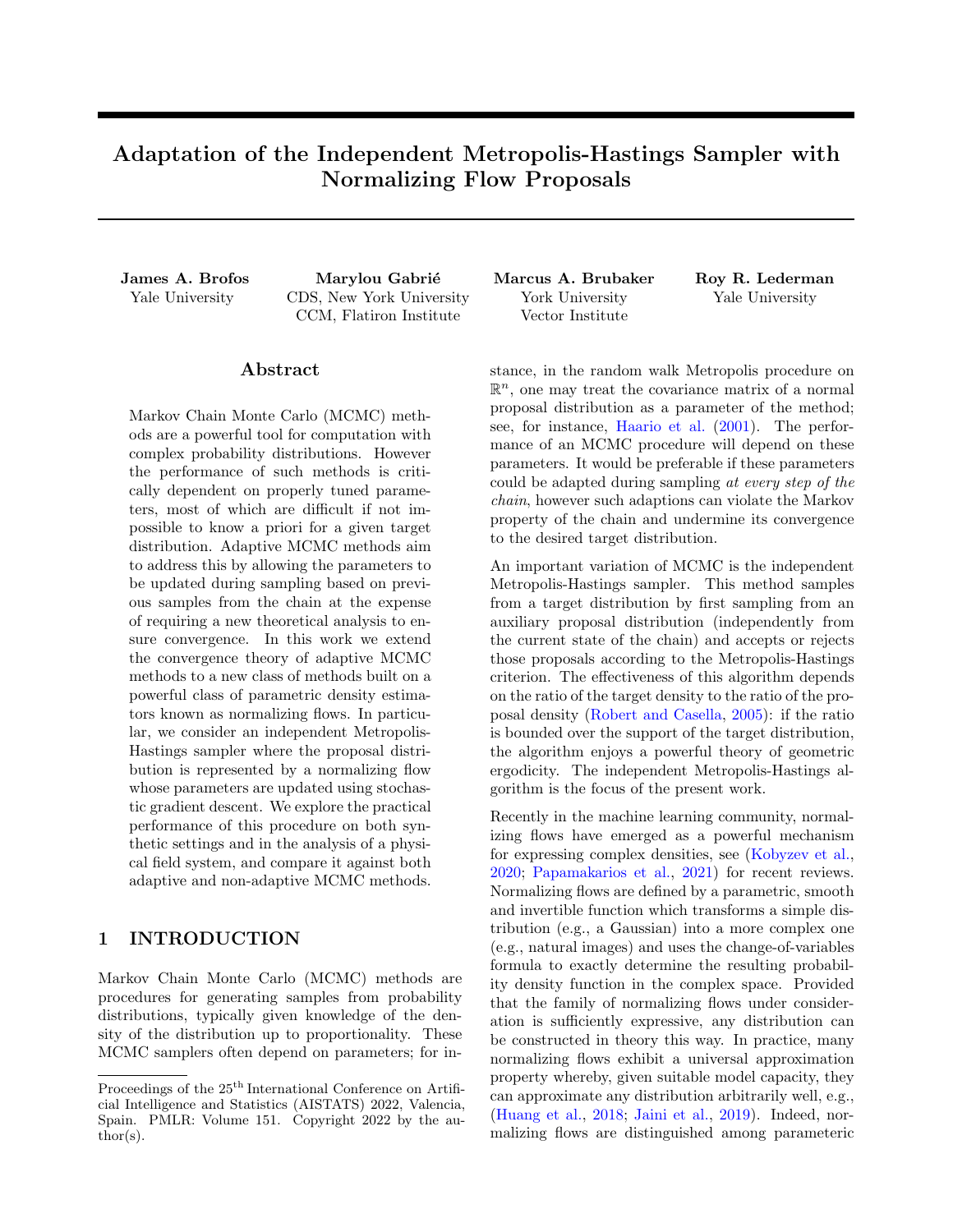# Adaptation of the Independent Metropolis-Hastings Sampler with Normalizing Flow Proposals

**James A. Brofos**
Yale University

**Marylou Gabrié**
CDS, New York University
CCM, Flatiron Institute

**Marcus A. Brubaker**
York University
Vector Institute

**Roy R. Lederman**
Yale University

## Abstract

Markov Chain Monte Carlo (MCMC) methods are a powerful tool for computation with complex probability distributions. However the performance of such methods is critically dependent on properly tuned parameters, most of which are difficult if not impossible to know a priori for a given target distribution. Adaptive MCMC methods aim to address this by allowing the parameters to be updated during sampling based on previous samples from the chain at the expense of requiring a new theoretical analysis to ensure convergence. In this work we extend the convergence theory of adaptive MCMC methods to a new class of methods built on a powerful class of parametric density estimators known as normalizing flows. In particular, we consider an independent Metropolis-Hastings sampler where the proposal distribution is represented by a normalizing flow whose parameters are updated using stochastic gradient descent. We explore the practical performance of this procedure on both synthetic settings and in the analysis of a physical field system, and compare it against both adaptive and non-adaptive MCMC methods.

## 1 INTRODUCTION

Markov Chain Monte Carlo (MCMC) methods are procedures for generating samples from probability distributions, typically given knowledge of the density of the distribution up to proportionality. These MCMC samplers often depend on parameters; for instance, in the random walk Metropolis procedure on $\mathbb{R}^n$, one may treat the covariance matrix of a normal proposal distribution as a parameter of the method; see, for instance, Haario et al. (2001). The performance of an MCMC procedure will depend on these parameters. It would be preferable if these parameters could be adapted during sampling *at every step of the chain*, however such adaptions can violate the Markov property of the chain and undermine its convergence to the desired target distribution.

An important variation of MCMC is the independent Metropolis-Hastings sampler. This method samples from a target distribution by first sampling from an auxiliary proposal distribution (independently from the current state of the chain) and accepts or rejects those proposals according to the Metropolis-Hastings criterion. The effectiveness of this algorithm depends on the ratio of the target density to the ratio of the proposal density (Robert and Casella, 2005): if the ratio is bounded over the support of the target distribution, the algorithm enjoys a powerful theory of geometric ergodicity. The independent Metropolis-Hastings algorithm is the focus of the present work.

Recently in the machine learning community, normalizing flows have emerged as a powerful mechanism for expressing complex densities, see (Kobyzev et al., 2020; Papamakarios et al., 2021) for recent reviews. Normalizing flows are defined by a parametric, smooth and invertible function which transforms a simple distribution (e.g., a Gaussian) into a more complex one (e.g., natural images) and uses the change-of-variables formula to exactly determine the resulting probability density function in the complex space. Provided that the family of normalizing flows under consideration is sufficiently expressive, any distribution can be constructed in theory this way. In practice, many normalizing flows exhibit a universal approximation property whereby, given suitable model capacity, they can approximate any distribution arbitrarily well, e.g., (Huang et al., 2018; Jaini et al., 2019). Indeed, normalizing flows are distinguished among parametric

Proceedings of the 25[th] International Conference on Artificial Intelligence and Statistics (AISTATS) 2022, Valencia, Spain. PMLR: Volume 151. Copyright 2022 by the author(s).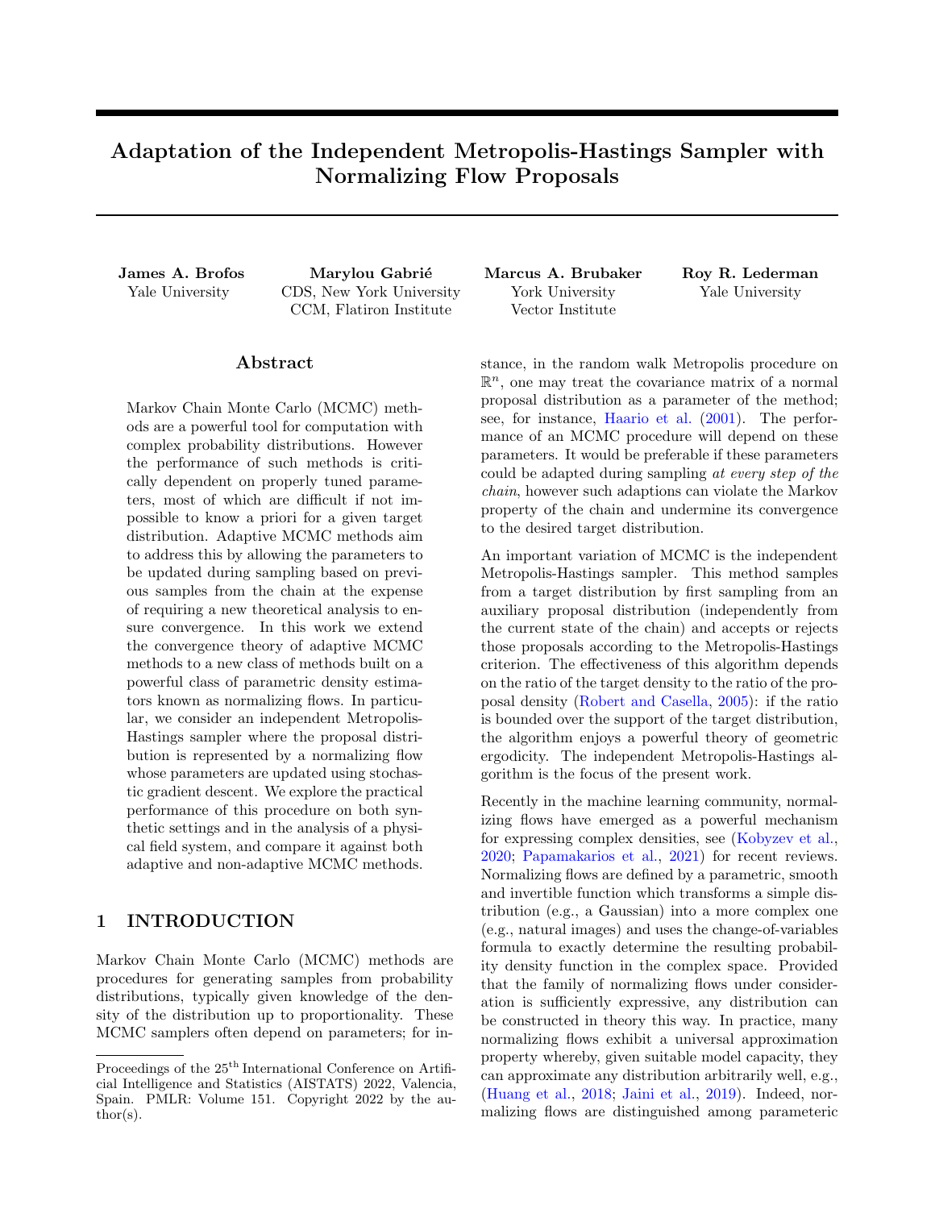# Adaptation of the Independent Metropolis-Hastings Sampler with Normalizing Flow Proposals

**James A. Brofos**
Yale University

**Marylou Gabrié**
CDS, New York University
CCM, Flatiron Institute

**Marcus A. Brubaker**
York University
Vector Institute

**Roy R. Lederman**
Yale University

## Abstract

Markov Chain Monte Carlo (MCMC) methods are a powerful tool for computation with complex probability distributions. However the performance of such methods is critically dependent on properly tuned parameters, most of which are difficult if not impossible to know a priori for a given target distribution. Adaptive MCMC methods aim to address this by allowing the parameters to be updated during sampling based on previous samples from the chain at the expense of requiring a new theoretical analysis to ensure convergence. In this work we extend the convergence theory of adaptive MCMC methods to a new class of methods built on a powerful class of parametric density estimators known as normalizing flows. In particular, we consider an independent Metropolis-Hastings sampler where the proposal distribution is represented by a normalizing flow whose parameters are updated using stochastic gradient descent. We explore the practical performance of this procedure on both synthetic settings and in the analysis of a physical field system, and compare it against both adaptive and non-adaptive MCMC methods.

## 1 INTRODUCTION

Markov Chain Monte Carlo (MCMC) methods are procedures for generating samples from probability distributions, typically given knowledge of the density of the distribution up to proportionality. These MCMC samplers often depend on parameters; for instance, in the random walk Metropolis procedure on $\mathbb{R}^n$, one may treat the covariance matrix of a normal proposal distribution as a parameter of the method; see, for instance, Haario et al. (2001). The performance of an MCMC procedure will depend on these parameters. It would be preferable if these parameters could be adapted during sampling *at every step of the chain*, however such adaptions can violate the Markov property of the chain and undermine its convergence to the desired target distribution.

An important variation of MCMC is the independent Metropolis-Hastings sampler. This method samples from a target distribution by first sampling from an auxiliary proposal distribution (independently from the current state of the chain) and accepts or rejects those proposals according to the Metropolis-Hastings criterion. The effectiveness of this algorithm depends on the ratio of the target density to the ratio of the proposal density (Robert and Casella, 2005): if the ratio is bounded over the support of the target distribution, the algorithm enjoys a powerful theory of geometric ergodicity. The independent Metropolis-Hastings algorithm is the focus of the present work.

Recently in the machine learning community, normalizing flows have emerged as a powerful mechanism for expressing complex densities, see (Kobyzev et al., 2020; Papamakarios et al., 2021) for recent reviews. Normalizing flows are defined by a parametric, smooth and invertible function which transforms a simple distribution (e.g., a Gaussian) into a more complex one (e.g., natural images) and uses the change-of-variables formula to exactly determine the resulting probability density function in the complex space. Provided that the family of normalizing flows under consideration is sufficiently expressive, any distribution can be constructed in theory this way. In practice, many normalizing flows exhibit a universal approximation property whereby, given suitable model capacity, they can approximate any distribution arbitrarily well, e.g., (Huang et al., 2018; Jaini et al., 2019). Indeed, normalizing flows are distinguished among parametric

Proceedings of the 25[th] International Conference on Artificial Intelligence and Statistics (AISTATS) 2022, Valencia, Spain. PMLR: Volume 151. Copyright 2022 by the author(s).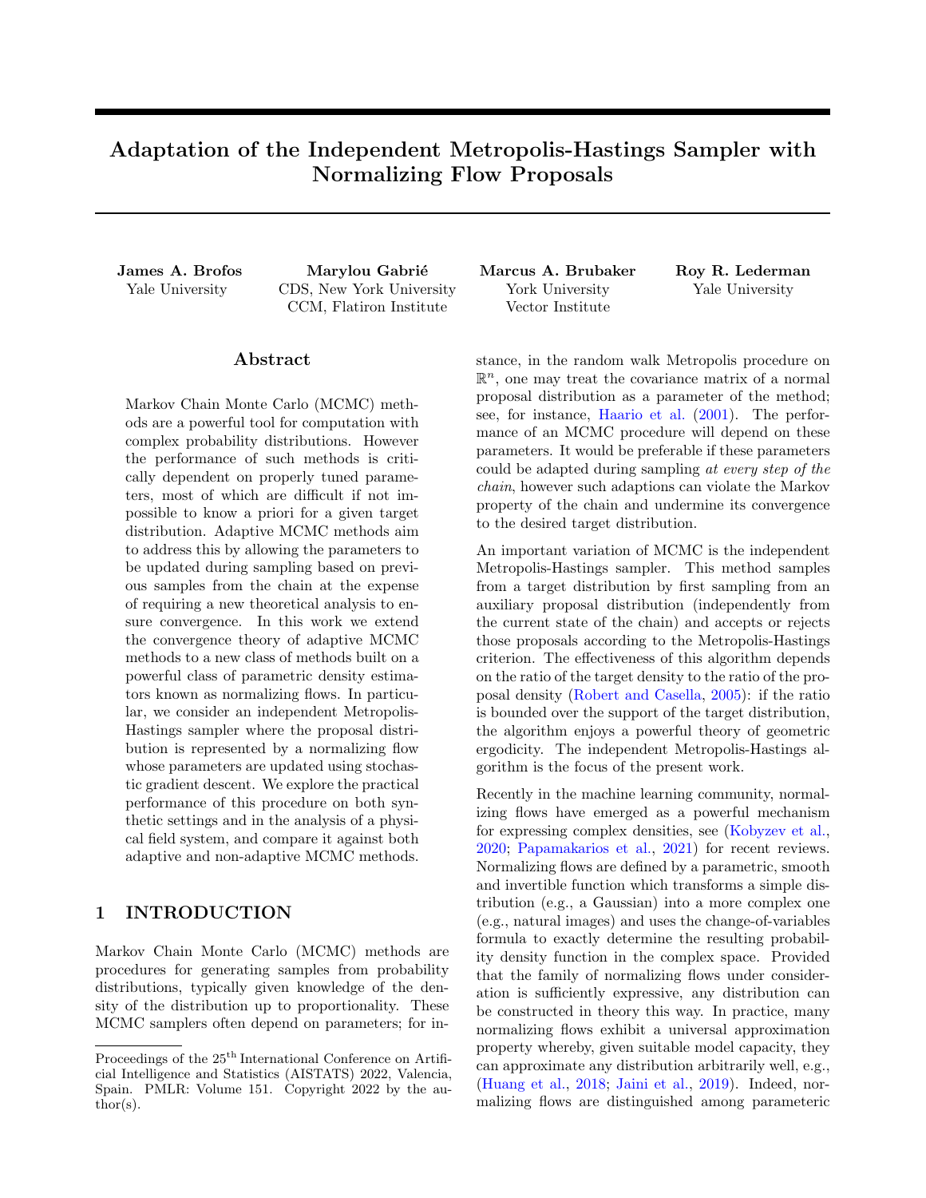# Adaptation of the Independent Metropolis-Hastings Sampler with Normalizing Flow Proposals

**James A. Brofos**  
Yale University

**Marylou Gabrié**  
CDS, New York University  
CCM, Flatiron Institute

**Marcus A. Brubaker**  
York University  
Vector Institute

**Roy R. Lederman**  
Yale University

## Abstract

Markov Chain Monte Carlo (MCMC) methods are a powerful tool for computation with complex probability distributions. However the performance of such methods is critically dependent on properly tuned parameters, most of which are difficult if not impossible to know a priori for a given target distribution. Adaptive MCMC methods aim to address this by allowing the parameters to be updated during sampling based on previous samples from the chain at the expense of requiring a new theoretical analysis to ensure convergence. In this work we extend the convergence theory of adaptive MCMC methods to a new class of methods built on a powerful class of parametric density estimators known as normalizing flows. In particular, we consider an independent Metropolis-Hastings sampler where the proposal distribution is represented by a normalizing flow whose parameters are updated using stochastic gradient descent. We explore the practical performance of this procedure on both synthetic settings and in the analysis of a physical field system, and compare it against both adaptive and non-adaptive MCMC methods.

## 1 INTRODUCTION

Markov Chain Monte Carlo (MCMC) methods are procedures for generating samples from probability distributions, typically given knowledge of the density of the distribution up to proportionality. These MCMC samplers often depend on parameters; for instance, in the random walk Metropolis procedure on $\mathbb{R}^n$, one may treat the covariance matrix of a normal proposal distribution as a parameter of the method; see, for instance, Haario et al. (2001). The performance of an MCMC procedure will depend on these parameters. It would be preferable if these parameters could be adapted during sampling *at every step of the chain*, however such adaptions can violate the Markov property of the chain and undermine its convergence to the desired target distribution.

An important variation of MCMC is the independent Metropolis-Hastings sampler. This method samples from a target distribution by first sampling from an auxiliary proposal distribution (independently from the current state of the chain) and accepts or rejects those proposals according to the Metropolis-Hastings criterion. The effectiveness of this algorithm depends on the ratio of the target density to the ratio of the proposal density (Robert and Casella, 2005): if the ratio is bounded over the support of the target distribution, the algorithm enjoys a powerful theory of geometric ergodicity. The independent Metropolis-Hastings algorithm is the focus of the present work.

Recently in the machine learning community, normalizing flows have emerged as a powerful mechanism for expressing complex densities, see (Kobyzev et al., 2020; Papamakarios et al., 2021) for recent reviews. Normalizing flows are defined by a parametric, smooth and invertible function which transforms a simple distribution (e.g., a Gaussian) into a more complex one (e.g., natural images) and uses the change-of-variables formula to exactly determine the resulting probability density function in the complex space. Provided that the family of normalizing flows under consideration is sufficiently expressive, any distribution can be constructed in theory this way. In practice, many normalizing flows exhibit a universal approximation property whereby, given suitable model capacity, they can approximate any distribution arbitrarily well, e.g., (Huang et al., 2018; Jaini et al., 2019). Indeed, normalizing flows are distinguished among parametric

Proceedings of the 25[th] International Conference on Artificial Intelligence and Statistics (AISTATS) 2022, Valencia, Spain. PMLR: Volume 151. Copyright 2022 by the author(s).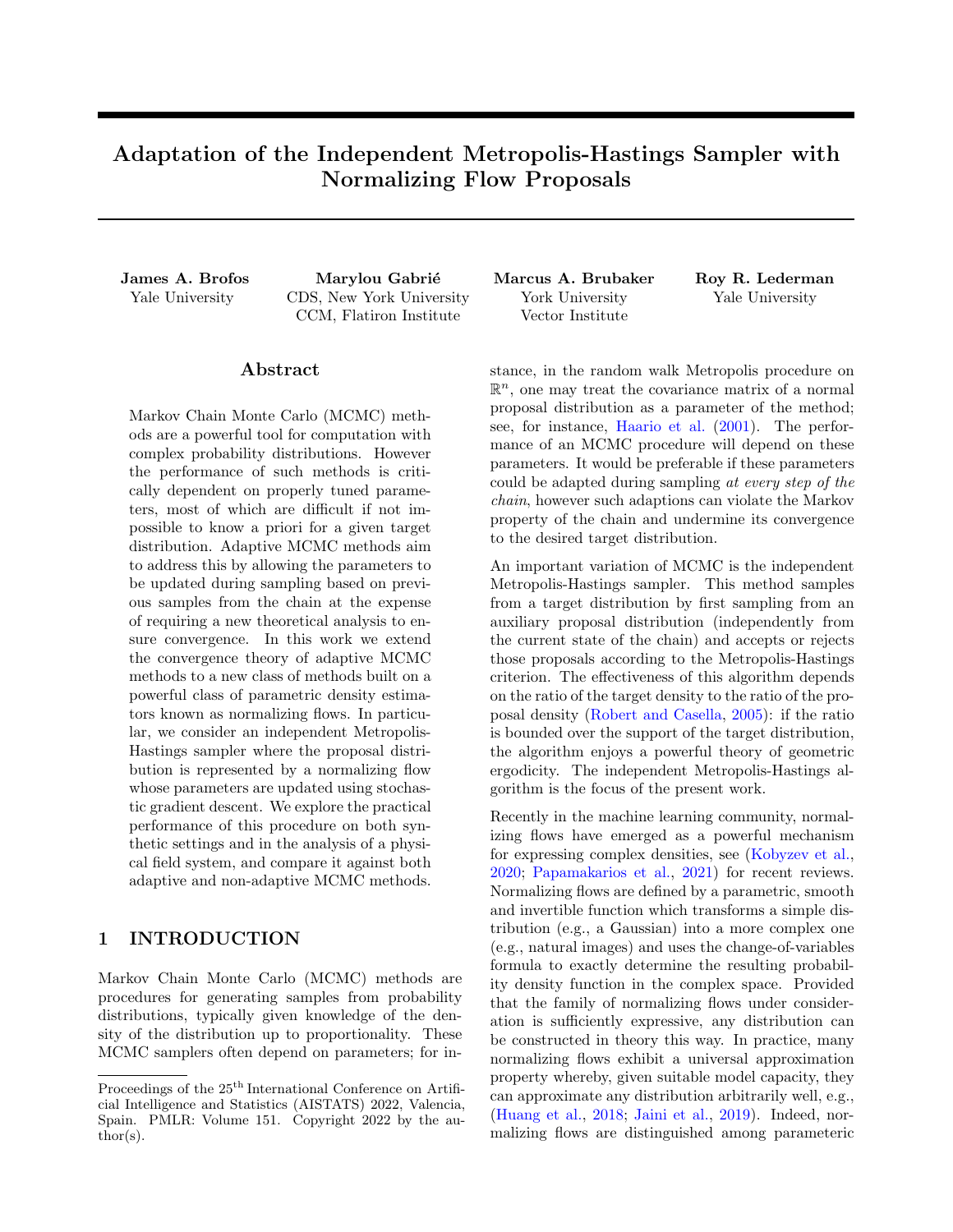# Adaptation of the Independent Metropolis-Hastings Sampler with Normalizing Flow Proposals

**James A. Brofos**
Yale University

**Marylou Gabrié**
CDS, New York University
CCM, Flatiron Institute

**Marcus A. Brubaker**
York University
Vector Institute

**Roy R. Lederman**
Yale University

## Abstract

Markov Chain Monte Carlo (MCMC) methods are a powerful tool for computation with complex probability distributions. However the performance of such methods is critically dependent on properly tuned parameters, most of which are difficult if not impossible to know a priori for a given target distribution. Adaptive MCMC methods aim to address this by allowing the parameters to be updated during sampling based on previous samples from the chain at the expense of requiring a new theoretical analysis to ensure convergence. In this work we extend the convergence theory of adaptive MCMC methods to a new class of methods built on a powerful class of parametric density estimators known as normalizing flows. In particular, we consider an independent Metropolis-Hastings sampler where the proposal distribution is represented by a normalizing flow whose parameters are updated using stochastic gradient descent. We explore the practical performance of this procedure on both synthetic settings and in the analysis of a physical field system, and compare it against both adaptive and non-adaptive MCMC methods.

## 1 INTRODUCTION

Markov Chain Monte Carlo (MCMC) methods are procedures for generating samples from probability distributions, typically given knowledge of the density of the distribution up to proportionality. These MCMC samplers often depend on parameters; for instance, in the random walk Metropolis procedure on $\mathbb{R}^n$, one may treat the covariance matrix of a normal proposal distribution as a parameter of the method; see, for instance, Haario et al. (2001). The performance of an MCMC procedure will depend on these parameters. It would be preferable if these parameters could be adapted during sampling *at every step of the chain*, however such adaptions can violate the Markov property of the chain and undermine its convergence to the desired target distribution.

An important variation of MCMC is the independent Metropolis-Hastings sampler. This method samples from a target distribution by first sampling from an auxiliary proposal distribution (independently from the current state of the chain) and accepts or rejects those proposals according to the Metropolis-Hastings criterion. The effectiveness of this algorithm depends on the ratio of the target density to the ratio of the proposal density (Robert and Casella, 2005): if the ratio is bounded over the support of the target distribution, the algorithm enjoys a powerful theory of geometric ergodicity. The independent Metropolis-Hastings algorithm is the focus of the present work.

Recently in the machine learning community, normalizing flows have emerged as a powerful mechanism for expressing complex densities, see (Kobyzev et al., 2020; Papamakarios et al., 2021) for recent reviews. Normalizing flows are defined by a parametric, smooth and invertible function which transforms a simple distribution (e.g., a Gaussian) into a more complex one (e.g., natural images) and uses the change-of-variables formula to exactly determine the resulting probability density function in the complex space. Provided that the family of normalizing flows under consideration is sufficiently expressive, any distribution can be constructed in theory this way. In practice, many normalizing flows exhibit a universal approximation property whereby, given suitable model capacity, they can approximate any distribution arbitrarily well, e.g., (Huang et al., 2018; Jaini et al., 2019). Indeed, normalizing flows are distinguished among parametric

Proceedings of the 25[th] International Conference on Artificial Intelligence and Statistics (AISTATS) 2022, Valencia, Spain. PMLR: Volume 151. Copyright 2022 by the author(s).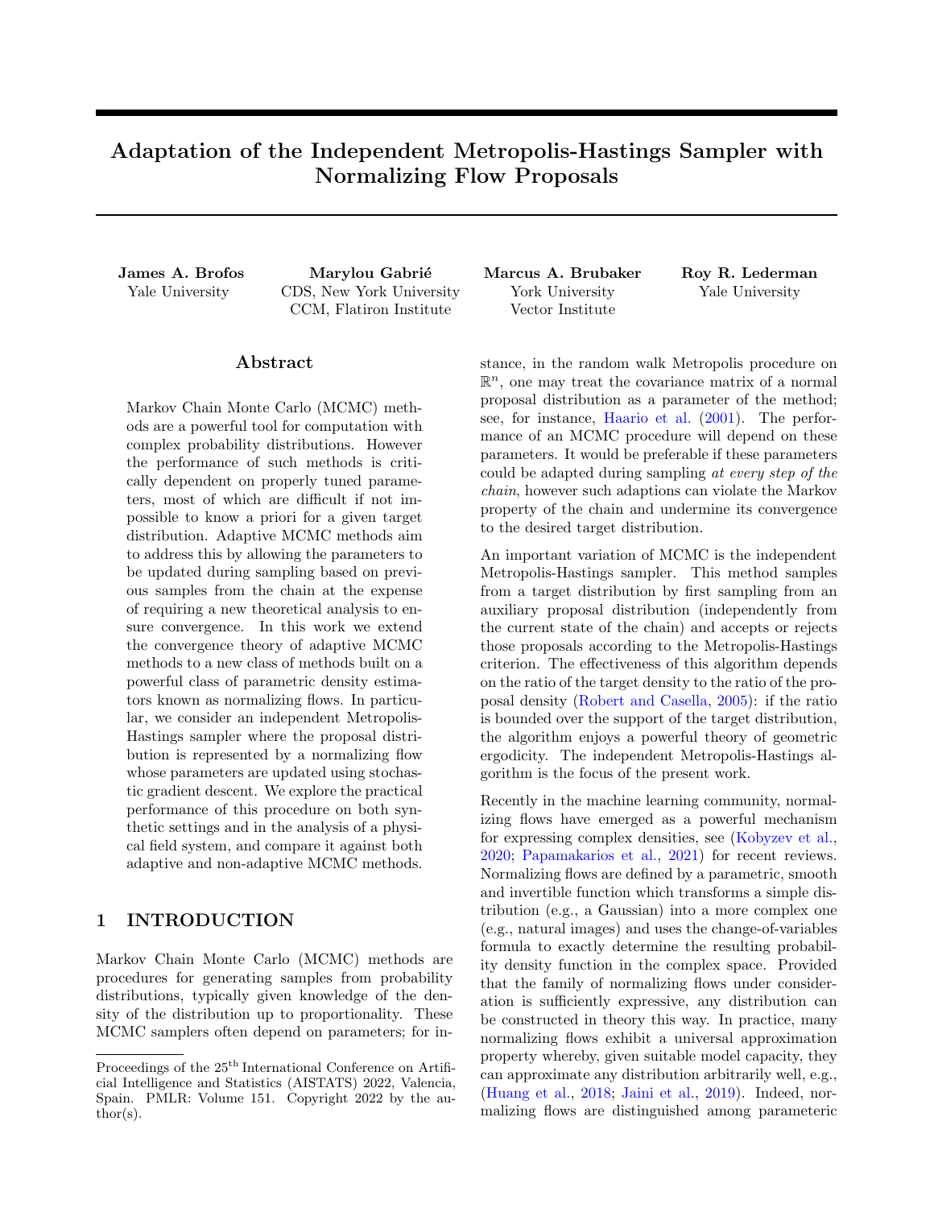# Adaptation of the Independent Metropolis-Hastings Sampler with Normalizing Flow Proposals

**James A. Brofos**
Yale University

**Marylou Gabrié**
CDS, New York University
CCM, Flatiron Institute

**Marcus A. Brubaker**
York University
Vector Institute

**Roy R. Lederman**
Yale University

## Abstract

Markov Chain Monte Carlo (MCMC) methods are a powerful tool for computation with complex probability distributions. However the performance of such methods is critically dependent on properly tuned parameters, most of which are difficult if not impossible to know a priori for a given target distribution. Adaptive MCMC methods aim to address this by allowing the parameters to be updated during sampling based on previous samples from the chain at the expense of requiring a new theoretical analysis to ensure convergence. In this work we extend the convergence theory of adaptive MCMC methods to a new class of methods built on a powerful class of parametric density estimators known as normalizing flows. In particular, we consider an independent Metropolis-Hastings sampler where the proposal distribution is represented by a normalizing flow whose parameters are updated using stochastic gradient descent. We explore the practical performance of this procedure on both synthetic settings and in the analysis of a physical field system, and compare it against both adaptive and non-adaptive MCMC methods.

## 1 INTRODUCTION

Markov Chain Monte Carlo (MCMC) methods are procedures for generating samples from probability distributions, typically given knowledge of the density of the distribution up to proportionality. These MCMC samplers often depend on parameters; for instance, in the random walk Metropolis procedure on $\mathbb{R}^n$, one may treat the covariance matrix of a normal proposal distribution as a parameter of the method; see, for instance, Haario et al. (2001). The performance of an MCMC procedure will depend on these parameters. It would be preferable if these parameters could be adapted during sampling *at every step of the chain*, however such adaptions can violate the Markov property of the chain and undermine its convergence to the desired target distribution.

An important variation of MCMC is the independent Metropolis-Hastings sampler. This method samples from a target distribution by first sampling from an auxiliary proposal distribution (independently from the current state of the chain) and accepts or rejects those proposals according to the Metropolis-Hastings criterion. The effectiveness of this algorithm depends on the ratio of the target density to the ratio of the proposal density (Robert and Casella, 2005): if the ratio is bounded over the support of the target distribution, the algorithm enjoys a powerful theory of geometric ergodicity. The independent Metropolis-Hastings algorithm is the focus of the present work.

Recently in the machine learning community, normalizing flows have emerged as a powerful mechanism for expressing complex densities, see (Kobyzev et al., 2020; Papamakarios et al., 2021) for recent reviews. Normalizing flows are defined by a parametric, smooth and invertible function which transforms a simple distribution (e.g., a Gaussian) into a more complex one (e.g., natural images) and uses the change-of-variables formula to exactly determine the resulting probability density function in the complex space. Provided that the family of normalizing flows under consideration is sufficiently expressive, any distribution can be constructed in theory this way. In practice, many normalizing flows exhibit a universal approximation property whereby, given suitable model capacity, they can approximate any distribution arbitrarily well, e.g., (Huang et al., 2018; Jaini et al., 2019). Indeed, normalizing flows are distinguished among parametric

Proceedings of the 25[th] International Conference on Artificial Intelligence and Statistics (AISTATS) 2022, Valencia, Spain. PMLR: Volume 151. Copyright 2022 by the author(s).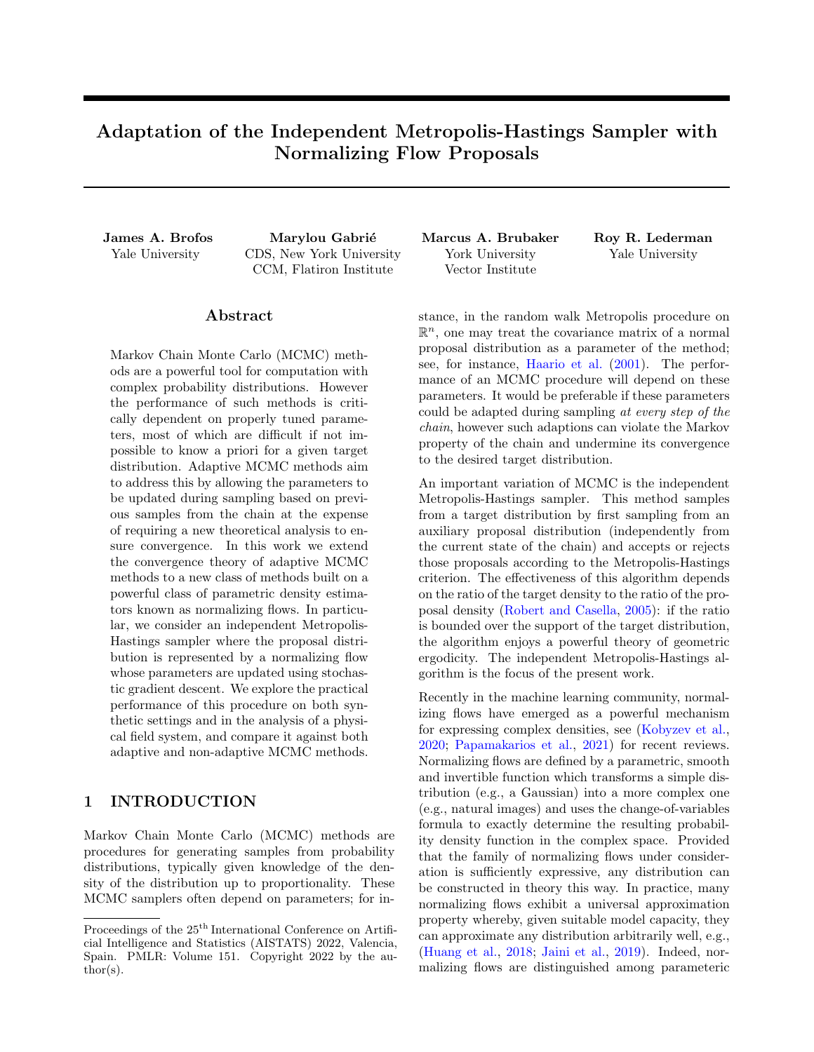# Adaptation of the Independent Metropolis-Hastings Sampler with Normalizing Flow Proposals

**James A. Brofos**
Yale University

**Marylou Gabrié**
CDS, New York University
CCM, Flatiron Institute

**Marcus A. Brubaker**
York University
Vector Institute

**Roy R. Lederman**
Yale University

## Abstract

Markov Chain Monte Carlo (MCMC) methods are a powerful tool for computation with complex probability distributions. However the performance of such methods is critically dependent on properly tuned parameters, most of which are difficult if not impossible to know a priori for a given target distribution. Adaptive MCMC methods aim to address this by allowing the parameters to be updated during sampling based on previous samples from the chain at the expense of requiring a new theoretical analysis to ensure convergence. In this work we extend the convergence theory of adaptive MCMC methods to a new class of methods built on a powerful class of parametric density estimators known as normalizing flows. In particular, we consider an independent Metropolis-Hastings sampler where the proposal distribution is represented by a normalizing flow whose parameters are updated using stochastic gradient descent. We explore the practical performance of this procedure on both synthetic settings and in the analysis of a physical field system, and compare it against both adaptive and non-adaptive MCMC methods.

## 1 INTRODUCTION

Markov Chain Monte Carlo (MCMC) methods are procedures for generating samples from probability distributions, typically given knowledge of the density of the distribution up to proportionality. These MCMC samplers often depend on parameters; for instance, in the random walk Metropolis procedure on $\mathbb{R}^n$, one may treat the covariance matrix of a normal proposal distribution as a parameter of the method; see, for instance, Haario et al. (2001). The performance of an MCMC procedure will depend on these parameters. It would be preferable if these parameters could be adapted during sampling *at every step of the chain*, however such adaptions can violate the Markov property of the chain and undermine its convergence to the desired target distribution.

An important variation of MCMC is the independent Metropolis-Hastings sampler. This method samples from a target distribution by first sampling from an auxiliary proposal distribution (independently from the current state of the chain) and accepts or rejects those proposals according to the Metropolis-Hastings criterion. The effectiveness of this algorithm depends on the ratio of the target density to the ratio of the proposal density (Robert and Casella, 2005): if the ratio is bounded over the support of the target distribution, the algorithm enjoys a powerful theory of geometric ergodicity. The independent Metropolis-Hastings algorithm is the focus of the present work.

Recently in the machine learning community, normalizing flows have emerged as a powerful mechanism for expressing complex densities, see (Kobyzev et al., 2020; Papamakarios et al., 2021) for recent reviews. Normalizing flows are defined by a parametric, smooth and invertible function which transforms a simple distribution (e.g., a Gaussian) into a more complex one (e.g., natural images) and uses the change-of-variables formula to exactly determine the resulting probability density function in the complex space. Provided that the family of normalizing flows under consideration is sufficiently expressive, any distribution can be constructed in theory this way. In practice, many normalizing flows exhibit a universal approximation property whereby, given suitable model capacity, they can approximate any distribution arbitrarily well, e.g., (Huang et al., 2018; Jaini et al., 2019). Indeed, normalizing flows are distinguished among parametric

---

Proceedings of the 25[th] International Conference on Artificial Intelligence and Statistics (AISTATS) 2022, Valencia, Spain. PMLR: Volume 151. Copyright 2022 by the author(s).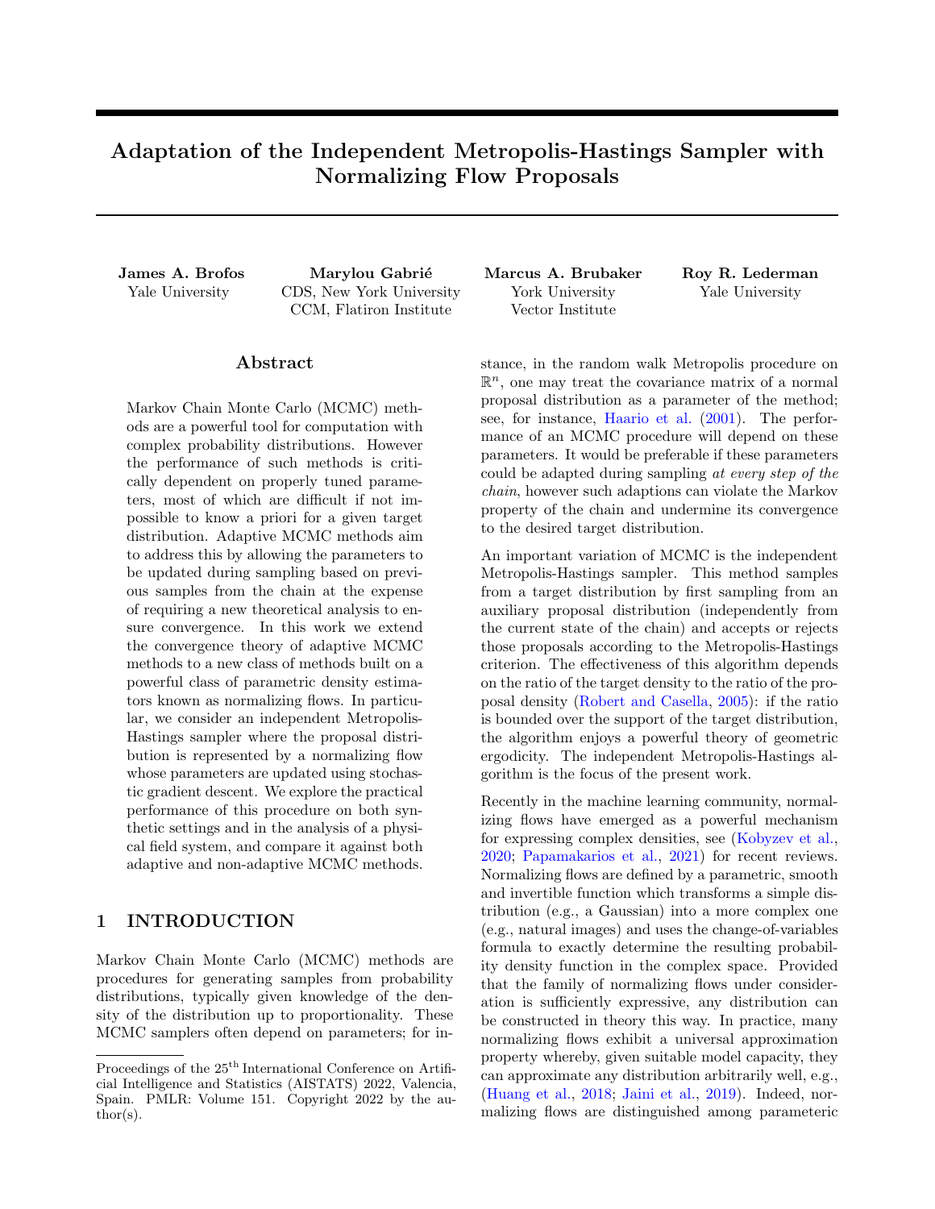# Adaptation of the Independent Metropolis-Hastings Sampler with Normalizing Flow Proposals

**James A. Brofos**
Yale University

**Marylou Gabrié**
CDS, New York University
CCM, Flatiron Institute

**Marcus A. Brubaker**
York University
Vector Institute

**Roy R. Lederman**
Yale University

## Abstract

Markov Chain Monte Carlo (MCMC) methods are a powerful tool for computation with complex probability distributions. However the performance of such methods is critically dependent on properly tuned parameters, most of which are difficult if not impossible to know a priori for a given target distribution. Adaptive MCMC methods aim to address this by allowing the parameters to be updated during sampling based on previous samples from the chain at the expense of requiring a new theoretical analysis to ensure convergence. In this work we extend the convergence theory of adaptive MCMC methods to a new class of methods built on a powerful class of parametric density estimators known as normalizing flows. In particular, we consider an independent Metropolis-Hastings sampler where the proposal distribution is represented by a normalizing flow whose parameters are updated using stochastic gradient descent. We explore the practical performance of this procedure on both synthetic settings and in the analysis of a physical field system, and compare it against both adaptive and non-adaptive MCMC methods.

## 1 INTRODUCTION

Markov Chain Monte Carlo (MCMC) methods are procedures for generating samples from probability distributions, typically given knowledge of the density of the distribution up to proportionality. These MCMC samplers often depend on parameters; for instance, in the random walk Metropolis procedure on $\mathbb{R}^n$, one may treat the covariance matrix of a normal proposal distribution as a parameter of the method; see, for instance, Haario et al. (2001). The performance of an MCMC procedure will depend on these parameters. It would be preferable if these parameters could be adapted during sampling *at every step of the chain*, however such adaptions can violate the Markov property of the chain and undermine its convergence to the desired target distribution.

An important variation of MCMC is the independent Metropolis-Hastings sampler. This method samples from a target distribution by first sampling from an auxiliary proposal distribution (independently from the current state of the chain) and accepts or rejects those proposals according to the Metropolis-Hastings criterion. The effectiveness of this algorithm depends on the ratio of the target density to the ratio of the proposal density (Robert and Casella, 2005): if the ratio is bounded over the support of the target distribution, the algorithm enjoys a powerful theory of geometric ergodicity. The independent Metropolis-Hastings algorithm is the focus of the present work.

Recently in the machine learning community, normalizing flows have emerged as a powerful mechanism for expressing complex densities, see (Kobyzev et al., 2020; Papamakarios et al., 2021) for recent reviews. Normalizing flows are defined by a parametric, smooth and invertible function which transforms a simple distribution (e.g., a Gaussian) into a more complex one (e.g., natural images) and uses the change-of-variables formula to exactly determine the resulting probability density function in the complex space. Provided that the family of normalizing flows under consideration is sufficiently expressive, any distribution can be constructed in theory this way. In practice, many normalizing flows exhibit a universal approximation property whereby, given suitable model capacity, they can approximate any distribution arbitrarily well, e.g., (Huang et al., 2018; Jaini et al., 2019). Indeed, normalizing flows are distinguished among parametric

Proceedings of the 25[th] International Conference on Artificial Intelligence and Statistics (AISTATS) 2022, Valencia, Spain. PMLR: Volume 151. Copyright 2022 by the author(s).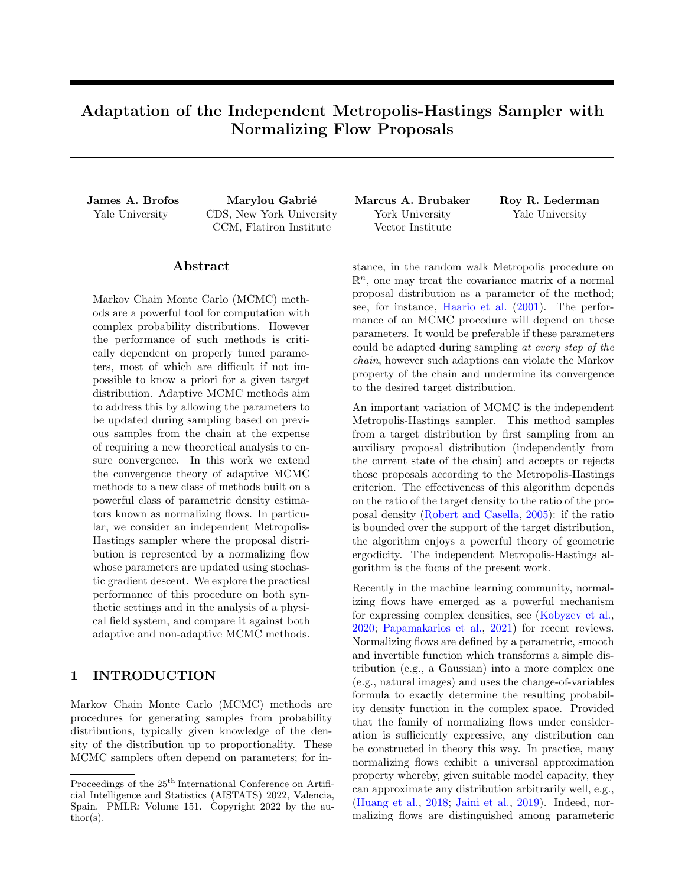# Adaptation of the Independent Metropolis-Hastings Sampler with Normalizing Flow Proposals

**James A. Brofos**
Yale University

**Marylou Gabrié**
CDS, New York University
CCM, Flatiron Institute

**Marcus A. Brubaker**
York University
Vector Institute

**Roy R. Lederman**
Yale University

## Abstract

Markov Chain Monte Carlo (MCMC) methods are a powerful tool for computation with complex probability distributions. However the performance of such methods is critically dependent on properly tuned parameters, most of which are difficult if not impossible to know a priori for a given target distribution. Adaptive MCMC methods aim to address this by allowing the parameters to be updated during sampling based on previous samples from the chain at the expense of requiring a new theoretical analysis to ensure convergence. In this work we extend the convergence theory of adaptive MCMC methods to a new class of methods built on a powerful class of parametric density estimators known as normalizing flows. In particular, we consider an independent Metropolis-Hastings sampler where the proposal distribution is represented by a normalizing flow whose parameters are updated using stochastic gradient descent. We explore the practical performance of this procedure on both synthetic settings and in the analysis of a physical field system, and compare it against both adaptive and non-adaptive MCMC methods.

## 1 INTRODUCTION

Markov Chain Monte Carlo (MCMC) methods are procedures for generating samples from probability distributions, typically given knowledge of the density of the distribution up to proportionality. These MCMC samplers often depend on parameters; for instance, in the random walk Metropolis procedure on $\mathbb{R}^n$, one may treat the covariance matrix of a normal proposal distribution as a parameter of the method; see, for instance, Haario et al. (2001). The performance of an MCMC procedure will depend on these parameters. It would be preferable if these parameters could be adapted during sampling *at every step of the chain*, however such adaptions can violate the Markov property of the chain and undermine its convergence to the desired target distribution.

An important variation of MCMC is the independent Metropolis-Hastings sampler. This method samples from a target distribution by first sampling from an auxiliary proposal distribution (independently from the current state of the chain) and accepts or rejects those proposals according to the Metropolis-Hastings criterion. The effectiveness of this algorithm depends on the ratio of the target density to the ratio of the proposal density (Robert and Casella, 2005): if the ratio is bounded over the support of the target distribution, the algorithm enjoys a powerful theory of geometric ergodicity. The independent Metropolis-Hastings algorithm is the focus of the present work.

Recently in the machine learning community, normalizing flows have emerged as a powerful mechanism for expressing complex densities, see (Kobyzev et al., 2020; Papamakarios et al., 2021) for recent reviews. Normalizing flows are defined by a parametric, smooth and invertible function which transforms a simple distribution (e.g., a Gaussian) into a more complex one (e.g., natural images) and uses the change-of-variables formula to exactly determine the resulting probability density function in the complex space. Provided that the family of normalizing flows under consideration is sufficiently expressive, any distribution can be constructed in theory this way. In practice, many normalizing flows exhibit a universal approximation property whereby, given suitable model capacity, they can approximate any distribution arbitrarily well, e.g., (Huang et al., 2018; Jaini et al., 2019). Indeed, normalizing flows are distinguished among parametric

Proceedings of the 25[th] International Conference on Artificial Intelligence and Statistics (AISTATS) 2022, Valencia, Spain. PMLR: Volume 151. Copyright 2022 by the author(s).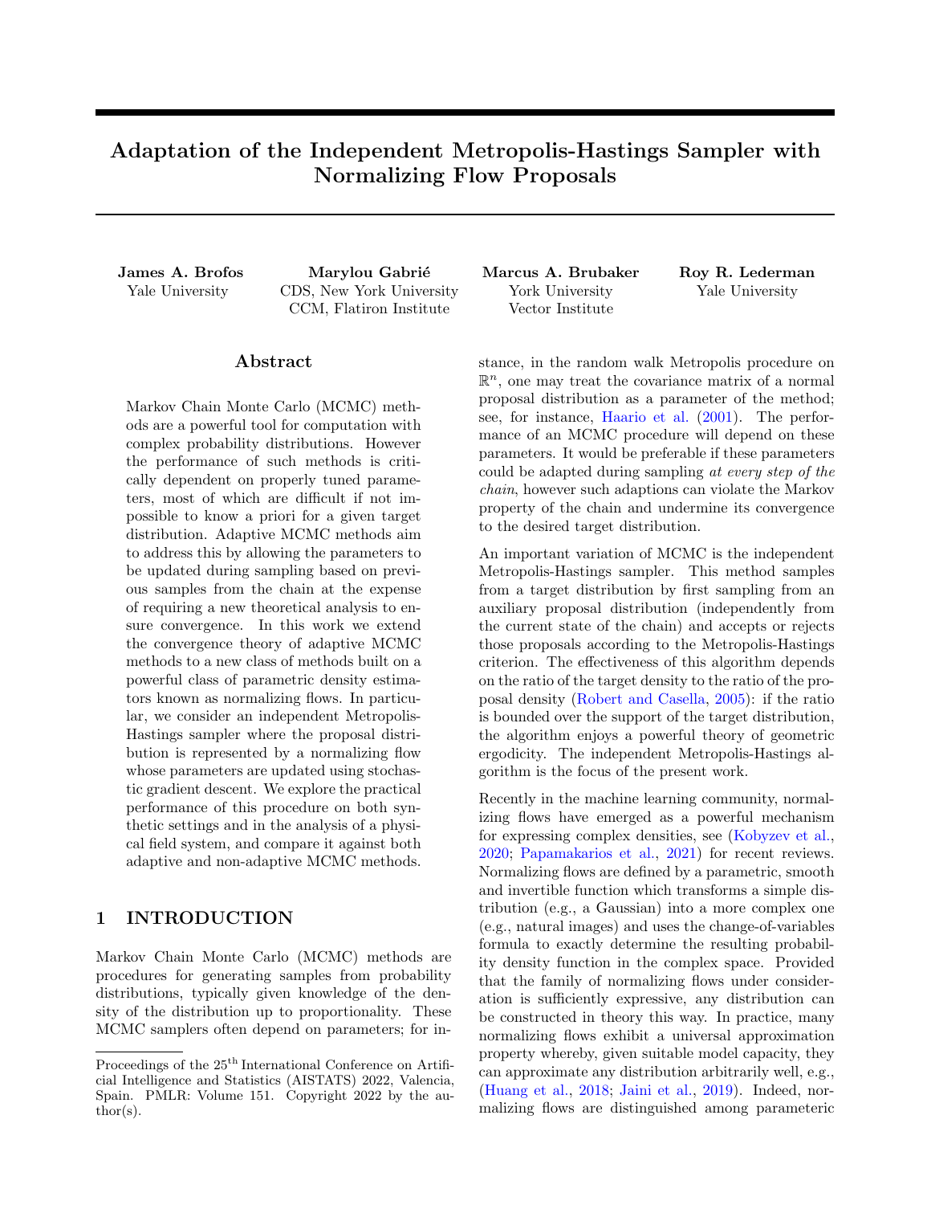# Adaptation of the Independent Metropolis-Hastings Sampler with Normalizing Flow Proposals

**James A. Brofos**
Yale University

**Marylou Gabrié**
CDS, New York University
CCM, Flatiron Institute

**Marcus A. Brubaker**
York University
Vector Institute

**Roy R. Lederman**
Yale University

## Abstract

Markov Chain Monte Carlo (MCMC) methods are a powerful tool for computation with complex probability distributions. However the performance of such methods is critically dependent on properly tuned parameters, most of which are difficult if not impossible to know a priori for a given target distribution. Adaptive MCMC methods aim to address this by allowing the parameters to be updated during sampling based on previous samples from the chain at the expense of requiring a new theoretical analysis to ensure convergence. In this work we extend the convergence theory of adaptive MCMC methods to a new class of methods built on a powerful class of parametric density estimators known as normalizing flows. In particular, we consider an independent Metropolis-Hastings sampler where the proposal distribution is represented by a normalizing flow whose parameters are updated using stochastic gradient descent. We explore the practical performance of this procedure on both synthetic settings and in the analysis of a physical field system, and compare it against both adaptive and non-adaptive MCMC methods.

## 1 INTRODUCTION

Markov Chain Monte Carlo (MCMC) methods are procedures for generating samples from probability distributions, typically given knowledge of the density of the distribution up to proportionality. These MCMC samplers often depend on parameters; for instance, in the random walk Metropolis procedure on $\mathbb{R}^n$, one may treat the covariance matrix of a normal proposal distribution as a parameter of the method; see, for instance, Haario et al. (2001). The performance of an MCMC procedure will depend on these parameters. It would be preferable if these parameters could be adapted during sampling *at every step of the chain*, however such adaptions can violate the Markov property of the chain and undermine its convergence to the desired target distribution.

An important variation of MCMC is the independent Metropolis-Hastings sampler. This method samples from a target distribution by first sampling from an auxiliary proposal distribution (independently from the current state of the chain) and accepts or rejects those proposals according to the Metropolis-Hastings criterion. The effectiveness of this algorithm depends on the ratio of the target density to the ratio of the proposal density (Robert and Casella, 2005): if the ratio is bounded over the support of the target distribution, the algorithm enjoys a powerful theory of geometric ergodicity. The independent Metropolis-Hastings algorithm is the focus of the present work.

Recently in the machine learning community, normalizing flows have emerged as a powerful mechanism for expressing complex densities, see (Kobyzev et al., 2020; Papamakarios et al., 2021) for recent reviews. Normalizing flows are defined by a parametric, smooth and invertible function which transforms a simple distribution (e.g., a Gaussian) into a more complex one (e.g., natural images) and uses the change-of-variables formula to exactly determine the resulting probability density function in the complex space. Provided that the family of normalizing flows under consideration is sufficiently expressive, any distribution can be constructed in theory this way. In practice, many normalizing flows exhibit a universal approximation property whereby, given suitable model capacity, they can approximate any distribution arbitrarily well, e.g., (Huang et al., 2018; Jaini et al., 2019). Indeed, normalizing flows are distinguished among parametric

Proceedings of the 25[th] International Conference on Artificial Intelligence and Statistics (AISTATS) 2022, Valencia, Spain. PMLR: Volume 151. Copyright 2022 by the author(s).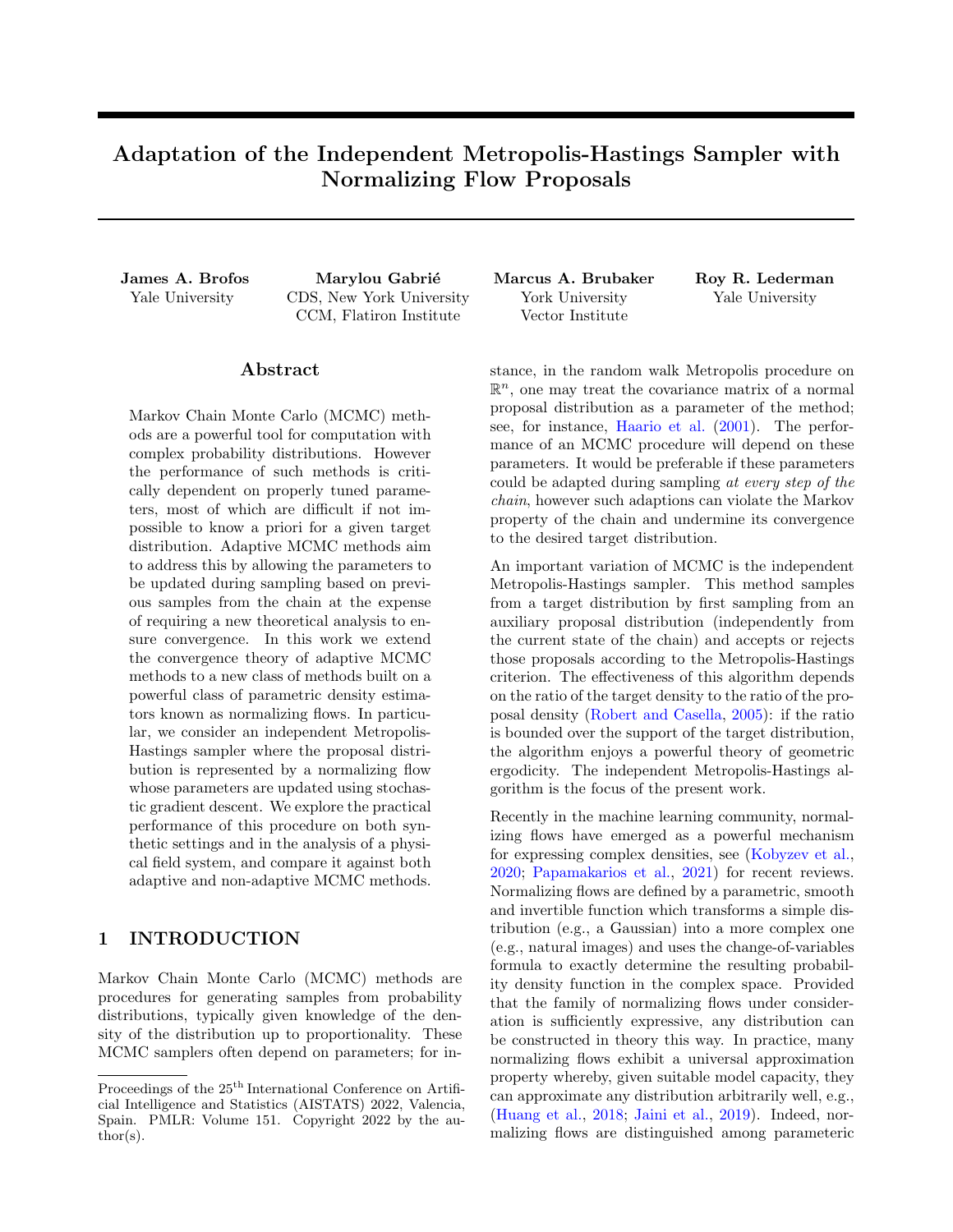# Adaptation of the Independent Metropolis-Hastings Sampler with Normalizing Flow Proposals

**James A. Brofos**
Yale University

**Marylou Gabrié**
CDS, New York University
CCM, Flatiron Institute

**Marcus A. Brubaker**
York University
Vector Institute

**Roy R. Lederman**
Yale University

## Abstract

Markov Chain Monte Carlo (MCMC) methods are a powerful tool for computation with complex probability distributions. However the performance of such methods is critically dependent on properly tuned parameters, most of which are difficult if not impossible to know a priori for a given target distribution. Adaptive MCMC methods aim to address this by allowing the parameters to be updated during sampling based on previous samples from the chain at the expense of requiring a new theoretical analysis to ensure convergence. In this work we extend the convergence theory of adaptive MCMC methods to a new class of methods built on a powerful class of parametric density estimators known as normalizing flows. In particular, we consider an independent Metropolis-Hastings sampler where the proposal distribution is represented by a normalizing flow whose parameters are updated using stochastic gradient descent. We explore the practical performance of this procedure on both synthetic settings and in the analysis of a physical field system, and compare it against both adaptive and non-adaptive MCMC methods.

## 1 INTRODUCTION

Markov Chain Monte Carlo (MCMC) methods are procedures for generating samples from probability distributions, typically given knowledge of the density of the distribution up to proportionality. These MCMC samplers often depend on parameters; for instance, in the random walk Metropolis procedure on $\mathbb{R}^n$, one may treat the covariance matrix of a normal proposal distribution as a parameter of the method; see, for instance, Haario et al. (2001). The performance of an MCMC procedure will depend on these parameters. It would be preferable if these parameters could be adapted during sampling *at every step of the chain*, however such adaptions can violate the Markov property of the chain and undermine its convergence to the desired target distribution.

An important variation of MCMC is the independent Metropolis-Hastings sampler. This method samples from a target distribution by first sampling from an auxiliary proposal distribution (independently from the current state of the chain) and accepts or rejects those proposals according to the Metropolis-Hastings criterion. The effectiveness of this algorithm depends on the ratio of the target density to the ratio of the proposal density (Robert and Casella, 2005): if the ratio is bounded over the support of the target distribution, the algorithm enjoys a powerful theory of geometric ergodicity. The independent Metropolis-Hastings algorithm is the focus of the present work.

Recently in the machine learning community, normalizing flows have emerged as a powerful mechanism for expressing complex densities, see (Kobyzev et al., 2020; Papamakarios et al., 2021) for recent reviews. Normalizing flows are defined by a parametric, smooth and invertible function which transforms a simple distribution (e.g., a Gaussian) into a more complex one (e.g., natural images) and uses the change-of-variables formula to exactly determine the resulting probability density function in the complex space. Provided that the family of normalizing flows under consideration is sufficiently expressive, any distribution can be constructed in theory this way. In practice, many normalizing flows exhibit a universal approximation property whereby, given suitable model capacity, they can approximate any distribution arbitrarily well, e.g., (Huang et al., 2018; Jaini et al., 2019). Indeed, normalizing flows are distinguished among parametric

Proceedings of the 25[th] International Conference on Artificial Intelligence and Statistics (AISTATS) 2022, Valencia, Spain. PMLR: Volume 151. Copyright 2022 by the author(s).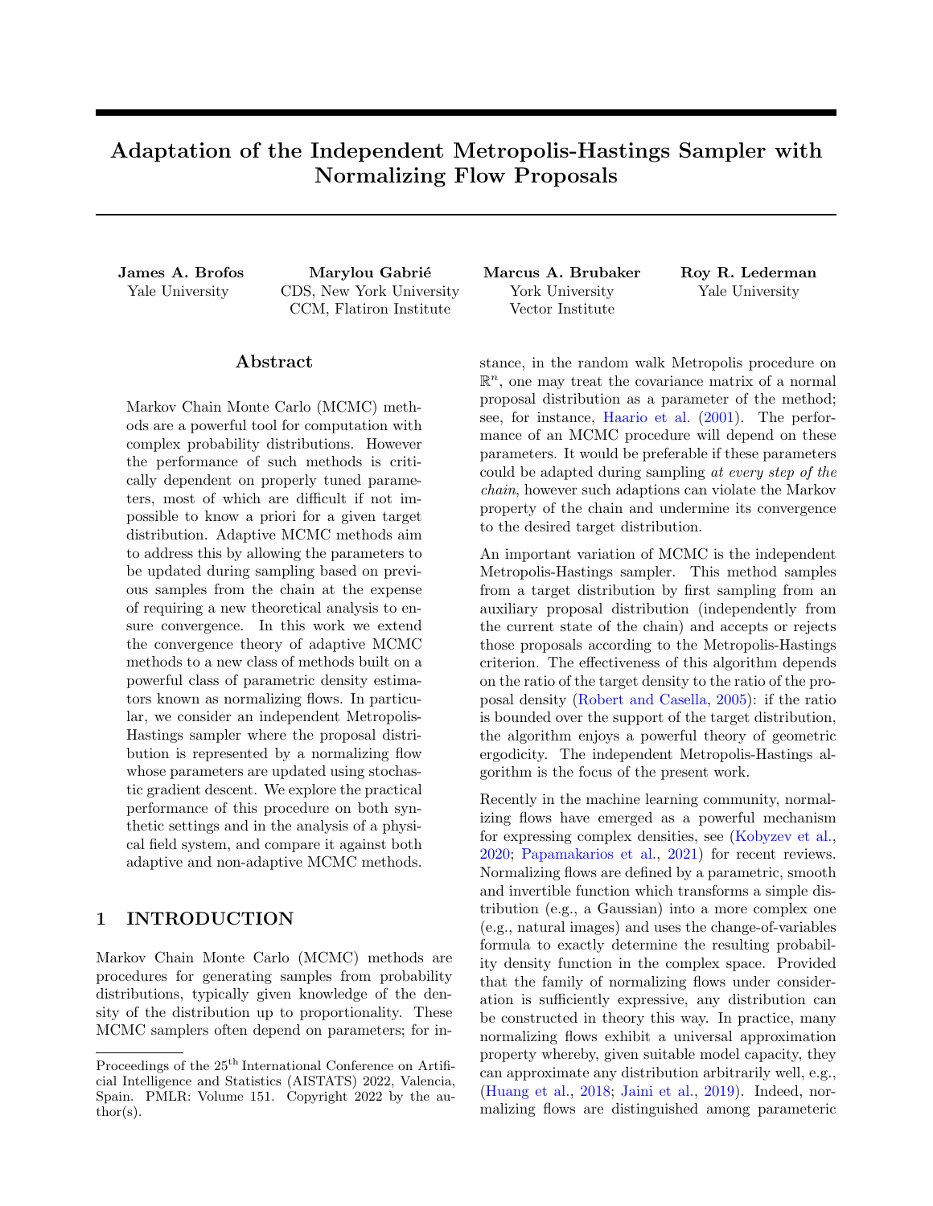# Adaptation of the Independent Metropolis-Hastings Sampler with Normalizing Flow Proposals

**James A. Brofos**
Yale University

**Marylou Gabrié**
CDS, New York University
CCM, Flatiron Institute

**Marcus A. Brubaker**
York University
Vector Institute

**Roy R. Lederman**
Yale University

## Abstract

Markov Chain Monte Carlo (MCMC) methods are a powerful tool for computation with complex probability distributions. However the performance of such methods is critically dependent on properly tuned parameters, most of which are difficult if not impossible to know a priori for a given target distribution. Adaptive MCMC methods aim to address this by allowing the parameters to be updated during sampling based on previous samples from the chain at the expense of requiring a new theoretical analysis to ensure convergence. In this work we extend the convergence theory of adaptive MCMC methods to a new class of methods built on a powerful class of parametric density estimators known as normalizing flows. In particular, we consider an independent Metropolis-Hastings sampler where the proposal distribution is represented by a normalizing flow whose parameters are updated using stochastic gradient descent. We explore the practical performance of this procedure on both synthetic settings and in the analysis of a physical field system, and compare it against both adaptive and non-adaptive MCMC methods.

## 1 INTRODUCTION

Markov Chain Monte Carlo (MCMC) methods are procedures for generating samples from probability distributions, typically given knowledge of the density of the distribution up to proportionality. These MCMC samplers often depend on parameters; for instance, in the random walk Metropolis procedure on $\mathbb{R}^n$, one may treat the covariance matrix of a normal proposal distribution as a parameter of the method; see, for instance, Haario et al. (2001). The performance of an MCMC procedure will depend on these parameters. It would be preferable if these parameters could be adapted during sampling *at every step of the chain*, however such adaptions can violate the Markov property of the chain and undermine its convergence to the desired target distribution.

An important variation of MCMC is the independent Metropolis-Hastings sampler. This method samples from a target distribution by first sampling from an auxiliary proposal distribution (independently from the current state of the chain) and accepts or rejects those proposals according to the Metropolis-Hastings criterion. The effectiveness of this algorithm depends on the ratio of the target density to the ratio of the proposal density (Robert and Casella, 2005): if the ratio is bounded over the support of the target distribution, the algorithm enjoys a powerful theory of geometric ergodicity. The independent Metropolis-Hastings algorithm is the focus of the present work.

Recently in the machine learning community, normalizing flows have emerged as a powerful mechanism for expressing complex densities, see (Kobyzev et al., 2020; Papamakarios et al., 2021) for recent reviews. Normalizing flows are defined by a parametric, smooth and invertible function which transforms a simple distribution (e.g., a Gaussian) into a more complex one (e.g., natural images) and uses the change-of-variables formula to exactly determine the resulting probability density function in the complex space. Provided that the family of normalizing flows under consideration is sufficiently expressive, any distribution can be constructed in theory this way. In practice, many normalizing flows exhibit a universal approximation property whereby, given suitable model capacity, they can approximate any distribution arbitrarily well, e.g., (Huang et al., 2018; Jaini et al., 2019). Indeed, normalizing flows are distinguished among parametric

Proceedings of the 25[th] International Conference on Artificial Intelligence and Statistics (AISTATS) 2022, Valencia, Spain. PMLR: Volume 151. Copyright 2022 by the author(s).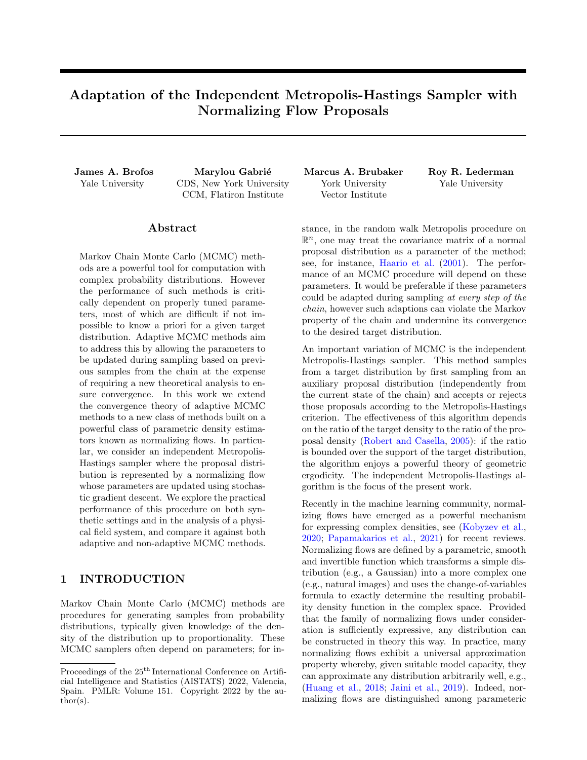# Adaptation of the Independent Metropolis-Hastings Sampler with Normalizing Flow Proposals

**James A. Brofos**
Yale University

**Marylou Gabrié**
CDS, New York University
CCM, Flatiron Institute

**Marcus A. Brubaker**
York University
Vector Institute

**Roy R. Lederman**
Yale University

## Abstract

Markov Chain Monte Carlo (MCMC) methods are a powerful tool for computation with complex probability distributions. However the performance of such methods is critically dependent on properly tuned parameters, most of which are difficult if not impossible to know a priori for a given target distribution. Adaptive MCMC methods aim to address this by allowing the parameters to be updated during sampling based on previous samples from the chain at the expense of requiring a new theoretical analysis to ensure convergence. In this work we extend the convergence theory of adaptive MCMC methods to a new class of methods built on a powerful class of parametric density estimators known as normalizing flows. In particular, we consider an independent Metropolis-Hastings sampler where the proposal distribution is represented by a normalizing flow whose parameters are updated using stochastic gradient descent. We explore the practical performance of this procedure on both synthetic settings and in the analysis of a physical field system, and compare it against both adaptive and non-adaptive MCMC methods.

## 1 INTRODUCTION

Markov Chain Monte Carlo (MCMC) methods are procedures for generating samples from probability distributions, typically given knowledge of the density of the distribution up to proportionality. These MCMC samplers often depend on parameters; for instance, in the random walk Metropolis procedure on $\mathbb{R}^n$, one may treat the covariance matrix of a normal proposal distribution as a parameter of the method; see, for instance, Haario et al. (2001). The performance of an MCMC procedure will depend on these parameters. It would be preferable if these parameters could be adapted during sampling *at every step of the chain*, however such adaptions can violate the Markov property of the chain and undermine its convergence to the desired target distribution.

An important variation of MCMC is the independent Metropolis-Hastings sampler. This method samples from a target distribution by first sampling from an auxiliary proposal distribution (independently from the current state of the chain) and accepts or rejects those proposals according to the Metropolis-Hastings criterion. The effectiveness of this algorithm depends on the ratio of the target density to the ratio of the proposal density (Robert and Casella, 2005): if the ratio is bounded over the support of the target distribution, the algorithm enjoys a powerful theory of geometric ergodicity. The independent Metropolis-Hastings algorithm is the focus of the present work.

Recently in the machine learning community, normalizing flows have emerged as a powerful mechanism for expressing complex densities, see (Kobyzev et al., 2020; Papamakarios et al., 2021) for recent reviews. Normalizing flows are defined by a parametric, smooth and invertible function which transforms a simple distribution (e.g., a Gaussian) into a more complex one (e.g., natural images) and uses the change-of-variables formula to exactly determine the resulting probability density function in the complex space. Provided that the family of normalizing flows under consideration is sufficiently expressive, any distribution can be constructed in theory this way. In practice, many normalizing flows exhibit a universal approximation property whereby, given suitable model capacity, they can approximate any distribution arbitrarily well, e.g., (Huang et al., 2018; Jaini et al., 2019). Indeed, normalizing flows are distinguished among parametric

---

Proceedings of the 25[th] International Conference on Artificial Intelligence and Statistics (AISTATS) 2022, Valencia, Spain. PMLR: Volume 151. Copyright 2022 by the author(s).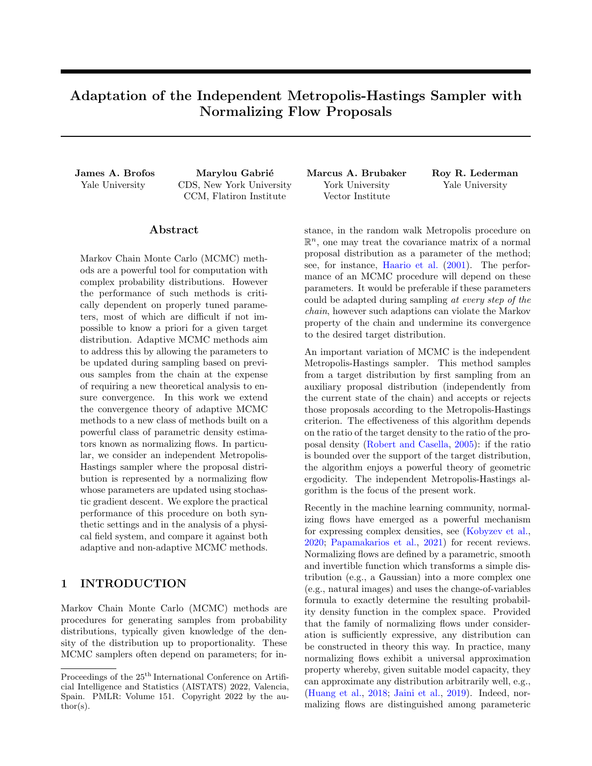# Adaptation of the Independent Metropolis-Hastings Sampler with Normalizing Flow Proposals

**James A. Brofos**
Yale University

**Marylou Gabrié**
CDS, New York University
CCM, Flatiron Institute

**Marcus A. Brubaker**
York University
Vector Institute

**Roy R. Lederman**
Yale University

## Abstract

Markov Chain Monte Carlo (MCMC) methods are a powerful tool for computation with complex probability distributions. However the performance of such methods is critically dependent on properly tuned parameters, most of which are difficult if not impossible to know a priori for a given target distribution. Adaptive MCMC methods aim to address this by allowing the parameters to be updated during sampling based on previous samples from the chain at the expense of requiring a new theoretical analysis to ensure convergence. In this work we extend the convergence theory of adaptive MCMC methods to a new class of methods built on a powerful class of parametric density estimators known as normalizing flows. In particular, we consider an independent Metropolis-Hastings sampler where the proposal distribution is represented by a normalizing flow whose parameters are updated using stochastic gradient descent. We explore the practical performance of this procedure on both synthetic settings and in the analysis of a physical field system, and compare it against both adaptive and non-adaptive MCMC methods.

## 1 INTRODUCTION

Markov Chain Monte Carlo (MCMC) methods are procedures for generating samples from probability distributions, typically given knowledge of the density of the distribution up to proportionality. These MCMC samplers often depend on parameters; for instance, in the random walk Metropolis procedure on $\mathbb{R}^n$, one may treat the covariance matrix of a normal proposal distribution as a parameter of the method; see, for instance, Haario et al. (2001). The performance of an MCMC procedure will depend on these parameters. It would be preferable if these parameters could be adapted during sampling *at every step of the chain*, however such adaptions can violate the Markov property of the chain and undermine its convergence to the desired target distribution.

An important variation of MCMC is the independent Metropolis-Hastings sampler. This method samples from a target distribution by first sampling from an auxiliary proposal distribution (independently from the current state of the chain) and accepts or rejects those proposals according to the Metropolis-Hastings criterion. The effectiveness of this algorithm depends on the ratio of the target density to the ratio of the proposal density (Robert and Casella, 2005): if the ratio is bounded over the support of the target distribution, the algorithm enjoys a powerful theory of geometric ergodicity. The independent Metropolis-Hastings algorithm is the focus of the present work.

Recently in the machine learning community, normalizing flows have emerged as a powerful mechanism for expressing complex densities, see (Kobyzev et al., 2020; Papamakarios et al., 2021) for recent reviews. Normalizing flows are defined by a parametric, smooth and invertible function which transforms a simple distribution (e.g., a Gaussian) into a more complex one (e.g., natural images) and uses the change-of-variables formula to exactly determine the resulting probability density function in the complex space. Provided that the family of normalizing flows under consideration is sufficiently expressive, any distribution can be constructed in theory this way. In practice, many normalizing flows exhibit a universal approximation property whereby, given suitable model capacity, they can approximate any distribution arbitrarily well, e.g., (Huang et al., 2018; Jaini et al., 2019). Indeed, normalizing flows are distinguished among parametric

Proceedings of the 25[th] International Conference on Artificial Intelligence and Statistics (AISTATS) 2022, Valencia, Spain. PMLR: Volume 151. Copyright 2022 by the author(s).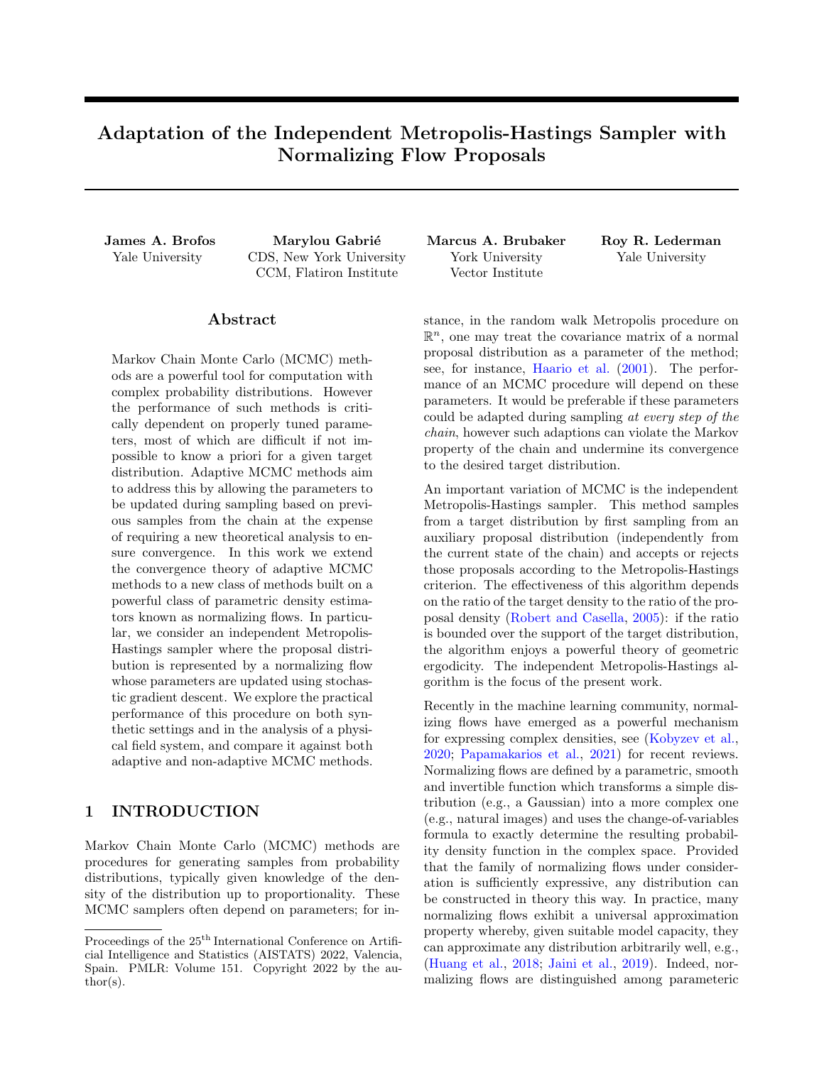# Adaptation of the Independent Metropolis-Hastings Sampler with Normalizing Flow Proposals

**James A. Brofos**
Yale University

**Marylou Gabrié**
CDS, New York University
CCM, Flatiron Institute

**Marcus A. Brubaker**
York University
Vector Institute

**Roy R. Lederman**
Yale University

## Abstract

Markov Chain Monte Carlo (MCMC) methods are a powerful tool for computation with complex probability distributions. However the performance of such methods is critically dependent on properly tuned parameters, most of which are difficult if not impossible to know a priori for a given target distribution. Adaptive MCMC methods aim to address this by allowing the parameters to be updated during sampling based on previous samples from the chain at the expense of requiring a new theoretical analysis to ensure convergence. In this work we extend the convergence theory of adaptive MCMC methods to a new class of methods built on a powerful class of parametric density estimators known as normalizing flows. In particular, we consider an independent Metropolis-Hastings sampler where the proposal distribution is represented by a normalizing flow whose parameters are updated using stochastic gradient descent. We explore the practical performance of this procedure on both synthetic settings and in the analysis of a physical field system, and compare it against both adaptive and non-adaptive MCMC methods.

## 1 INTRODUCTION

Markov Chain Monte Carlo (MCMC) methods are procedures for generating samples from probability distributions, typically given knowledge of the density of the distribution up to proportionality. These MCMC samplers often depend on parameters; for instance, in the random walk Metropolis procedure on $\mathbb{R}^n$, one may treat the covariance matrix of a normal proposal distribution as a parameter of the method; see, for instance, Haario et al. (2001). The performance of an MCMC procedure will depend on these parameters. It would be preferable if these parameters could be adapted during sampling *at every step of the chain*, however such adaptions can violate the Markov property of the chain and undermine its convergence to the desired target distribution.

An important variation of MCMC is the independent Metropolis-Hastings sampler. This method samples from a target distribution by first sampling from an auxiliary proposal distribution (independently from the current state of the chain) and accepts or rejects those proposals according to the Metropolis-Hastings criterion. The effectiveness of this algorithm depends on the ratio of the target density to the ratio of the proposal density (Robert and Casella, 2005): if the ratio is bounded over the support of the target distribution, the algorithm enjoys a powerful theory of geometric ergodicity. The independent Metropolis-Hastings algorithm is the focus of the present work.

Recently in the machine learning community, normalizing flows have emerged as a powerful mechanism for expressing complex densities, see (Kobyzev et al., 2020; Papamakarios et al., 2021) for recent reviews. Normalizing flows are defined by a parametric, smooth and invertible function which transforms a simple distribution (e.g., a Gaussian) into a more complex one (e.g., natural images) and uses the change-of-variables formula to exactly determine the resulting probability density function in the complex space. Provided that the family of normalizing flows under consideration is sufficiently expressive, any distribution can be constructed in theory this way. In practice, many normalizing flows exhibit a universal approximation property whereby, given suitable model capacity, they can approximate any distribution arbitrarily well, e.g., (Huang et al., 2018; Jaini et al., 2019). Indeed, normalizing flows are distinguished among parametric

Proceedings of the 25[th] International Conference on Artificial Intelligence and Statistics (AISTATS) 2022, Valencia, Spain. PMLR: Volume 151. Copyright 2022 by the author(s).